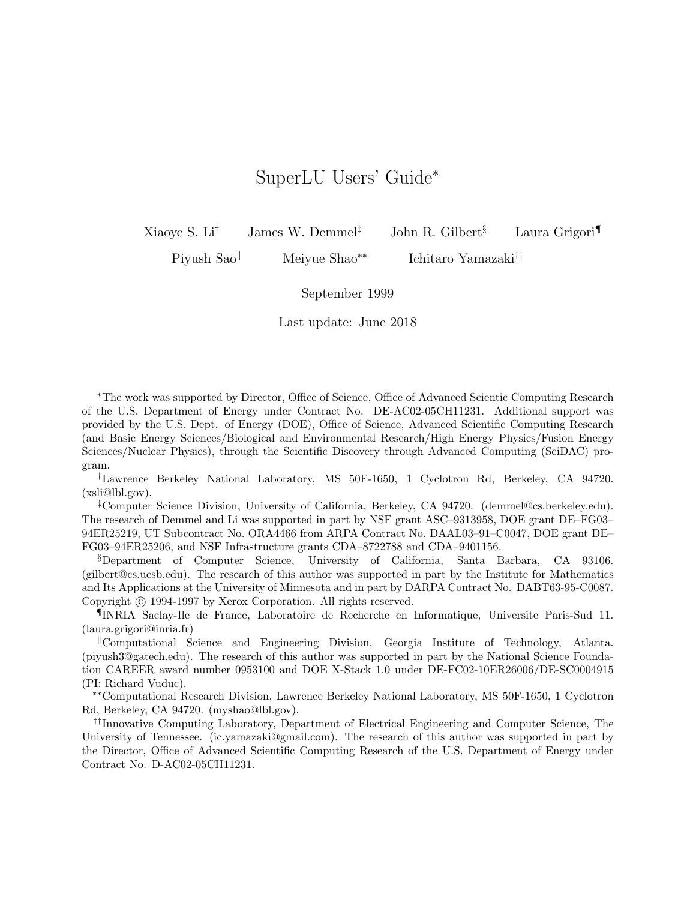# SuperLU Users' Guide*

Xiaoye S. Li[†] James W. Demmel[‡] John R. Gilbert[§] Laura Grigori[¶]

Piyush Sao[‖] Meiyue Shao[**] Ichitaro Yamazaki[††]

September 1999

Last update: June 2018

*The work was supported by Director, Office of Science, Office of Advanced Scientic Computing Research of the U.S. Department of Energy under Contract No. DE-AC02-05CH11231. Additional support was provided by the U.S. Dept. of Energy (DOE), Office of Science, Advanced Scientific Computing Research (and Basic Energy Sciences/Biological and Environmental Research/High Energy Physics/Fusion Energy Sciences/Nuclear Physics), through the Scientific Discovery through Advanced Computing (SciDAC) program.

[†]Lawrence Berkeley National Laboratory, MS 50F-1650, 1 Cyclotron Rd, Berkeley, CA 94720. (xsli@lbl.gov).

[‡]Computer Science Division, University of California, Berkeley, CA 94720. (demmel@cs.berkeley.edu). The research of Demmel and Li was supported in part by NSF grant ASC–9313958, DOE grant DE–FG03–94ER25219, UT Subcontract No. ORA4466 from ARPA Contract No. DAAL03–91–C0047, DOE grant DE–FG03–94ER25206, and NSF Infrastructure grants CDA–8722788 and CDA–9401156.

[§]Department of Computer Science, University of California, Santa Barbara, CA 93106. (gilbert@cs.ucsb.edu). The research of this author was supported in part by the Institute for Mathematics and Its Applications at the University of Minnesota and in part by DARPA Contract No. DABT63-95-C0087. Copyright © 1994-1997 by Xerox Corporation. All rights reserved.

[¶]INRIA Saclay-Ile de France, Laboratoire de Recherche en Informatique, Universite Paris-Sud 11. (laura.grigori@inria.fr)

[‖]Computational Science and Engineering Division, Georgia Institute of Technology, Atlanta. (piyush3@gatech.edu). The research of this author was supported in part by the National Science Foundation CAREER award number 0953100 and DOE X-Stack 1.0 under DE-FC02-10ER26006/DE-SC0004915 (PI: Richard Vuduc).

[**]Computational Research Division, Lawrence Berkeley National Laboratory, MS 50F-1650, 1 Cyclotron Rd, Berkeley, CA 94720. (myshao@lbl.gov).

[††]Innovative Computing Laboratory, Department of Electrical Engineering and Computer Science, The University of Tennessee. (ic.yamazaki@gmail.com). The research of this author was supported in part by the Director, Office of Advanced Scientific Computing Research of the U.S. Department of Energy under Contract No. D-AC02-05CH11231.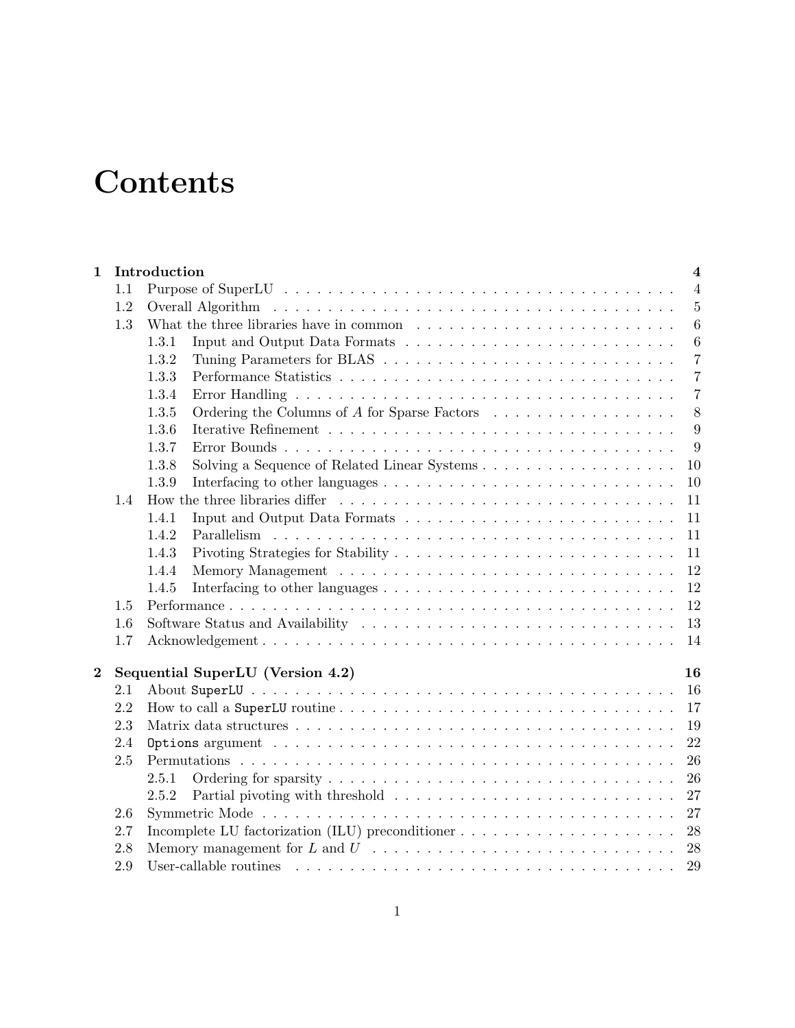# Contents

- **1 Introduction** — **4**
  - 1.1 Purpose of SuperLU — 4
  - 1.2 Overall Algorithm — 5
  - 1.3 What the three libraries have in common — 6
    - 1.3.1 Input and Output Data Formats — 6
    - 1.3.2 Tuning Parameters for BLAS — 7
    - 1.3.3 Performance Statistics — 7
    - 1.3.4 Error Handling — 7
    - 1.3.5 Ordering the Columns of $A$ for Sparse Factors — 8
    - 1.3.6 Iterative Refinement — 9
    - 1.3.7 Error Bounds — 9
    - 1.3.8 Solving a Sequence of Related Linear Systems — 10
    - 1.3.9 Interfacing to other languages — 10
  - 1.4 How the three libraries differ — 11
    - 1.4.1 Input and Output Data Formats — 11
    - 1.4.2 Parallelism — 11
    - 1.4.3 Pivoting Strategies for Stability — 11
    - 1.4.4 Memory Management — 12
    - 1.4.5 Interfacing to other languages — 12
  - 1.5 Performance — 12
  - 1.6 Software Status and Availability — 13
  - 1.7 Acknowledgement — 14
- **2 Sequential SuperLU (Version 4.2)** — **16**
  - 2.1 About `SuperLU` — 16
  - 2.2 How to call a `SuperLU` routine — 17
  - 2.3 Matrix data structures — 19
  - 2.4 `Options` argument — 22
  - 2.5 Permutations — 26
    - 2.5.1 Ordering for sparsity — 26
    - 2.5.2 Partial pivoting with threshold — 27
  - 2.6 Symmetric Mode — 27
  - 2.7 Incomplete LU factorization (ILU) preconditioner — 28
  - 2.8 Memory management for $L$ and $U$ — 28
  - 2.9 User-callable routines — 29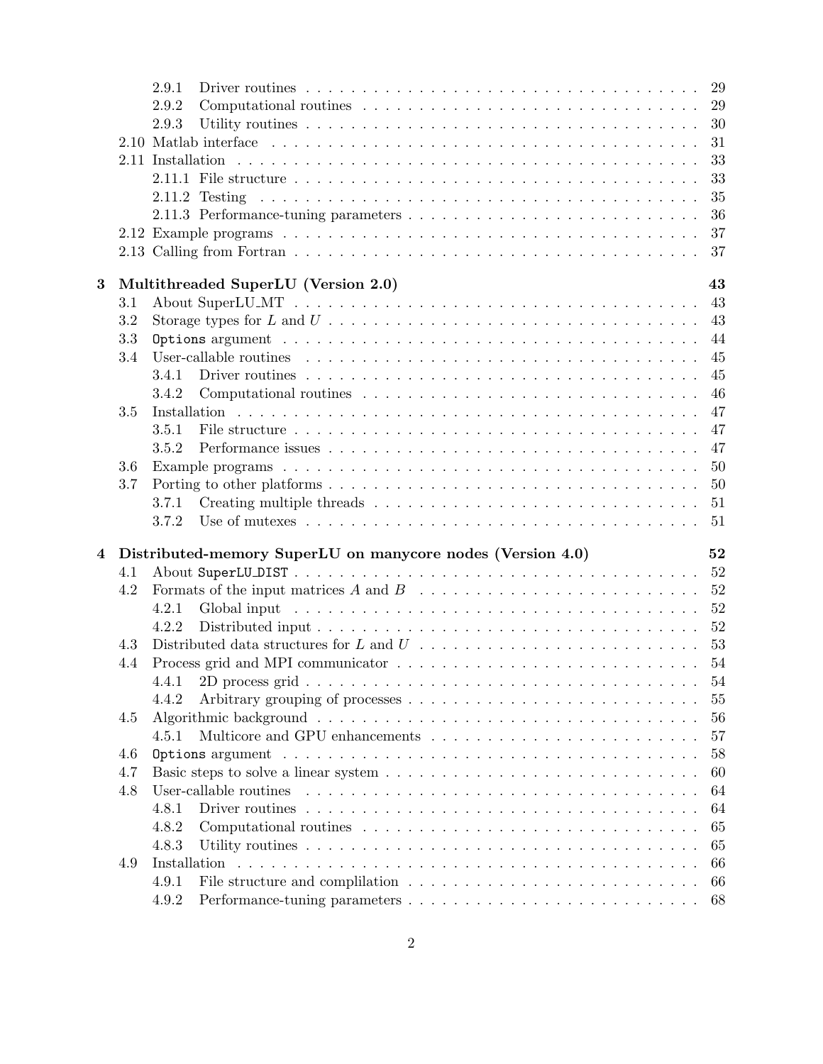- 2.9.1 Driver routines . . . . . 29
- 2.9.2 Computational routines . . . . . 29
- 2.9.3 Utility routines . . . . . 30
- 2.10 Matlab interface . . . . . 31
- 2.11 Installation . . . . . 33
  - 2.11.1 File structure . . . . . 33
  - 2.11.2 Testing . . . . . 35
  - 2.11.3 Performance-tuning parameters . . . . . 36
- 2.12 Example programs . . . . . 37
- 2.13 Calling from Fortran . . . . . 37

**3 Multithreaded SuperLU (Version 2.0)** **43**

- 3.1 About SuperLU_MT . . . . . 43
- 3.2 Storage types for $L$ and $U$ . . . . . 43
- 3.3 `Options` argument . . . . . 44
- 3.4 User-callable routines . . . . . 45
  - 3.4.1 Driver routines . . . . . 45
  - 3.4.2 Computational routines . . . . . 46
- 3.5 Installation . . . . . 47
  - 3.5.1 File structure . . . . . 47
  - 3.5.2 Performance issues . . . . . 47
- 3.6 Example programs . . . . . 50
- 3.7 Porting to other platforms . . . . . 50
  - 3.7.1 Creating multiple threads . . . . . 51
  - 3.7.2 Use of mutexes . . . . . 51

**4 Distributed-memory SuperLU on manycore nodes (Version 4.0)** **52**

- 4.1 About `SuperLU_DIST` . . . . . 52
- 4.2 Formats of the input matrices $A$ and $B$ . . . . . 52
  - 4.2.1 Global input . . . . . 52
  - 4.2.2 Distributed input . . . . . 52
- 4.3 Distributed data structures for $L$ and $U$ . . . . . 53
- 4.4 Process grid and MPI communicator . . . . . 54
  - 4.4.1 2D process grid . . . . . 54
  - 4.4.2 Arbitrary grouping of processes . . . . . 55
- 4.5 Algorithmic background . . . . . 56
  - 4.5.1 Multicore and GPU enhancements . . . . . 57
- 4.6 `Options` argument . . . . . 58
- 4.7 Basic steps to solve a linear system . . . . . 60
- 4.8 User-callable routines . . . . . 64
  - 4.8.1 Driver routines . . . . . 64
  - 4.8.2 Computational routines . . . . . 65
  - 4.8.3 Utility routines . . . . . 65
- 4.9 Installation . . . . . 66
  - 4.9.1 File structure and complilation . . . . . 66
  - 4.9.2 Performance-tuning parameters . . . . . 68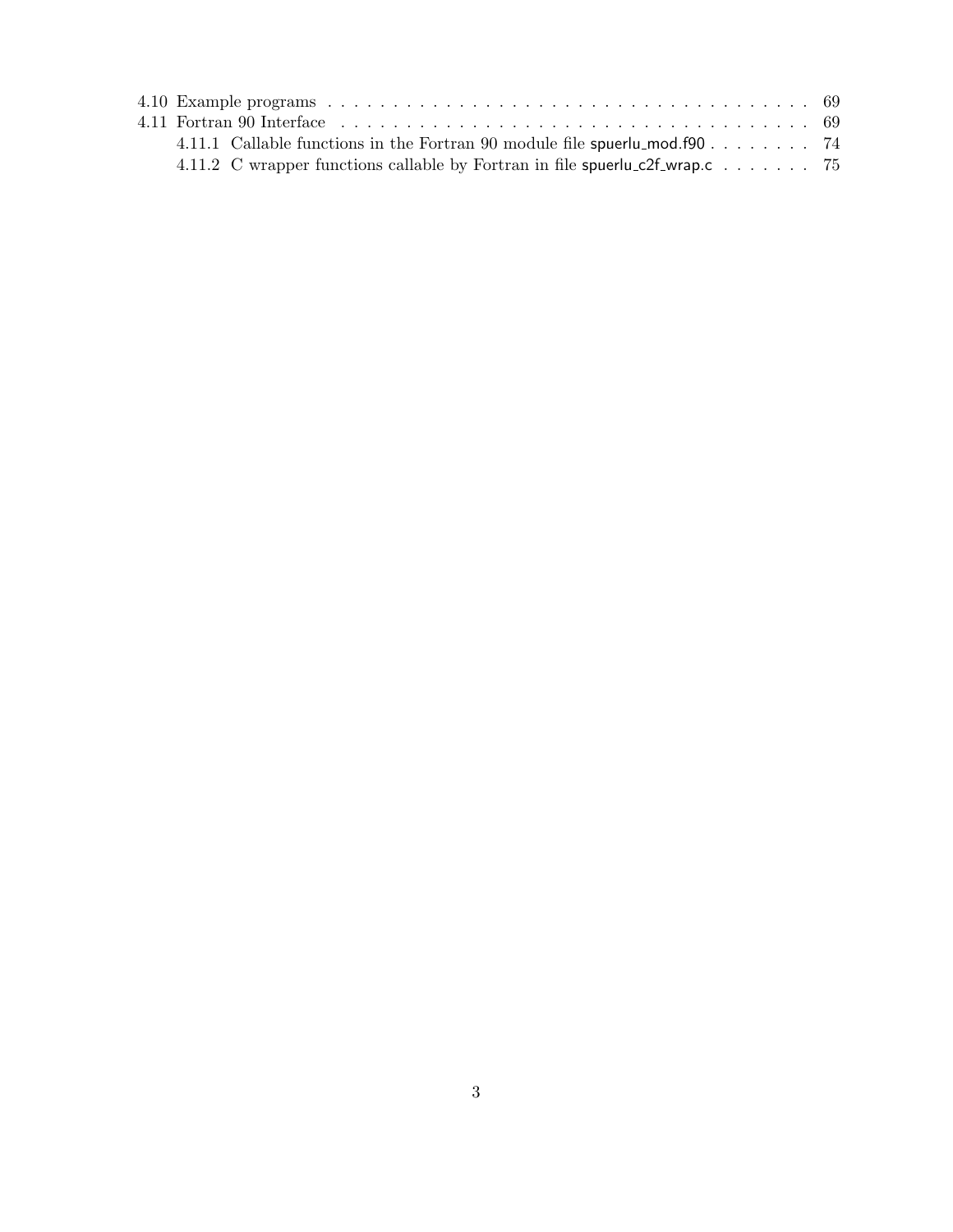4.10 Example programs . . . . . . . . . . . . . . . . . . . . . . . . . . . . . . . . . . . . . . . 69
4.11 Fortran 90 Interface . . . . . . . . . . . . . . . . . . . . . . . . . . . . . . . . . . . . . . 69
    4.11.1 Callable functions in the Fortran 90 module file spuerlu_mod.f90 . . . . . . . . 74
    4.11.2 C wrapper functions callable by Fortran in file spuerlu_c2f_wrap.c . . . . . . . 75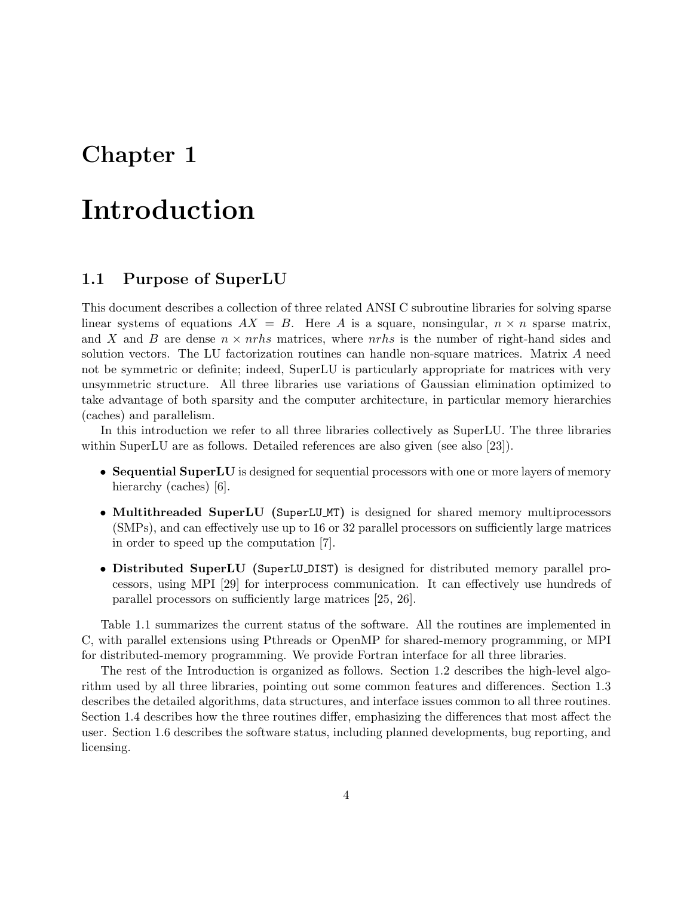# Chapter 1

# Introduction

## 1.1 Purpose of SuperLU

This document describes a collection of three related ANSI C subroutine libraries for solving sparse linear systems of equations $AX = B$. Here $A$ is a square, nonsingular, $n \times n$ sparse matrix, and $X$ and $B$ are dense $n \times nrhs$ matrices, where $nrhs$ is the number of right-hand sides and solution vectors. The LU factorization routines can handle non-square matrices. Matrix $A$ need not be symmetric or definite; indeed, SuperLU is particularly appropriate for matrices with very unsymmetric structure. All three libraries use variations of Gaussian elimination optimized to take advantage of both sparsity and the computer architecture, in particular memory hierarchies (caches) and parallelism.

In this introduction we refer to all three libraries collectively as SuperLU. The three libraries within SuperLU are as follows. Detailed references are also given (see also [23]).

- **Sequential SuperLU** is designed for sequential processors with one or more layers of memory hierarchy (caches) [6].
- **Multithreaded SuperLU** (`SuperLU_MT`) is designed for shared memory multiprocessors (SMPs), and can effectively use up to 16 or 32 parallel processors on sufficiently large matrices in order to speed up the computation [7].
- **Distributed SuperLU** (`SuperLU_DIST`) is designed for distributed memory parallel processors, using MPI [29] for interprocess communication. It can effectively use hundreds of parallel processors on sufficiently large matrices [25, 26].

Table 1.1 summarizes the current status of the software. All the routines are implemented in C, with parallel extensions using Pthreads or OpenMP for shared-memory programming, or MPI for distributed-memory programming. We provide Fortran interface for all three libraries.

The rest of the Introduction is organized as follows. Section 1.2 describes the high-level algorithm used by all three libraries, pointing out some common features and differences. Section 1.3 describes the detailed algorithms, data structures, and interface issues common to all three routines. Section 1.4 describes how the three routines differ, emphasizing the differences that most affect the user. Section 1.6 describes the software status, including planned developments, bug reporting, and licensing.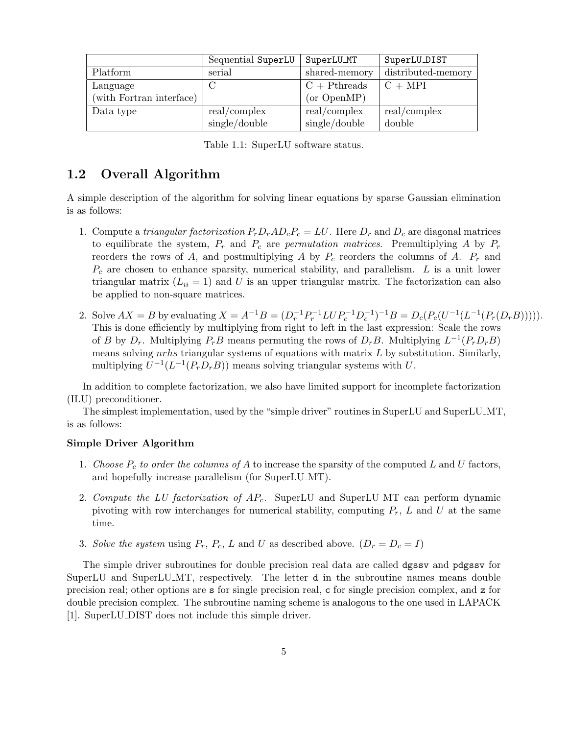| | Sequential SuperLU | SuperLU_MT | SuperLU_DIST |
|---|---|---|---|
| Platform | serial | shared-memory | distributed-memory |
| Language (with Fortran interface) | C | C + Pthreads (or OpenMP) | C + MPI |
| Data type | real/complex single/double | real/complex single/double | real/complex double |

Table 1.1: SuperLU software status.

## 1.2 Overall Algorithm

A simple description of the algorithm for solving linear equations by sparse Gaussian elimination is as follows:

1. Compute a *triangular factorization* $P_r D_r A D_c P_c = LU$. Here $D_r$ and $D_c$ are diagonal matrices to equilibrate the system, $P_r$ and $P_c$ are *permutation matrices*. Premultiplying $A$ by $P_r$ reorders the rows of $A$, and postmultiplying $A$ by $P_c$ reorders the columns of $A$. $P_r$ and $P_c$ are chosen to enhance sparsity, numerical stability, and parallelism. $L$ is a unit lower triangular matrix ($L_{ii} = 1$) and $U$ is an upper triangular matrix. The factorization can also be applied to non-square matrices.

2. Solve $AX = B$ by evaluating $X = A^{-1}B = (D_r^{-1} P_r^{-1} LU P_c^{-1} D_c^{-1})^{-1} B = D_c(P_c(U^{-1}(L^{-1}(P_r(D_r B)))))$. This is done efficiently by multiplying from right to left in the last expression: Scale the rows of $B$ by $D_r$. Multiplying $P_r B$ means permuting the rows of $D_r B$. Multiplying $L^{-1}(P_r D_r B)$ means solving *nrhs* triangular systems of equations with matrix $L$ by substitution. Similarly, multiplying $U^{-1}(L^{-1}(P_r D_r B))$ means solving triangular systems with $U$.

In addition to complete factorization, we also have limited support for incomplete factorization (ILU) preconditioner.

The simplest implementation, used by the "simple driver" routines in SuperLU and SuperLU_MT, is as follows:

**Simple Driver Algorithm**

1. *Choose $P_c$ to order the columns of $A$* to increase the sparsity of the computed $L$ and $U$ factors, and hopefully increase parallelism (for SuperLU_MT).

2. *Compute the LU factorization of $AP_c$.* SuperLU and SuperLU_MT can perform dynamic pivoting with row interchanges for numerical stability, computing $P_r$, $L$ and $U$ at the same time.

3. *Solve the system* using $P_r$, $P_c$, $L$ and $U$ as described above. ($D_r = D_c = I$)

The simple driver subroutines for double precision real data are called `dgssv` and `pdgssv` for SuperLU and SuperLU_MT, respectively. The letter `d` in the subroutine names means double precision real; other options are `s` for single precision real, `c` for single precision complex, and `z` for double precision complex. The subroutine naming scheme is analogous to the one used in LAPACK [1]. SuperLU_DIST does not include this simple driver.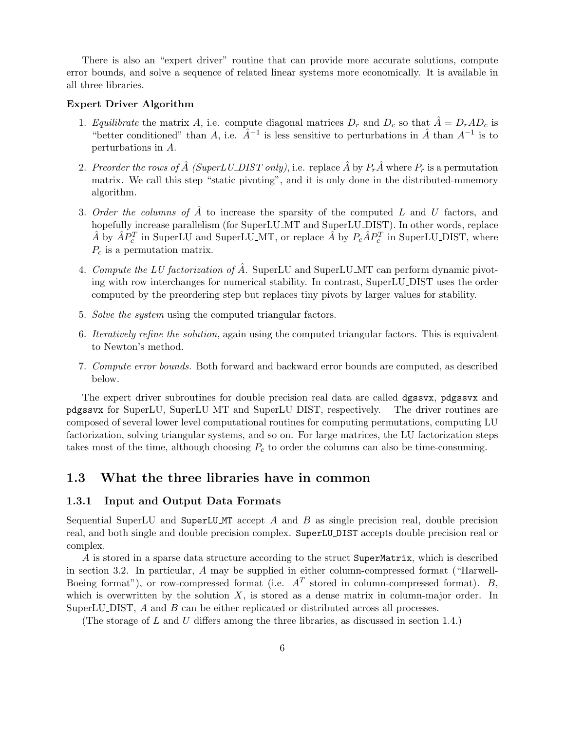There is also an "expert driver" routine that can provide more accurate solutions, compute error bounds, and solve a sequence of related linear systems more economically. It is available in all three libraries.

**Expert Driver Algorithm**

1. *Equilibrate* the matrix $A$, i.e. compute diagonal matrices $D_r$ and $D_c$ so that $\hat{A} = D_r A D_c$ is "better conditioned" than $A$, i.e. $\hat{A}^{-1}$ is less sensitive to perturbations in $\hat{A}$ than $A^{-1}$ is to perturbations in $A$.
2. *Preorder the rows of $\hat{A}$ (SuperLU_DIST only)*, i.e. replace $\hat{A}$ by $P_r \hat{A}$ where $P_r$ is a permutation matrix. We call this step "static pivoting", and it is only done in the distributed-mmemory algorithm.
3. *Order the columns of $\hat{A}$* to increase the sparsity of the computed $L$ and $U$ factors, and hopefully increase parallelism (for SuperLU_MT and SuperLU_DIST). In other words, replace $\hat{A}$ by $\hat{A} P_c^T$ in SuperLU and SuperLU_MT, or replace $\hat{A}$ by $P_c \hat{A} P_c^T$ in SuperLU_DIST, where $P_c$ is a permutation matrix.
4. *Compute the LU factorization of $\hat{A}$.* SuperLU and SuperLU_MT can perform dynamic pivoting with row interchanges for numerical stability. In contrast, SuperLU_DIST uses the order computed by the preordering step but replaces tiny pivots by larger values for stability.
5. *Solve the system* using the computed triangular factors.
6. *Iteratively refine the solution*, again using the computed triangular factors. This is equivalent to Newton's method.
7. *Compute error bounds.* Both forward and backward error bounds are computed, as described below.

The expert driver subroutines for double precision real data are called `dgssvx`, `pdgssvx` and `pdgssvx` for SuperLU, SuperLU_MT and SuperLU_DIST, respectively. The driver routines are composed of several lower level computational routines for computing permutations, computing LU factorization, solving triangular systems, and so on. For large matrices, the LU factorization steps takes most of the time, although choosing $P_c$ to order the columns can also be time-consuming.

## 1.3 What the three libraries have in common

### 1.3.1 Input and Output Data Formats

Sequential SuperLU and `SuperLU_MT` accept $A$ and $B$ as single precision real, double precision real, and both single and double precision complex. `SuperLU_DIST` accepts double precision real or complex.

$A$ is stored in a sparse data structure according to the struct `SuperMatrix`, which is described in section 3.2. In particular, $A$ may be supplied in either column-compressed format ("Harwell-Boeing format"), or row-compressed format (i.e. $A^T$ stored in column-compressed format). $B$, which is overwritten by the solution $X$, is stored as a dense matrix in column-major order. In SuperLU_DIST, $A$ and $B$ can be either replicated or distributed across all processes.

(The storage of $L$ and $U$ differs among the three libraries, as discussed in section 1.4.)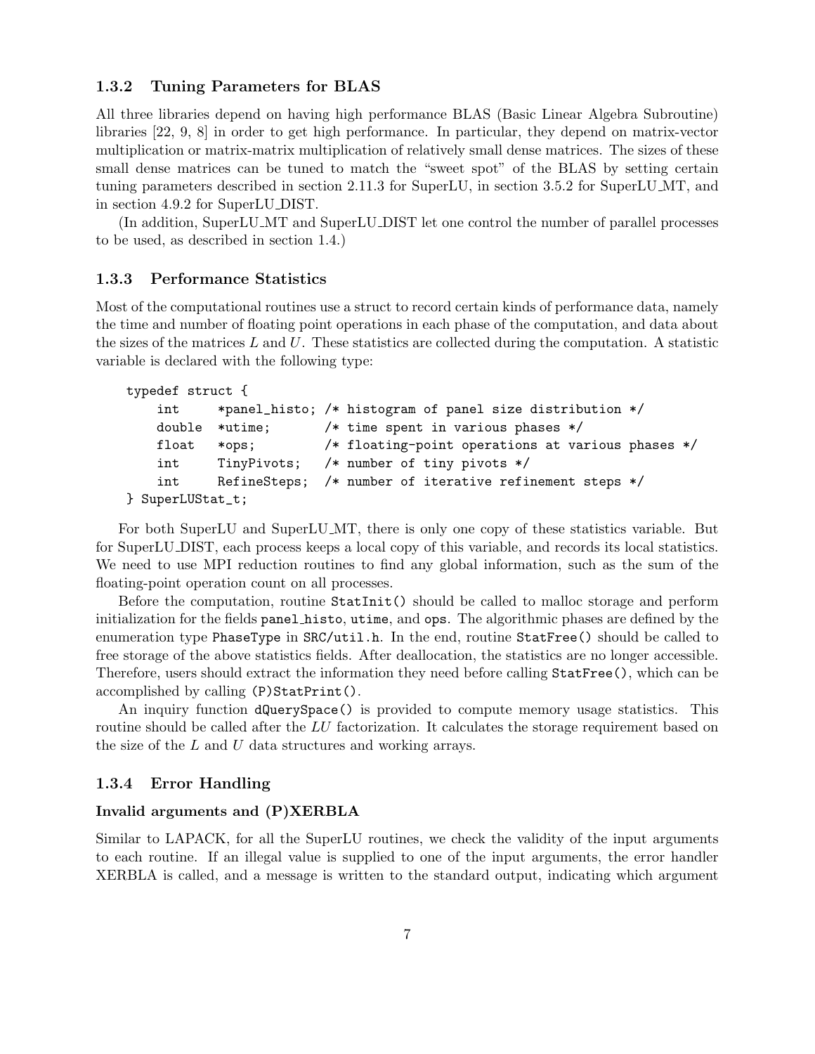### 1.3.2 Tuning Parameters for BLAS

All three libraries depend on having high performance BLAS (Basic Linear Algebra Subroutine) libraries [22, 9, 8] in order to get high performance. In particular, they depend on matrix-vector multiplication or matrix-matrix multiplication of relatively small dense matrices. The sizes of these small dense matrices can be tuned to match the "sweet spot" of the BLAS by setting certain tuning parameters described in section 2.11.3 for SuperLU, in section 3.5.2 for SuperLU_MT, and in section 4.9.2 for SuperLU_DIST.

(In addition, SuperLU_MT and SuperLU_DIST let one control the number of parallel processes to be used, as described in section 1.4.)

### 1.3.3 Performance Statistics

Most of the computational routines use a struct to record certain kinds of performance data, namely the time and number of floating point operations in each phase of the computation, and data about the sizes of the matrices $L$ and $U$. These statistics are collected during the computation. A statistic variable is declared with the following type:

```
typedef struct {
    int     *panel_histo; /* histogram of panel size distribution */
    double  *utime;       /* time spent in various phases */
    float   *ops;         /* floating-point operations at various phases */
    int     TinyPivots;   /* number of tiny pivots */
    int     RefineSteps;  /* number of iterative refinement steps */
} SuperLUStat_t;
```

For both SuperLU and SuperLU_MT, there is only one copy of these statistics variable. But for SuperLU_DIST, each process keeps a local copy of this variable, and records its local statistics. We need to use MPI reduction routines to find any global information, such as the sum of the floating-point operation count on all processes.

Before the computation, routine `StatInit()` should be called to malloc storage and perform initialization for the fields `panel_histo`, `utime`, and `ops`. The algorithmic phases are defined by the enumeration type `PhaseType` in `SRC/util.h`. In the end, routine `StatFree()` should be called to free storage of the above statistics fields. After deallocation, the statistics are no longer accessible. Therefore, users should extract the information they need before calling `StatFree()`, which can be accomplished by calling `(P)StatPrint()`.

An inquiry function `dQuerySpace()` is provided to compute memory usage statistics. This routine should be called after the $LU$ factorization. It calculates the storage requirement based on the size of the $L$ and $U$ data structures and working arrays.

### 1.3.4 Error Handling

**Invalid arguments and (P)XERBLA**

Similar to LAPACK, for all the SuperLU routines, we check the validity of the input arguments to each routine. If an illegal value is supplied to one of the input arguments, the error handler XERBLA is called, and a message is written to the standard output, indicating which argument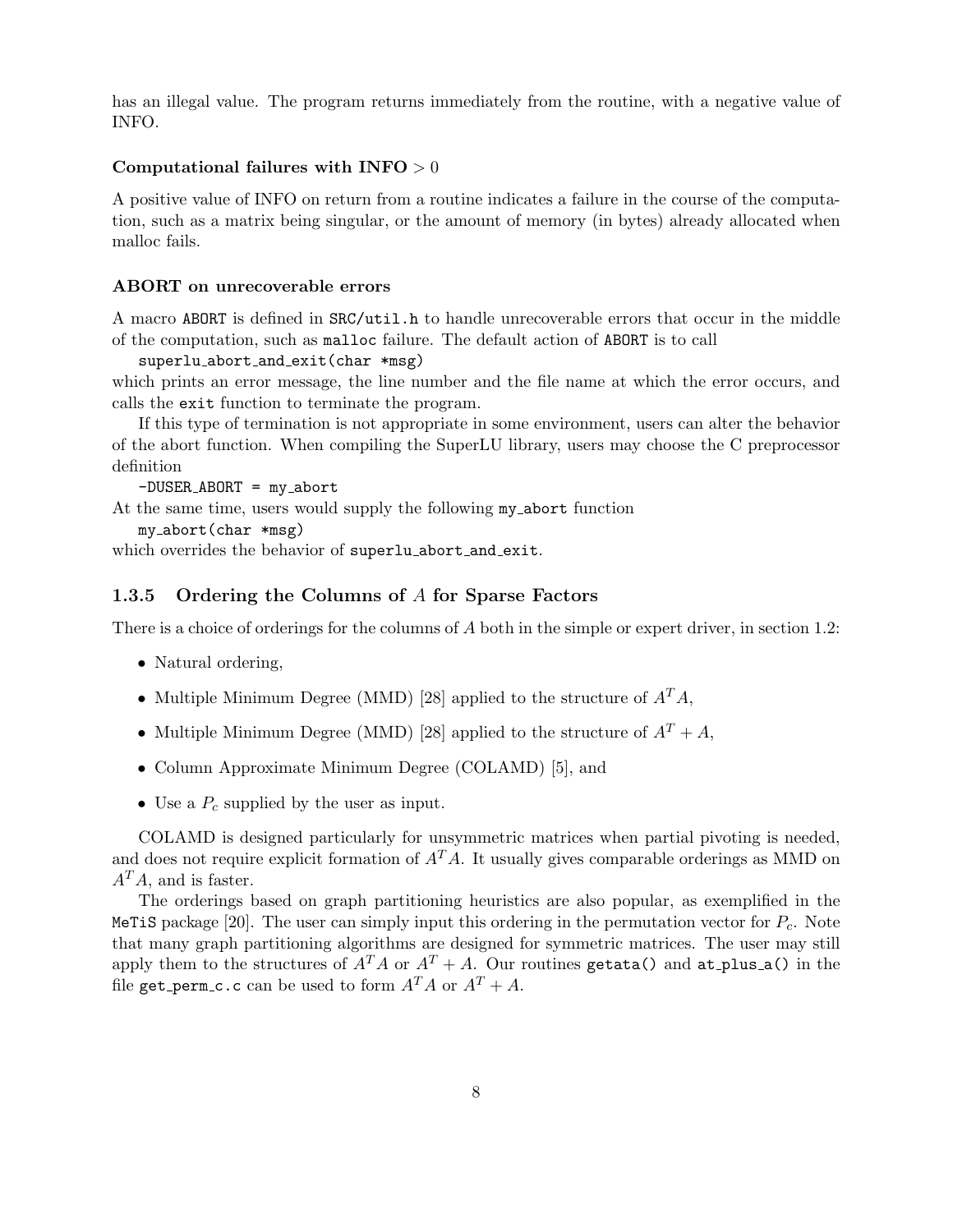has an illegal value. The program returns immediately from the routine, with a negative value of INFO.

#### Computational failures with INFO $> 0$

A positive value of INFO on return from a routine indicates a failure in the course of the computation, such as a matrix being singular, or the amount of memory (in bytes) already allocated when malloc fails.

#### ABORT on unrecoverable errors

A macro `ABORT` is defined in `SRC/util.h` to handle unrecoverable errors that occur in the middle of the computation, such as `malloc` failure. The default action of `ABORT` is to call

```
superlu_abort_and_exit(char *msg)
```

which prints an error message, the line number and the file name at which the error occurs, and calls the `exit` function to terminate the program.

If this type of termination is not appropriate in some environment, users can alter the behavior of the abort function. When compiling the SuperLU library, users may choose the C preprocessor definition

```
-DUSER_ABORT = my_abort
```

At the same time, users would supply the following `my_abort` function

```
my_abort(char *msg)
```

which overrides the behavior of `superlu_abort_and_exit`.

### 1.3.5 Ordering the Columns of $A$ for Sparse Factors

There is a choice of orderings for the columns of $A$ both in the simple or expert driver, in section 1.2:

- Natural ordering,
- Multiple Minimum Degree (MMD) [28] applied to the structure of $A^T A$,
- Multiple Minimum Degree (MMD) [28] applied to the structure of $A^T + A$,
- Column Approximate Minimum Degree (COLAMD) [5], and
- Use a $P_c$ supplied by the user as input.

COLAMD is designed particularly for unsymmetric matrices when partial pivoting is needed, and does not require explicit formation of $A^T A$. It usually gives comparable orderings as MMD on $A^T A$, and is faster.

The orderings based on graph partitioning heuristics are also popular, as exemplified in the `MeTiS` package [20]. The user can simply input this ordering in the permutation vector for $P_c$. Note that many graph partitioning algorithms are designed for symmetric matrices. The user may still apply them to the structures of $A^T A$ or $A^T + A$. Our routines `getata()` and `at_plus_a()` in the file `get_perm_c.c` can be used to form $A^T A$ or $A^T + A$.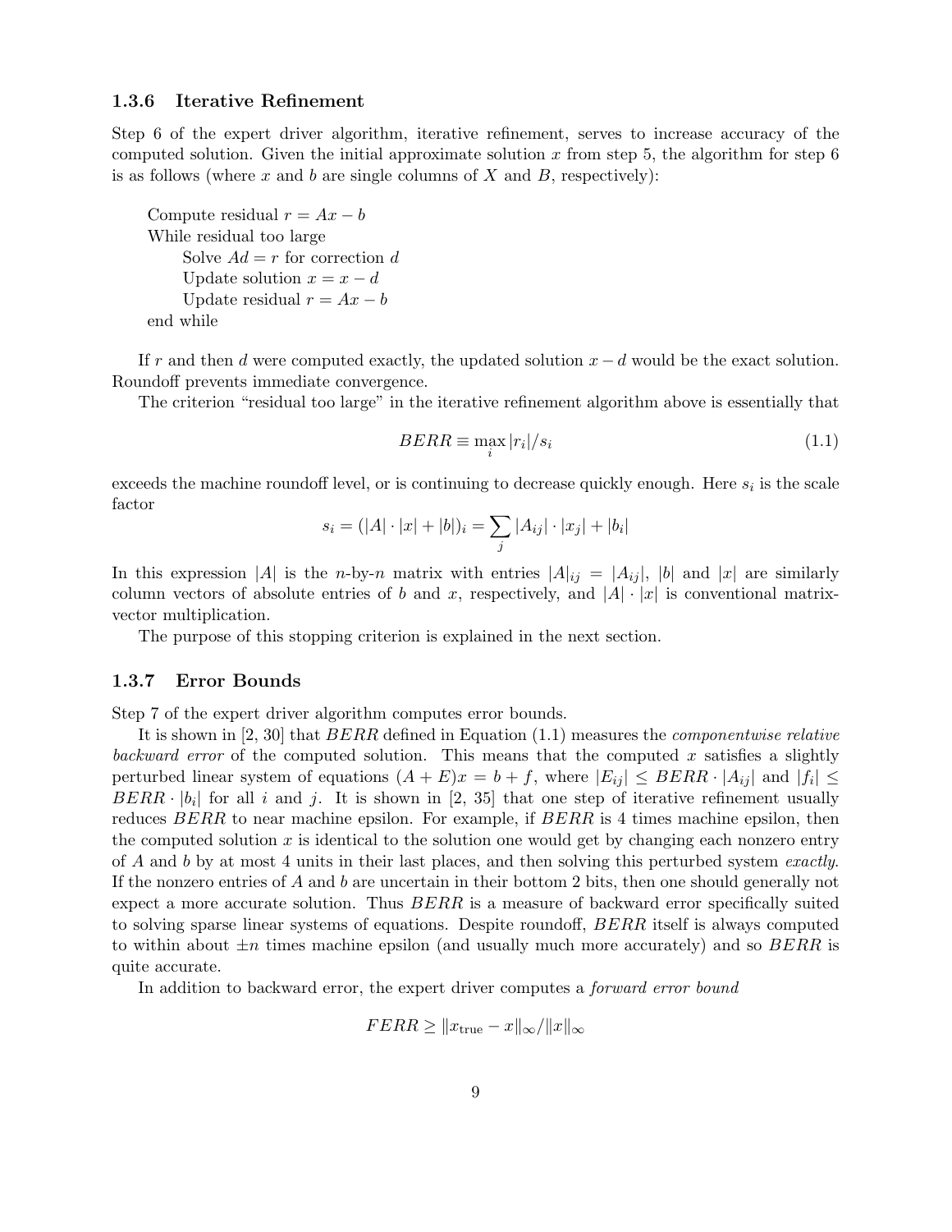### 1.3.6 Iterative Refinement

Step 6 of the expert driver algorithm, iterative refinement, serves to increase accuracy of the computed solution. Given the initial approximate solution $x$ from step 5, the algorithm for step 6 is as follows (where $x$ and $b$ are single columns of $X$ and $B$, respectively):

```
Compute residual r = Ax − b
While residual too large
    Solve Ad = r for correction d
    Update solution x = x − d
    Update residual r = Ax − b
end while
```

If $r$ and then $d$ were computed exactly, the updated solution $x - d$ would be the exact solution. Roundoff prevents immediate convergence.

The criterion "residual too large" in the iterative refinement algorithm above is essentially that

$$BERR \equiv \max_i |r_i|/s_i \tag{1.1}$$

exceeds the machine roundoff level, or is continuing to decrease quickly enough. Here $s_i$ is the scale factor

$$s_i = (|A| \cdot |x| + |b|)_i = \sum_j |A_{ij}| \cdot |x_j| + |b_i|$$

In this expression $|A|$ is the $n$-by-$n$ matrix with entries $|A|_{ij} = |A_{ij}|$, $|b|$ and $|x|$ are similarly column vectors of absolute entries of $b$ and $x$, respectively, and $|A| \cdot |x|$ is conventional matrix-vector multiplication.

The purpose of this stopping criterion is explained in the next section.

### 1.3.7 Error Bounds

Step 7 of the expert driver algorithm computes error bounds.

It is shown in [2, 30] that $BERR$ defined in Equation (1.1) measures the *componentwise relative backward error* of the computed solution. This means that the computed $x$ satisfies a slightly perturbed linear system of equations $(A + E)x = b + f$, where $|E_{ij}| \leq BERR \cdot |A_{ij}|$ and $|f_i| \leq BERR \cdot |b_i|$ for all $i$ and $j$. It is shown in [2, 35] that one step of iterative refinement usually reduces $BERR$ to near machine epsilon. For example, if $BERR$ is 4 times machine epsilon, then the computed solution $x$ is identical to the solution one would get by changing each nonzero entry of $A$ and $b$ by at most 4 units in their last places, and then solving this perturbed system *exactly*. If the nonzero entries of $A$ and $b$ are uncertain in their bottom 2 bits, then one should generally not expect a more accurate solution. Thus $BERR$ is a measure of backward error specifically suited to solving sparse linear systems of equations. Despite roundoff, $BERR$ itself is always computed to within about $\pm n$ times machine epsilon (and usually much more accurately) and so $BERR$ is quite accurate.

In addition to backward error, the expert driver computes a *forward error bound*

$$FERR \geq \|x_{\text{true}} - x\|_\infty / \|x\|_\infty$$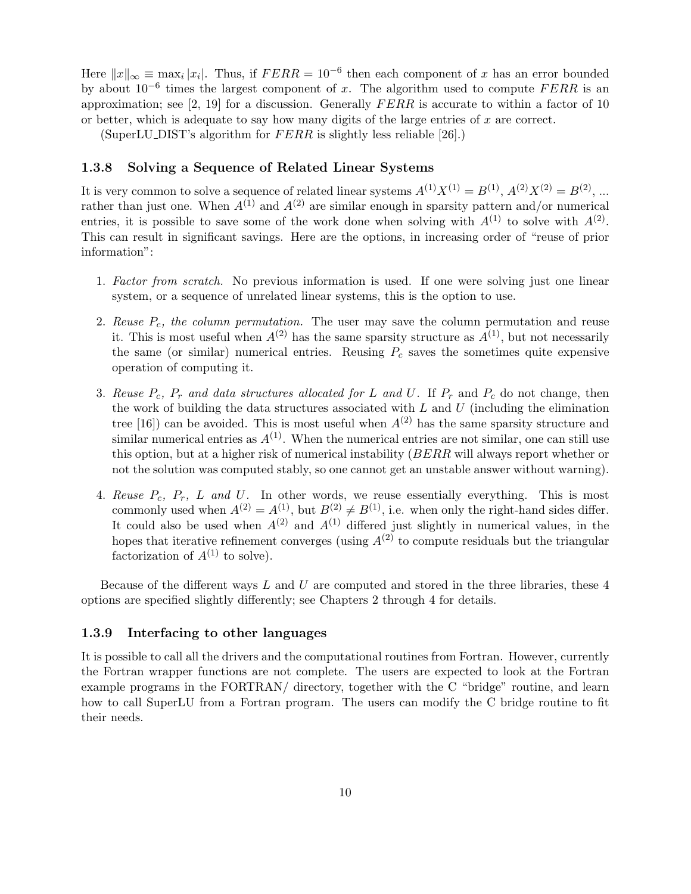Here $\|x\|_\infty \equiv \max_i |x_i|$. Thus, if $FERR = 10^{-6}$ then each component of $x$ has an error bounded by about $10^{-6}$ times the largest component of $x$. The algorithm used to compute $FERR$ is an approximation; see [2, 19] for a discussion. Generally $FERR$ is accurate to within a factor of 10 or better, which is adequate to say how many digits of the large entries of $x$ are correct.

(SuperLU_DIST's algorithm for $FERR$ is slightly less reliable [26].)

### 1.3.8 Solving a Sequence of Related Linear Systems

It is very common to solve a sequence of related linear systems $A^{(1)}X^{(1)} = B^{(1)}$, $A^{(2)}X^{(2)} = B^{(2)}$, ... rather than just one. When $A^{(1)}$ and $A^{(2)}$ are similar enough in sparsity pattern and/or numerical entries, it is possible to save some of the work done when solving with $A^{(1)}$ to solve with $A^{(2)}$. This can result in significant savings. Here are the options, in increasing order of "reuse of prior information":

1. *Factor from scratch.* No previous information is used. If one were solving just one linear system, or a sequence of unrelated linear systems, this is the option to use.

2. *Reuse $P_c$, the column permutation.* The user may save the column permutation and reuse it. This is most useful when $A^{(2)}$ has the same sparsity structure as $A^{(1)}$, but not necessarily the same (or similar) numerical entries. Reusing $P_c$ saves the sometimes quite expensive operation of computing it.

3. *Reuse $P_c$, $P_r$ and data structures allocated for $L$ and $U$.* If $P_r$ and $P_c$ do not change, then the work of building the data structures associated with $L$ and $U$ (including the elimination tree [16]) can be avoided. This is most useful when $A^{(2)}$ has the same sparsity structure and similar numerical entries as $A^{(1)}$. When the numerical entries are not similar, one can still use this option, but at a higher risk of numerical instability ($BERR$ will always report whether or not the solution was computed stably, so one cannot get an unstable answer without warning).

4. *Reuse $P_c$, $P_r$, $L$ and $U$.* In other words, we reuse essentially everything. This is most commonly used when $A^{(2)} = A^{(1)}$, but $B^{(2)} \neq B^{(1)}$, i.e. when only the right-hand sides differ. It could also be used when $A^{(2)}$ and $A^{(1)}$ differed just slightly in numerical values, in the hopes that iterative refinement converges (using $A^{(2)}$ to compute residuals but the triangular factorization of $A^{(1)}$ to solve).

Because of the different ways $L$ and $U$ are computed and stored in the three libraries, these 4 options are specified slightly differently; see Chapters 2 through 4 for details.

### 1.3.9 Interfacing to other languages

It is possible to call all the drivers and the computational routines from Fortran. However, currently the Fortran wrapper functions are not complete. The users are expected to look at the Fortran example programs in the FORTRAN/ directory, together with the C "bridge" routine, and learn how to call SuperLU from a Fortran program. The users can modify the C bridge routine to fit their needs.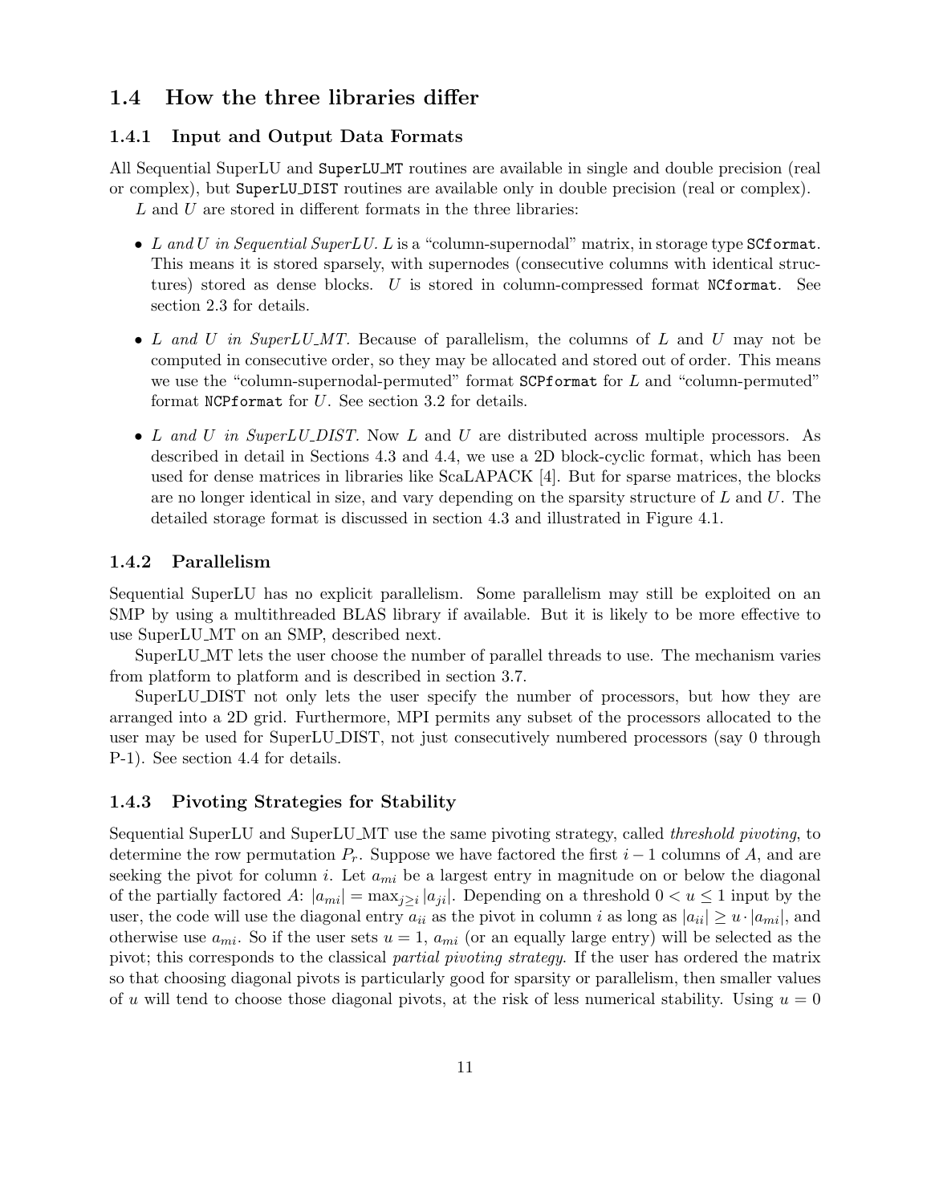## 1.4 How the three libraries differ

### 1.4.1 Input and Output Data Formats

All Sequential SuperLU and `SuperLU_MT` routines are available in single and double precision (real or complex), but `SuperLU_DIST` routines are available only in double precision (real or complex).

$L$ and $U$ are stored in different formats in the three libraries:

- *$L$ and $U$ in Sequential SuperLU.* $L$ is a "column-supernodal" matrix, in storage type `SCformat`. This means it is stored sparsely, with supernodes (consecutive columns with identical structures) stored as dense blocks. $U$ is stored in column-compressed format `NCformat`. See section 2.3 for details.

- *$L$ and $U$ in SuperLU_MT.* Because of parallelism, the columns of $L$ and $U$ may not be computed in consecutive order, so they may be allocated and stored out of order. This means we use the "column-supernodal-permuted" format `SCPformat` for $L$ and "column-permuted" format `NCPformat` for $U$. See section 3.2 for details.

- *$L$ and $U$ in SuperLU_DIST.* Now $L$ and $U$ are distributed across multiple processors. As described in detail in Sections 4.3 and 4.4, we use a 2D block-cyclic format, which has been used for dense matrices in libraries like ScaLAPACK [4]. But for sparse matrices, the blocks are no longer identical in size, and vary depending on the sparsity structure of $L$ and $U$. The detailed storage format is discussed in section 4.3 and illustrated in Figure 4.1.

### 1.4.2 Parallelism

Sequential SuperLU has no explicit parallelism. Some parallelism may still be exploited on an SMP by using a multithreaded BLAS library if available. But it is likely to be more effective to use SuperLU_MT on an SMP, described next.

SuperLU_MT lets the user choose the number of parallel threads to use. The mechanism varies from platform to platform and is described in section 3.7.

SuperLU_DIST not only lets the user specify the number of processors, but how they are arranged into a 2D grid. Furthermore, MPI permits any subset of the processors allocated to the user may be used for SuperLU_DIST, not just consecutively numbered processors (say 0 through P-1). See section 4.4 for details.

### 1.4.3 Pivoting Strategies for Stability

Sequential SuperLU and SuperLU_MT use the same pivoting strategy, called *threshold pivoting*, to determine the row permutation $P_r$. Suppose we have factored the first $i-1$ columns of $A$, and are seeking the pivot for column $i$. Let $a_{mi}$ be a largest entry in magnitude on or below the diagonal of the partially factored $A$: $|a_{mi}| = \max_{j \geq i} |a_{ji}|$. Depending on a threshold $0 < u \leq 1$ input by the user, the code will use the diagonal entry $a_{ii}$ as the pivot in column $i$ as long as $|a_{ii}| \geq u \cdot |a_{mi}|$, and otherwise use $a_{mi}$. So if the user sets $u = 1$, $a_{mi}$ (or an equally large entry) will be selected as the pivot; this corresponds to the classical *partial pivoting strategy*. If the user has ordered the matrix so that choosing diagonal pivots is particularly good for sparsity or parallelism, then smaller values of $u$ will tend to choose those diagonal pivots, at the risk of less numerical stability. Using $u = 0$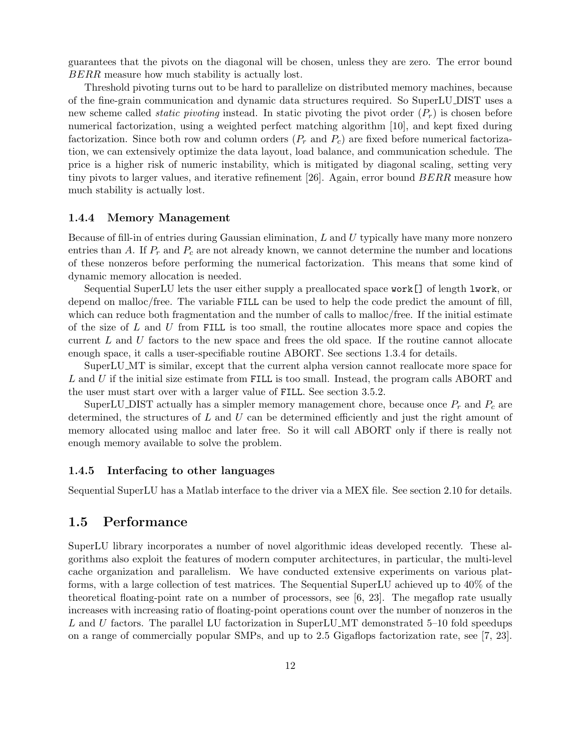guarantees that the pivots on the diagonal will be chosen, unless they are zero. The error bound $BERR$ measure how much stability is actually lost.

Threshold pivoting turns out to be hard to parallelize on distributed memory machines, because of the fine-grain communication and dynamic data structures required. So SuperLU_DIST uses a new scheme called *static pivoting* instead. In static pivoting the pivot order ($P_r$) is chosen before numerical factorization, using a weighted perfect matching algorithm [10], and kept fixed during factorization. Since both row and column orders ($P_r$ and $P_c$) are fixed before numerical factorization, we can extensively optimize the data layout, load balance, and communication schedule. The price is a higher risk of numeric instability, which is mitigated by diagonal scaling, setting very tiny pivots to larger values, and iterative refinement [26]. Again, error bound $BERR$ measure how much stability is actually lost.

### 1.4.4 Memory Management

Because of fill-in of entries during Gaussian elimination, $L$ and $U$ typically have many more nonzero entries than $A$. If $P_r$ and $P_c$ are not already known, we cannot determine the number and locations of these nonzeros before performing the numerical factorization. This means that some kind of dynamic memory allocation is needed.

Sequential SuperLU lets the user either supply a preallocated space `work[]` of length `lwork`, or depend on malloc/free. The variable `FILL` can be used to help the code predict the amount of fill, which can reduce both fragmentation and the number of calls to malloc/free. If the initial estimate of the size of $L$ and $U$ from `FILL` is too small, the routine allocates more space and copies the current $L$ and $U$ factors to the new space and frees the old space. If the routine cannot allocate enough space, it calls a user-specifiable routine ABORT. See sections 1.3.4 for details.

SuperLU_MT is similar, except that the current alpha version cannot reallocate more space for $L$ and $U$ if the initial size estimate from `FILL` is too small. Instead, the program calls ABORT and the user must start over with a larger value of `FILL`. See section 3.5.2.

SuperLU_DIST actually has a simpler memory management chore, because once $P_r$ and $P_c$ are determined, the structures of $L$ and $U$ can be determined efficiently and just the right amount of memory allocated using malloc and later free. So it will call ABORT only if there is really not enough memory available to solve the problem.

### 1.4.5 Interfacing to other languages

Sequential SuperLU has a Matlab interface to the driver via a MEX file. See section 2.10 for details.

## 1.5 Performance

SuperLU library incorporates a number of novel algorithmic ideas developed recently. These algorithms also exploit the features of modern computer architectures, in particular, the multi-level cache organization and parallelism. We have conducted extensive experiments on various platforms, with a large collection of test matrices. The Sequential SuperLU achieved up to 40% of the theoretical floating-point rate on a number of processors, see [6, 23]. The megaflop rate usually increases with increasing ratio of floating-point operations count over the number of nonzeros in the $L$ and $U$ factors. The parallel LU factorization in SuperLU_MT demonstrated 5–10 fold speedups on a range of commercially popular SMPs, and up to 2.5 Gigaflops factorization rate, see [7, 23].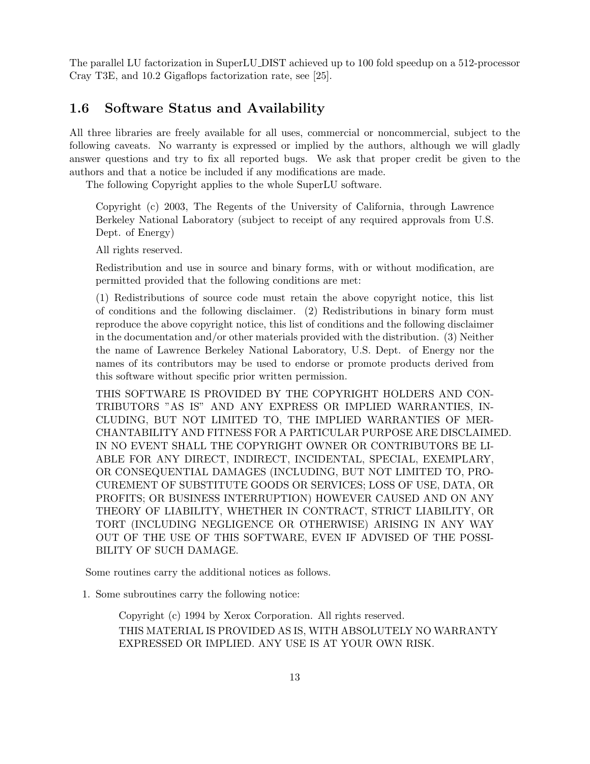The parallel LU factorization in SuperLU_DIST achieved up to 100 fold speedup on a 512-processor Cray T3E, and 10.2 Gigaflops factorization rate, see [25].

## 1.6 Software Status and Availability

All three libraries are freely available for all uses, commercial or noncommercial, subject to the following caveats. No warranty is expressed or implied by the authors, although we will gladly answer questions and try to fix all reported bugs. We ask that proper credit be given to the authors and that a notice be included if any modifications are made.

The following Copyright applies to the whole SuperLU software.

> Copyright (c) 2003, The Regents of the University of California, through Lawrence Berkeley National Laboratory (subject to receipt of any required approvals from U.S. Dept. of Energy)
>
> All rights reserved.
>
> Redistribution and use in source and binary forms, with or without modification, are permitted provided that the following conditions are met:
>
> (1) Redistributions of source code must retain the above copyright notice, this list of conditions and the following disclaimer. (2) Redistributions in binary form must reproduce the above copyright notice, this list of conditions and the following disclaimer in the documentation and/or other materials provided with the distribution. (3) Neither the name of Lawrence Berkeley National Laboratory, U.S. Dept. of Energy nor the names of its contributors may be used to endorse or promote products derived from this software without specific prior written permission.
>
> THIS SOFTWARE IS PROVIDED BY THE COPYRIGHT HOLDERS AND CONTRIBUTORS "AS IS" AND ANY EXPRESS OR IMPLIED WARRANTIES, INCLUDING, BUT NOT LIMITED TO, THE IMPLIED WARRANTIES OF MERCHANTABILITY AND FITNESS FOR A PARTICULAR PURPOSE ARE DISCLAIMED. IN NO EVENT SHALL THE COPYRIGHT OWNER OR CONTRIBUTORS BE LIABLE FOR ANY DIRECT, INDIRECT, INCIDENTAL, SPECIAL, EXEMPLARY, OR CONSEQUENTIAL DAMAGES (INCLUDING, BUT NOT LIMITED TO, PROCUREMENT OF SUBSTITUTE GOODS OR SERVICES; LOSS OF USE, DATA, OR PROFITS; OR BUSINESS INTERRUPTION) HOWEVER CAUSED AND ON ANY THEORY OF LIABILITY, WHETHER IN CONTRACT, STRICT LIABILITY, OR TORT (INCLUDING NEGLIGENCE OR OTHERWISE) ARISING IN ANY WAY OUT OF THE USE OF THIS SOFTWARE, EVEN IF ADVISED OF THE POSSIBILITY OF SUCH DAMAGE.

Some routines carry the additional notices as follows.

1. Some subroutines carry the following notice:

   > Copyright (c) 1994 by Xerox Corporation. All rights reserved.
   >
   > THIS MATERIAL IS PROVIDED AS IS, WITH ABSOLUTELY NO WARRANTY EXPRESSED OR IMPLIED. ANY USE IS AT YOUR OWN RISK.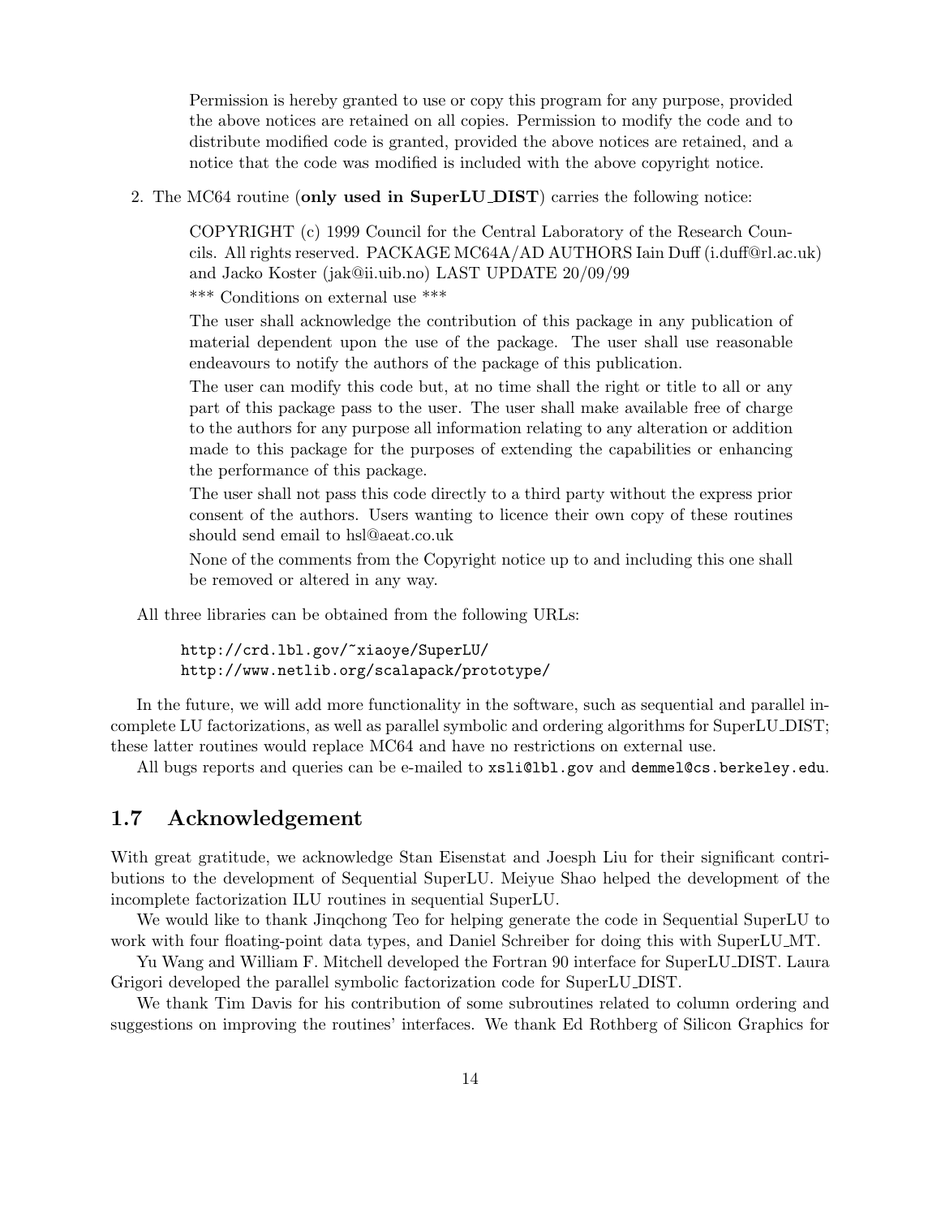> Permission is hereby granted to use or copy this program for any purpose, provided the above notices are retained on all copies. Permission to modify the code and to distribute modified code is granted, provided the above notices are retained, and a notice that the code was modified is included with the above copyright notice.

2. The MC64 routine (**only used in SuperLU_DIST**) carries the following notice:

> COPYRIGHT (c) 1999 Council for the Central Laboratory of the Research Councils. All rights reserved. PACKAGE MC64A/AD AUTHORS Iain Duff (i.duff@rl.ac.uk) and Jacko Koster (jak@ii.uib.no) LAST UPDATE 20/09/99
>
> *** Conditions on external use ***
>
> The user shall acknowledge the contribution of this package in any publication of material dependent upon the use of the package. The user shall use reasonable endeavours to notify the authors of the package of this publication.
>
> The user can modify this code but, at no time shall the right or title to all or any part of this package pass to the user. The user shall make available free of charge to the authors for any purpose all information relating to any alteration or addition made to this package for the purposes of extending the capabilities or enhancing the performance of this package.
>
> The user shall not pass this code directly to a third party without the express prior consent of the authors. Users wanting to licence their own copy of these routines should send email to hsl@aeat.co.uk
>
> None of the comments from the Copyright notice up to and including this one shall be removed or altered in any way.

All three libraries can be obtained from the following URLs:

```
http://crd.lbl.gov/~xiaoye/SuperLU/
http://www.netlib.org/scalapack/prototype/
```

In the future, we will add more functionality in the software, such as sequential and parallel incomplete LU factorizations, as well as parallel symbolic and ordering algorithms for SuperLU_DIST; these latter routines would replace MC64 and have no restrictions on external use.

All bugs reports and queries can be e-mailed to `xsli@lbl.gov` and `demmel@cs.berkeley.edu`.

## 1.7 Acknowledgement

With great gratitude, we acknowledge Stan Eisenstat and Joesph Liu for their significant contributions to the development of Sequential SuperLU. Meiyue Shao helped the development of the incomplete factorization ILU routines in sequential SuperLU.

We would like to thank Jinqchong Teo for helping generate the code in Sequential SuperLU to work with four floating-point data types, and Daniel Schreiber for doing this with SuperLU_MT.

Yu Wang and William F. Mitchell developed the Fortran 90 interface for SuperLU_DIST. Laura Grigori developed the parallel symbolic factorization code for SuperLU_DIST.

We thank Tim Davis for his contribution of some subroutines related to column ordering and suggestions on improving the routines' interfaces. We thank Ed Rothberg of Silicon Graphics for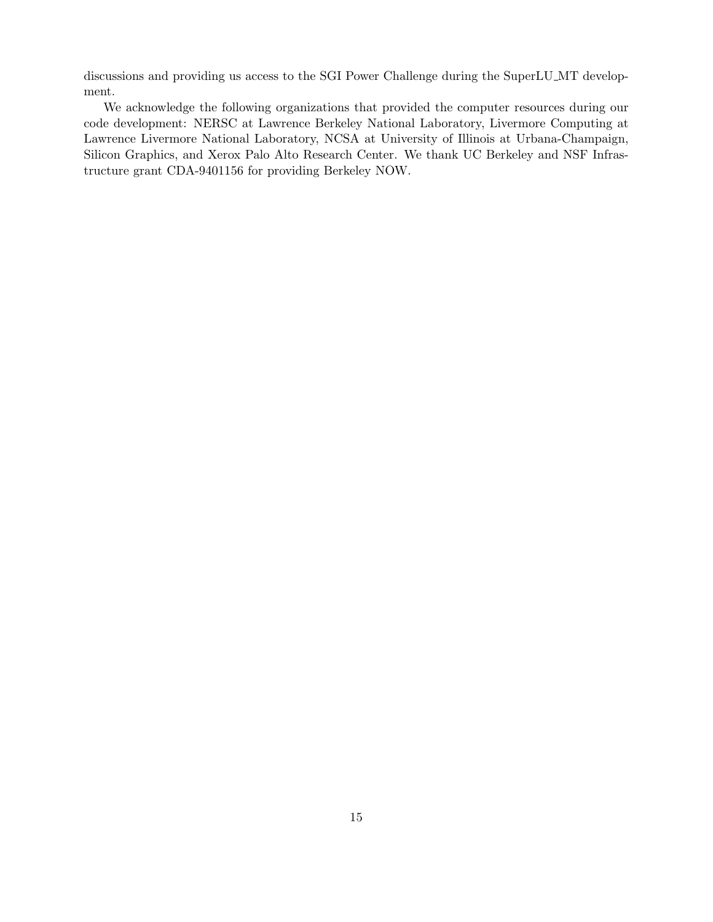discussions and providing us access to the SGI Power Challenge during the SuperLU_MT development.

We acknowledge the following organizations that provided the computer resources during our code development: NERSC at Lawrence Berkeley National Laboratory, Livermore Computing at Lawrence Livermore National Laboratory, NCSA at University of Illinois at Urbana-Champaign, Silicon Graphics, and Xerox Palo Alto Research Center. We thank UC Berkeley and NSF Infrastructure grant CDA-9401156 for providing Berkeley NOW.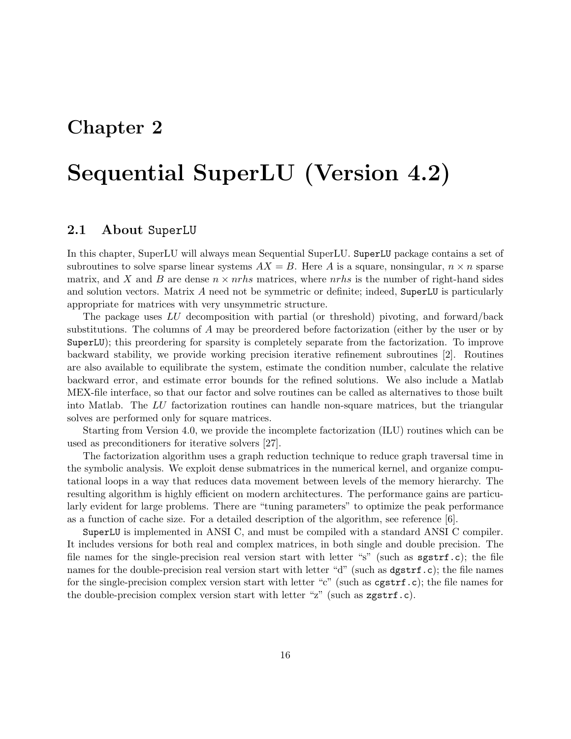# Chapter 2

# Sequential SuperLU (Version 4.2)

## 2.1 About SuperLU

In this chapter, SuperLU will always mean Sequential SuperLU. `SuperLU` package contains a set of subroutines to solve sparse linear systems $AX = B$. Here $A$ is a square, nonsingular, $n \times n$ sparse matrix, and $X$ and $B$ are dense $n \times nrhs$ matrices, where $nrhs$ is the number of right-hand sides and solution vectors. Matrix $A$ need not be symmetric or definite; indeed, `SuperLU` is particularly appropriate for matrices with very unsymmetric structure.

The package uses $LU$ decomposition with partial (or threshold) pivoting, and forward/back substitutions. The columns of $A$ may be preordered before factorization (either by the user or by `SuperLU`); this preordering for sparsity is completely separate from the factorization. To improve backward stability, we provide working precision iterative refinement subroutines [2]. Routines are also available to equilibrate the system, estimate the condition number, calculate the relative backward error, and estimate error bounds for the refined solutions. We also include a Matlab MEX-file interface, so that our factor and solve routines can be called as alternatives to those built into Matlab. The $LU$ factorization routines can handle non-square matrices, but the triangular solves are performed only for square matrices.

Starting from Version 4.0, we provide the incomplete factorization (ILU) routines which can be used as preconditioners for iterative solvers [27].

The factorization algorithm uses a graph reduction technique to reduce graph traversal time in the symbolic analysis. We exploit dense submatrices in the numerical kernel, and organize computational loops in a way that reduces data movement between levels of the memory hierarchy. The resulting algorithm is highly efficient on modern architectures. The performance gains are particularly evident for large problems. There are "tuning parameters" to optimize the peak performance as a function of cache size. For a detailed description of the algorithm, see reference [6].

`SuperLU` is implemented in ANSI C, and must be compiled with a standard ANSI C compiler. It includes versions for both real and complex matrices, in both single and double precision. The file names for the single-precision real version start with letter "s" (such as `sgstrf.c`); the file names for the double-precision real version start with letter "d" (such as `dgstrf.c`); the file names for the single-precision complex version start with letter "c" (such as `cgstrf.c`); the file names for the double-precision complex version start with letter "z" (such as `zgstrf.c`).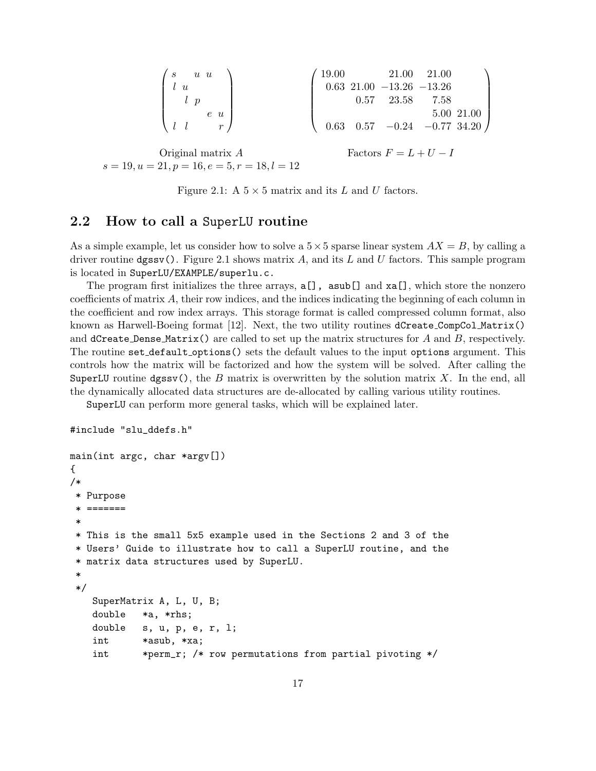$$
\begin{pmatrix}
s & & u & u & \\
l & u & & & \\
& l & p & & \\
& & & e & u \\
l & l & & & r
\end{pmatrix}
\qquad
\begin{pmatrix}
19.00 & & 21.00 & 21.00 & \\
0.63 & 21.00 & -13.26 & -13.26 & \\
& 0.57 & 23.58 & 7.58 & \\
& & & 5.00 & 21.00 \\
0.63 & 0.57 & -0.24 & -0.77 & 34.20
\end{pmatrix}
$$

Original matrix $A$ &nbsp;&nbsp;&nbsp;&nbsp;&nbsp;&nbsp;&nbsp;&nbsp; Factors $F = L + U - I$

$s = 19, u = 21, p = 16, e = 5, r = 18, l = 12$

Figure 2.1: A $5 \times 5$ matrix and its $L$ and $U$ factors.

## 2.2 How to call a SuperLU routine

As a simple example, let us consider how to solve a $5 \times 5$ sparse linear system $AX = B$, by calling a driver routine `dgssv()`. Figure 2.1 shows matrix $A$, and its $L$ and $U$ factors. This sample program is located in `SuperLU/EXAMPLE/superlu.c`.

The program first initializes the three arrays, `a[]`, `asub[]` and `xa[]`, which store the nonzero coefficients of matrix $A$, their row indices, and the indices indicating the beginning of each column in the coefficient and row index arrays. This storage format is called compressed column format, also known as Harwell-Boeing format [12]. Next, the two utility routines `dCreate_CompCol_Matrix()` and `dCreate_Dense_Matrix()` are called to set up the matrix structures for $A$ and $B$, respectively. The routine `set_default_options()` sets the default values to the input `options` argument. This controls how the matrix will be factorized and how the system will be solved. After calling the SuperLU routine `dgssv()`, the $B$ matrix is overwritten by the solution matrix $X$. In the end, all the dynamically allocated data structures are de-allocated by calling various utility routines.

SuperLU can perform more general tasks, which will be explained later.

```
#include "slu_ddefs.h"

main(int argc, char *argv[])
{
/*
 * Purpose
 * =======
 *
 * This is the small 5x5 example used in the Sections 2 and 3 of the
 * Users' Guide to illustrate how to call a SuperLU routine, and the
 * matrix data structures used by SuperLU.
 *
 */
    SuperMatrix A, L, U, B;
    double   *a, *rhs;
    double   s, u, p, e, r, l;
    int      *asub, *xa;
    int      *perm_r; /* row permutations from partial pivoting */
```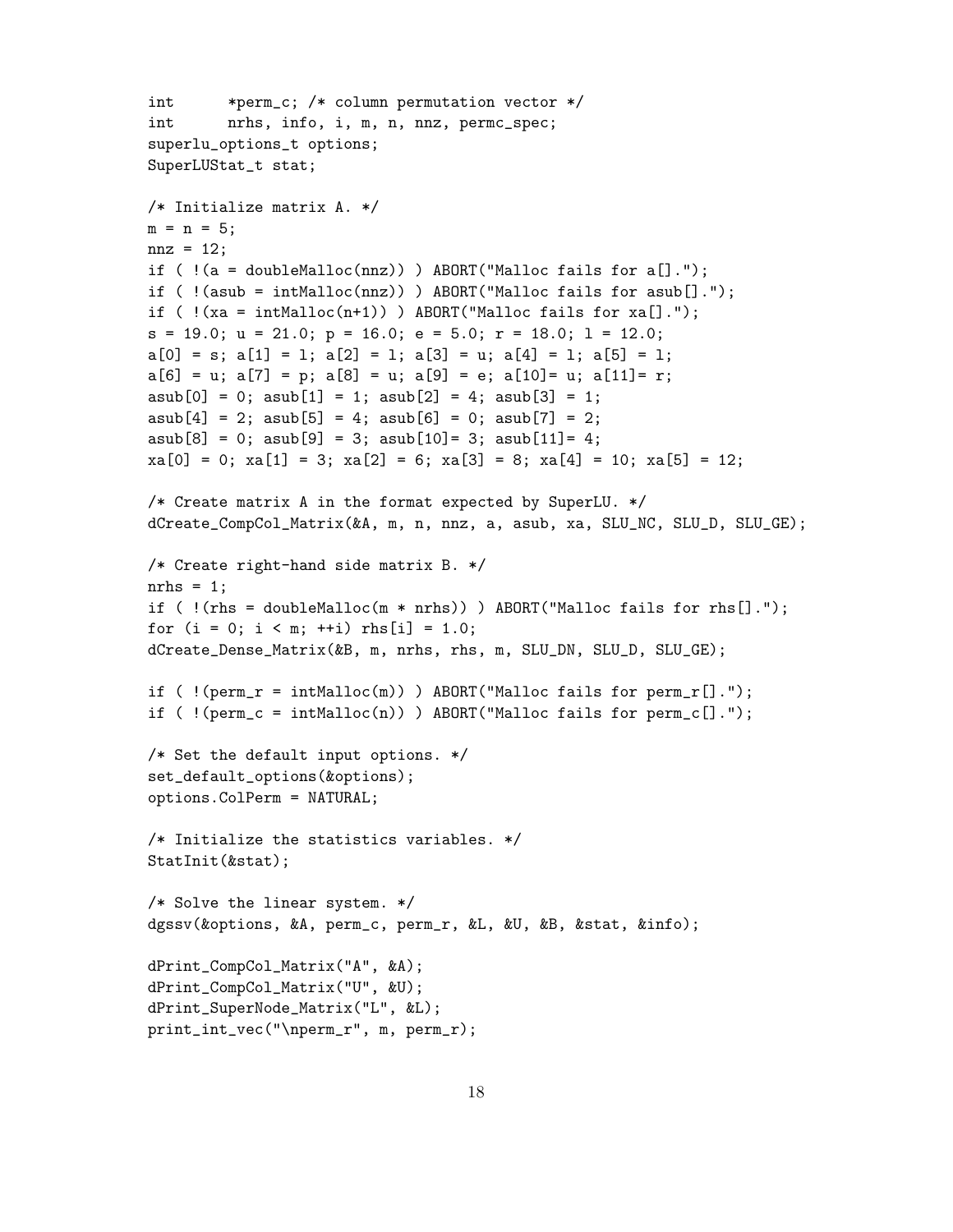```
    int      *perm_c; /* column permutation vector */
    int      nrhs, info, i, m, n, nnz, permc_spec;
    superlu_options_t options;
    SuperLUStat_t stat;

    /* Initialize matrix A. */
    m = n = 5;
    nnz = 12;
    if ( !(a = doubleMalloc(nnz)) ) ABORT("Malloc fails for a[].");
    if ( !(asub = intMalloc(nnz)) ) ABORT("Malloc fails for asub[].");
    if ( !(xa = intMalloc(n+1)) ) ABORT("Malloc fails for xa[].");
    s = 19.0; u = 21.0; p = 16.0; e = 5.0; r = 18.0; l = 12.0;
    a[0] = s; a[1] = l; a[2] = l; a[3] = u; a[4] = l; a[5] = l;
    a[6] = u; a[7] = p; a[8] = u; a[9] = e; a[10]= u; a[11]= r;
    asub[0] = 0; asub[1] = 1; asub[2] = 4; asub[3] = 1;
    asub[4] = 2; asub[5] = 4; asub[6] = 0; asub[7] = 2;
    asub[8] = 0; asub[9] = 3; asub[10]= 3; asub[11]= 4;
    xa[0] = 0; xa[1] = 3; xa[2] = 6; xa[3] = 8; xa[4] = 10; xa[5] = 12;

    /* Create matrix A in the format expected by SuperLU. */
    dCreate_CompCol_Matrix(&A, m, n, nnz, a, asub, xa, SLU_NC, SLU_D, SLU_GE);

    /* Create right-hand side matrix B. */
    nrhs = 1;
    if ( !(rhs = doubleMalloc(m * nrhs)) ) ABORT("Malloc fails for rhs[].");
    for (i = 0; i < m; ++i) rhs[i] = 1.0;
    dCreate_Dense_Matrix(&B, m, nrhs, rhs, m, SLU_DN, SLU_D, SLU_GE);

    if ( !(perm_r = intMalloc(m)) ) ABORT("Malloc fails for perm_r[].");
    if ( !(perm_c = intMalloc(n)) ) ABORT("Malloc fails for perm_c[].");

    /* Set the default input options. */
    set_default_options(&options);
    options.ColPerm = NATURAL;

    /* Initialize the statistics variables. */
    StatInit(&stat);

    /* Solve the linear system. */
    dgssv(&options, &A, perm_c, perm_r, &L, &U, &B, &stat, &info);

    dPrint_CompCol_Matrix("A", &A);
    dPrint_CompCol_Matrix("U", &U);
    dPrint_SuperNode_Matrix("L", &L);
    print_int_vec("\nperm_r", m, perm_r);
```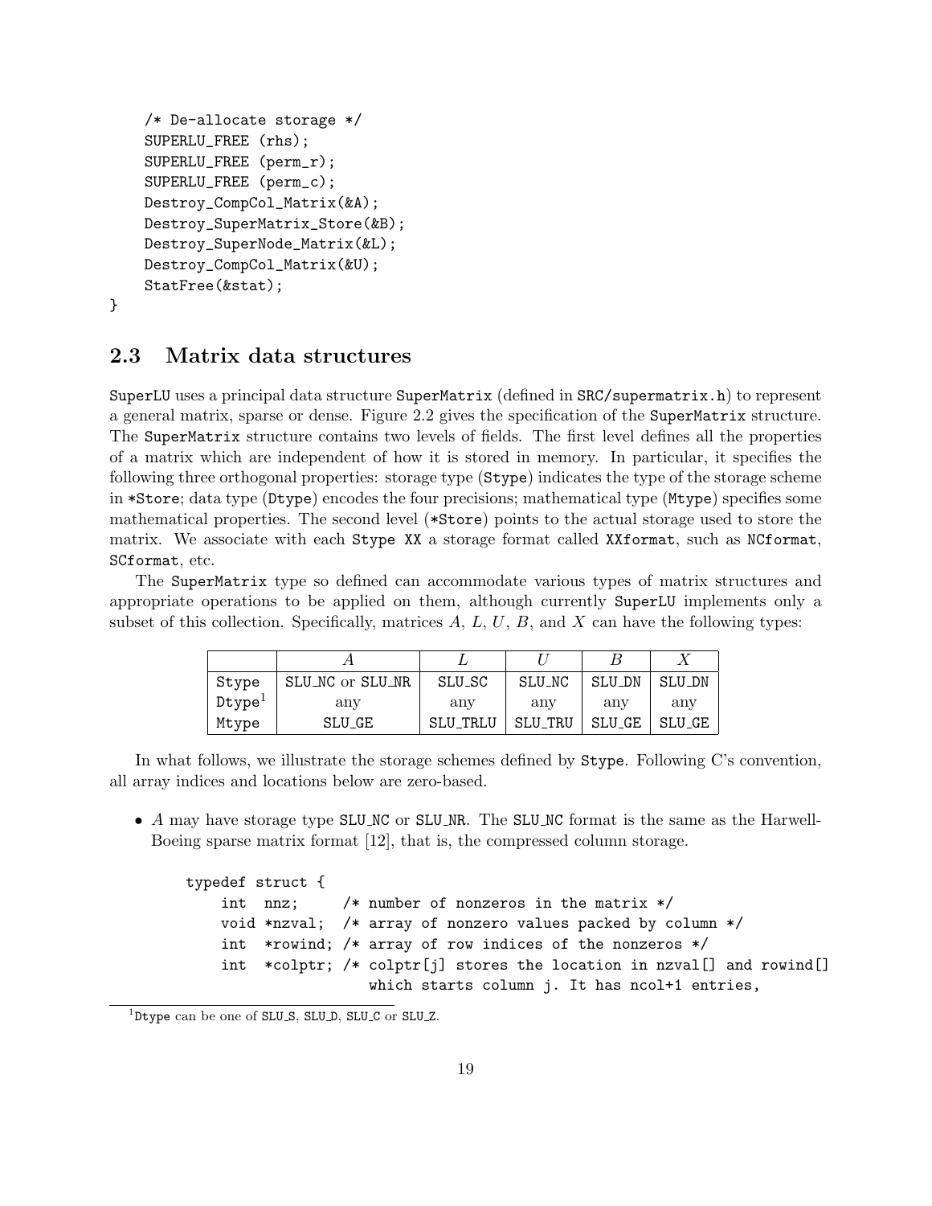```
    /* De-allocate storage */
    SUPERLU_FREE (rhs);
    SUPERLU_FREE (perm_r);
    SUPERLU_FREE (perm_c);
    Destroy_CompCol_Matrix(&A);
    Destroy_SuperMatrix_Store(&B);
    Destroy_SuperNode_Matrix(&L);
    Destroy_CompCol_Matrix(&U);
    StatFree(&stat);
}
```

## 2.3 Matrix data structures

SuperLU uses a principal data structure SuperMatrix (defined in SRC/supermatrix.h) to represent a general matrix, sparse or dense. Figure 2.2 gives the specification of the SuperMatrix structure. The SuperMatrix structure contains two levels of fields. The first level defines all the properties of a matrix which are independent of how it is stored in memory. In particular, it specifies the following three orthogonal properties: storage type (Stype) indicates the type of the storage scheme in *Store; data type (Dtype) encodes the four precisions; mathematical type (Mtype) specifies some mathematical properties. The second level (*Store) points to the actual storage used to store the matrix. We associate with each Stype XX a storage format called XXformat, such as NCformat, SCformat, etc.

The SuperMatrix type so defined can accommodate various types of matrix structures and appropriate operations to be applied on them, although currently SuperLU implements only a subset of this collection. Specifically, matrices $A$, $L$, $U$, $B$, and $X$ can have the following types:

| | $A$ | $L$ | $U$ | $B$ | $X$ |
|---|---|---|---|---|---|
| Stype | SLU_NC or SLU_NR | SLU_SC | SLU_NC | SLU_DN | SLU_DN |
| Dtype[1] | any | any | any | any | any |
| Mtype | SLU_GE | SLU_TRLU | SLU_TRU | SLU_GE | SLU_GE |

In what follows, we illustrate the storage schemes defined by Stype. Following C's convention, all array indices and locations below are zero-based.

- $A$ may have storage type SLU_NC or SLU_NR. The SLU_NC format is the same as the Harwell-Boeing sparse matrix format [12], that is, the compressed column storage.

```
    typedef struct {
        int  nnz;     /* number of nonzeros in the matrix */
        void *nzval;  /* array of nonzero values packed by column */
        int  *rowind; /* array of row indices of the nonzeros */
        int  *colptr; /* colptr[j] stores the location in nzval[] and rowind[]
                         which starts column j. It has ncol+1 entries,
```

[1] Dtype can be one of SLU_S, SLU_D, SLU_C or SLU_Z.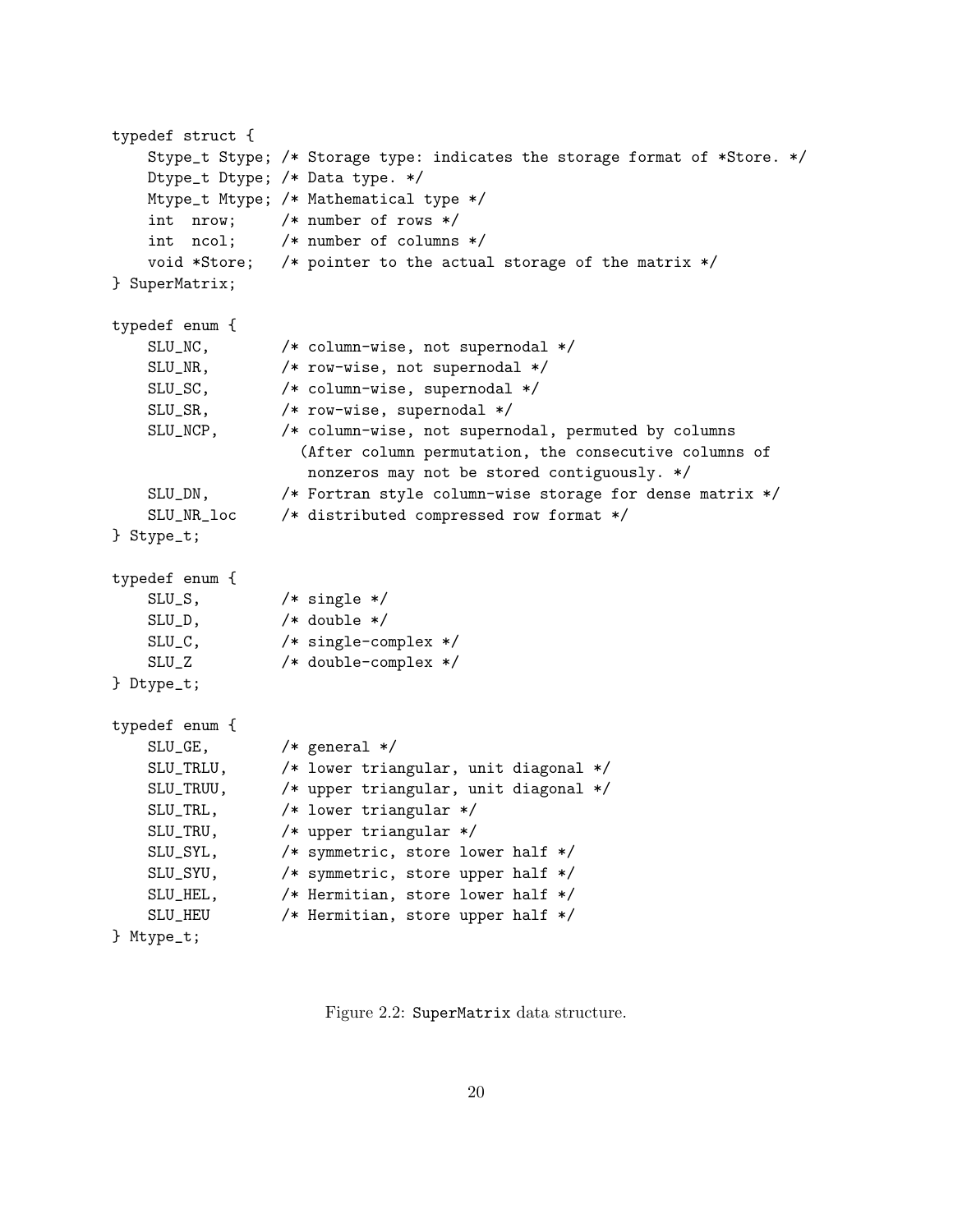```
typedef struct {
    Stype_t Stype; /* Storage type: indicates the storage format of *Store. */
    Dtype_t Dtype; /* Data type. */
    Mtype_t Mtype; /* Mathematical type */
    int  nrow;     /* number of rows */
    int  ncol;     /* number of columns */
    void *Store;   /* pointer to the actual storage of the matrix */
} SuperMatrix;

typedef enum {
    SLU_NC,        /* column-wise, not supernodal */
    SLU_NR,        /* row-wise, not supernodal */
    SLU_SC,        /* column-wise, supernodal */
    SLU_SR,        /* row-wise, supernodal */
    SLU_NCP,       /* column-wise, not supernodal, permuted by columns
                     (After column permutation, the consecutive columns of
                      nonzeros may not be stored contiguously. */
    SLU_DN,        /* Fortran style column-wise storage for dense matrix */
    SLU_NR_loc     /* distributed compressed row format */
} Stype_t;

typedef enum {
    SLU_S,         /* single */
    SLU_D,         /* double */
    SLU_C,         /* single-complex */
    SLU_Z          /* double-complex */
} Dtype_t;

typedef enum {
    SLU_GE,        /* general */
    SLU_TRLU,      /* lower triangular, unit diagonal */
    SLU_TRUU,      /* upper triangular, unit diagonal */
    SLU_TRL,       /* lower triangular */
    SLU_TRU,       /* upper triangular */
    SLU_SYL,       /* symmetric, store lower half */
    SLU_SYU,       /* symmetric, store upper half */
    SLU_HEL,       /* Hermitian, store lower half */
    SLU_HEU        /* Hermitian, store upper half */
} Mtype_t;
```

Figure 2.2: SuperMatrix data structure.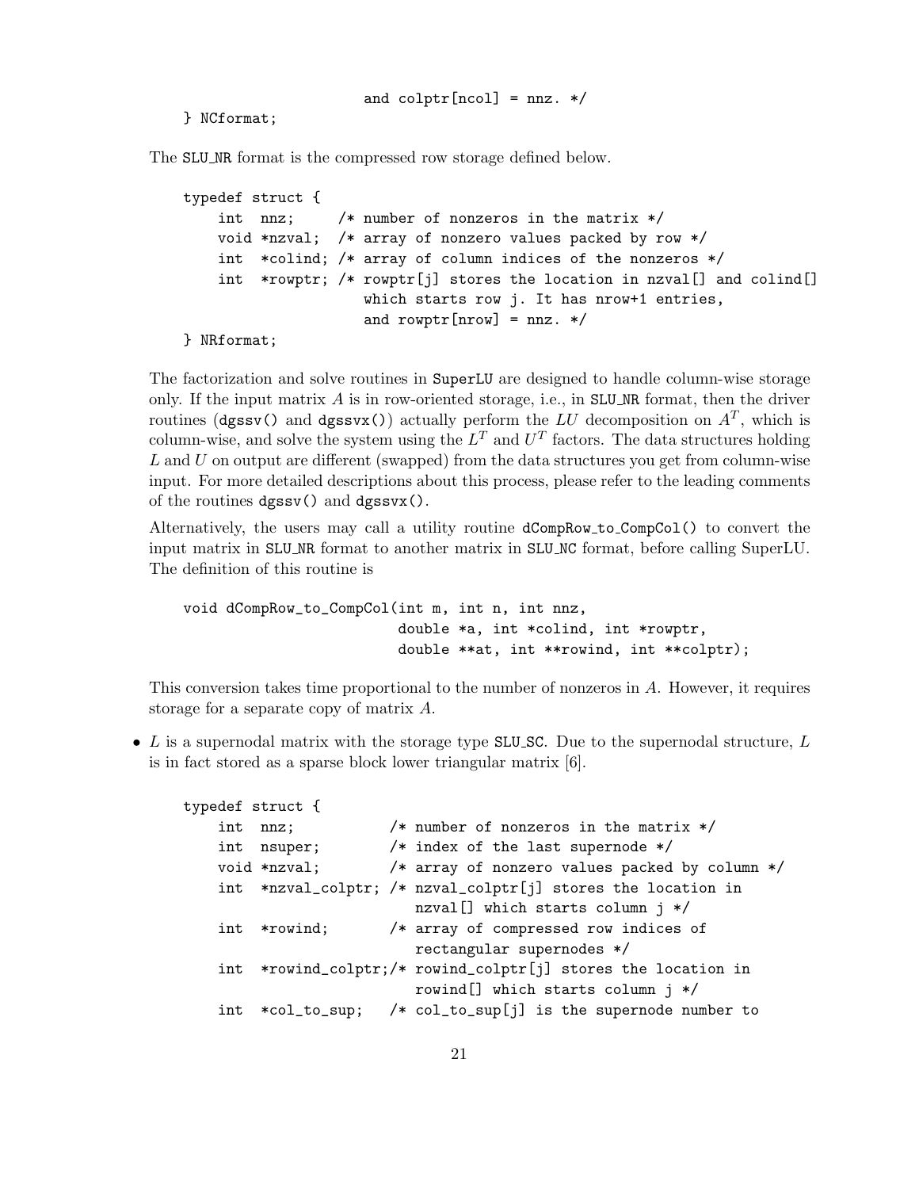```
                        and colptr[ncol] = nnz. */
} NCformat;
```

The SLU_NR format is the compressed row storage defined below.

```
typedef struct {
    int  nnz;     /* number of nonzeros in the matrix */
    void *nzval;  /* array of nonzero values packed by row */
    int  *colind; /* array of column indices of the nonzeros */
    int  *rowptr; /* rowptr[j] stores the location in nzval[] and colind[]
                     which starts row j. It has nrow+1 entries,
                     and rowptr[nrow] = nnz. */
} NRformat;
```

The factorization and solve routines in SuperLU are designed to handle column-wise storage only. If the input matrix $A$ is in row-oriented storage, i.e., in SLU_NR format, then the driver routines (dgssv() and dgssvx()) actually perform the $LU$ decomposition on $A^T$, which is column-wise, and solve the system using the $L^T$ and $U^T$ factors. The data structures holding $L$ and $U$ on output are different (swapped) from the data structures you get from column-wise input. For more detailed descriptions about this process, please refer to the leading comments of the routines dgssv() and dgssvx().

Alternatively, the users may call a utility routine dCompRow_to_CompCol() to convert the input matrix in SLU_NR format to another matrix in SLU_NC format, before calling SuperLU. The definition of this routine is

```
void dCompRow_to_CompCol(int m, int n, int nnz,
                         double *a, int *colind, int *rowptr,
                         double **at, int **rowind, int **colptr);
```

This conversion takes time proportional to the number of nonzeros in $A$. However, it requires storage for a separate copy of matrix $A$.

- $L$ is a supernodal matrix with the storage type SLU_SC. Due to the supernodal structure, $L$ is in fact stored as a sparse block lower triangular matrix [6].

```
typedef struct {
    int  nnz;           /* number of nonzeros in the matrix */
    int  nsuper;        /* index of the last supernode */
    void *nzval;        /* array of nonzero values packed by column */
    int  *nzval_colptr; /* nzval_colptr[j] stores the location in
                           nzval[] which starts column j */
    int  *rowind;       /* array of compressed row indices of
                           rectangular supernodes */
    int  *rowind_colptr;/* rowind_colptr[j] stores the location in
                           rowind[] which starts column j */
    int  *col_to_sup;   /* col_to_sup[j] is the supernode number to
```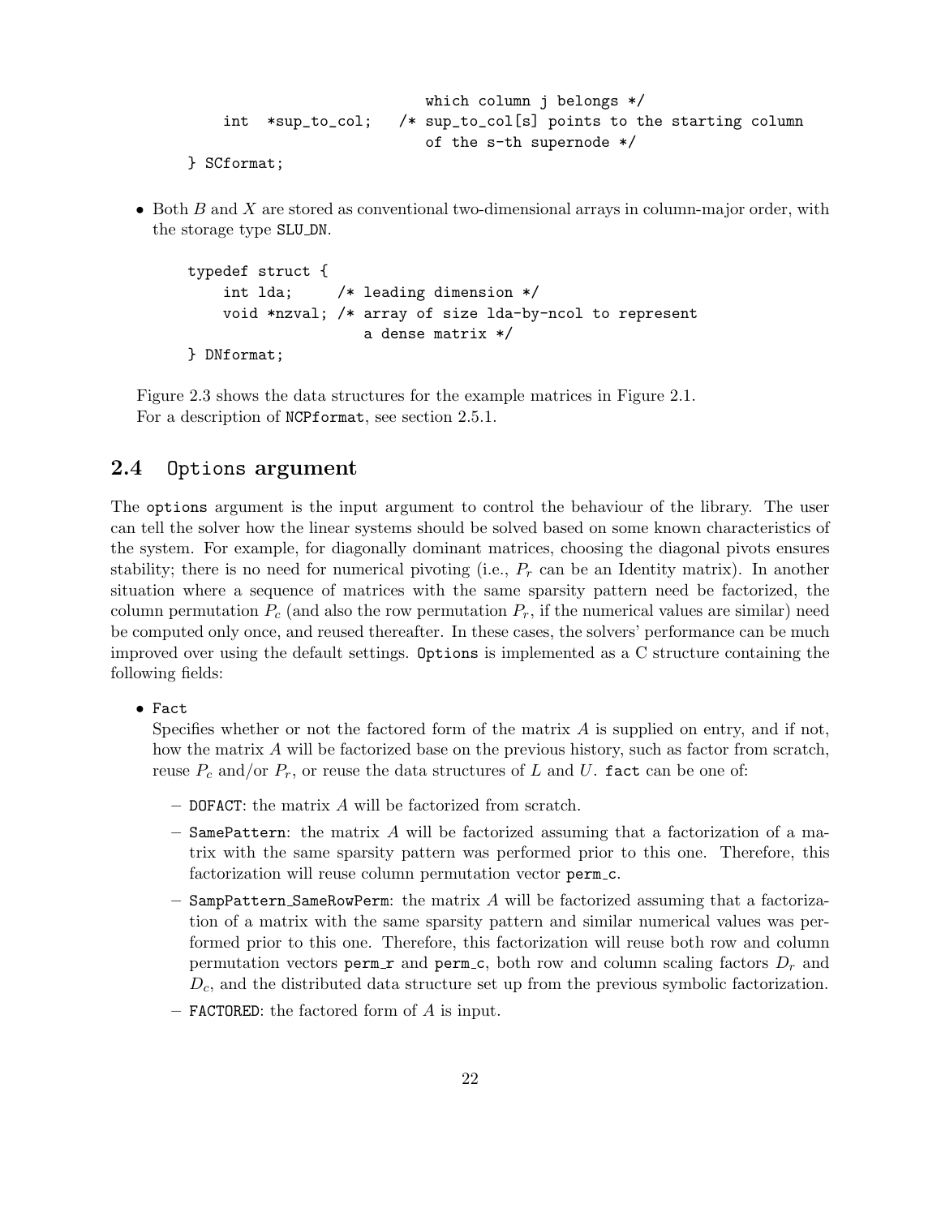```
                              which column j belongs */
    int  *sup_to_col;    /* sup_to_col[s] points to the starting column
                              of the s-th supernode */
} SCformat;
```

- Both $B$ and $X$ are stored as conventional two-dimensional arrays in column-major order, with the storage type SLU_DN.

```
typedef struct {
    int lda;     /* leading dimension */
    void *nzval; /* array of size lda-by-ncol to represent
                    a dense matrix */
} DNformat;
```

Figure 2.3 shows the data structures for the example matrices in Figure 2.1.
For a description of NCPformat, see section 2.5.1.

## 2.4 Options argument

The options argument is the input argument to control the behaviour of the library. The user can tell the solver how the linear systems should be solved based on some known characteristics of the system. For example, for diagonally dominant matrices, choosing the diagonal pivots ensures stability; there is no need for numerical pivoting (i.e., $P_r$ can be an Identity matrix). In another situation where a sequence of matrices with the same sparsity pattern need be factorized, the column permutation $P_c$ (and also the row permutation $P_r$, if the numerical values are similar) need be computed only once, and reused thereafter. In these cases, the solvers' performance can be much improved over using the default settings. Options is implemented as a C structure containing the following fields:

- Fact
  Specifies whether or not the factored form of the matrix $A$ is supplied on entry, and if not, how the matrix $A$ will be factorized base on the previous history, such as factor from scratch, reuse $P_c$ and/or $P_r$, or reuse the data structures of $L$ and $U$. fact can be one of:
  - DOFACT: the matrix $A$ will be factorized from scratch.
  - SamePattern: the matrix $A$ will be factorized assuming that a factorization of a matrix with the same sparsity pattern was performed prior to this one. Therefore, this factorization will reuse column permutation vector perm_c.
  - SampPattern_SameRowPerm: the matrix $A$ will be factorized assuming that a factorization of a matrix with the same sparsity pattern and similar numerical values was performed prior to this one. Therefore, this factorization will reuse both row and column permutation vectors perm_r and perm_c, both row and column scaling factors $D_r$ and $D_c$, and the distributed data structure set up from the previous symbolic factorization.
  - FACTORED: the factored form of $A$ is input.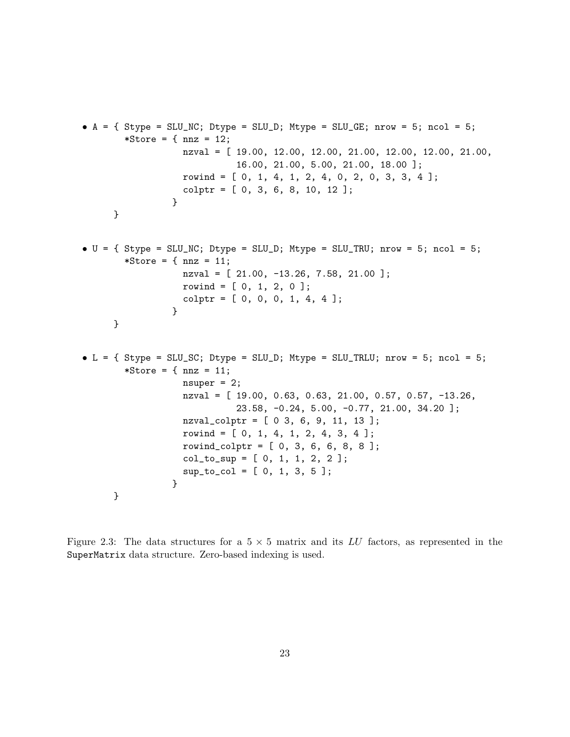- ```
  A = { Stype = SLU_NC; Dtype = SLU_D; Mtype = SLU_GE; nrow = 5; ncol = 5;
        *Store = { nnz = 12;
                   nzval = [ 19.00, 12.00, 12.00, 21.00, 12.00, 12.00, 21.00,
                             16.00, 21.00, 5.00, 21.00, 18.00 ];
                   rowind = [ 0, 1, 4, 1, 2, 4, 0, 2, 0, 3, 3, 4 ];
                   colptr = [ 0, 3, 6, 8, 10, 12 ];
                 }
      }
  ```

- ```
  U = { Stype = SLU_NC; Dtype = SLU_D; Mtype = SLU_TRU; nrow = 5; ncol = 5;
        *Store = { nnz = 11;
                   nzval = [ 21.00, -13.26, 7.58, 21.00 ];
                   rowind = [ 0, 1, 2, 0 ];
                   colptr = [ 0, 0, 0, 1, 4, 4 ];
                 }
      }
  ```

- ```
  L = { Stype = SLU_SC; Dtype = SLU_D; Mtype = SLU_TRLU; nrow = 5; ncol = 5;
        *Store = { nnz = 11;
                   nsuper = 2;
                   nzval = [ 19.00, 0.63, 0.63, 21.00, 0.57, 0.57, -13.26,
                             23.58, -0.24, 5.00, -0.77, 21.00, 34.20 ];
                   nzval_colptr = [ 0 3, 6, 9, 11, 13 ];
                   rowind = [ 0, 1, 4, 1, 2, 4, 3, 4 ];
                   rowind_colptr = [ 0, 3, 6, 6, 8, 8 ];
                   col_to_sup = [ 0, 1, 1, 2, 2 ];
                   sup_to_col = [ 0, 1, 3, 5 ];
                 }
      }
  ```

Figure 2.3: The data structures for a $5 \times 5$ matrix and its $LU$ factors, as represented in the SuperMatrix data structure. Zero-based indexing is used.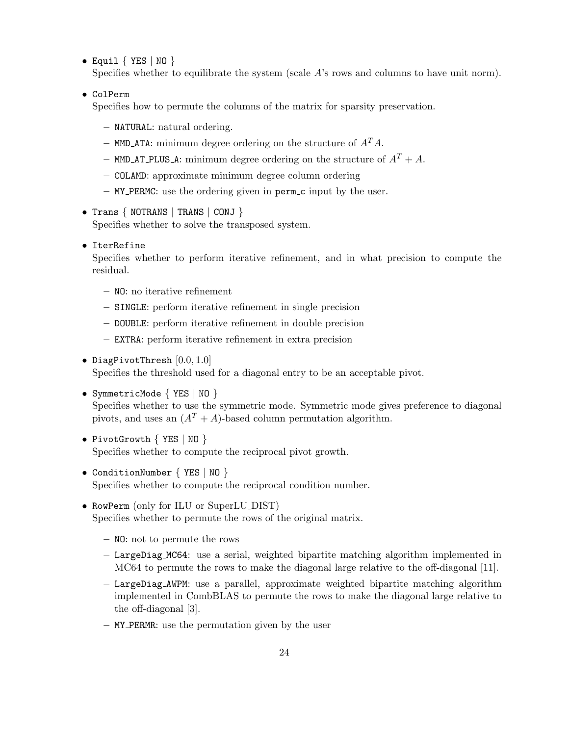- `Equil` { `YES` | `NO` }
  Specifies whether to equilibrate the system (scale $A$'s rows and columns to have unit norm).

- `ColPerm`
  Specifies how to permute the columns of the matrix for sparsity preservation.

  - `NATURAL`: natural ordering.
  - `MMD_ATA`: minimum degree ordering on the structure of $A^T A$.
  - `MMD_AT_PLUS_A`: minimum degree ordering on the structure of $A^T + A$.
  - `COLAMD`: approximate minimum degree column ordering
  - `MY_PERMC`: use the ordering given in `perm_c` input by the user.

- `Trans` { `NOTRANS` | `TRANS` | `CONJ` }
  Specifies whether to solve the transposed system.

- `IterRefine`
  Specifies whether to perform iterative refinement, and in what precision to compute the residual.

  - `NO`: no iterative refinement
  - `SINGLE`: perform iterative refinement in single precision
  - `DOUBLE`: perform iterative refinement in double precision
  - `EXTRA`: perform iterative refinement in extra precision

- `DiagPivotThresh` $[0.0, 1.0]$
  Specifies the threshold used for a diagonal entry to be an acceptable pivot.

- `SymmetricMode` { `YES` | `NO` }
  Specifies whether to use the symmetric mode. Symmetric mode gives preference to diagonal pivots, and uses an $(A^T + A)$-based column permutation algorithm.

- `PivotGrowth` { `YES` | `NO` }
  Specifies whether to compute the reciprocal pivot growth.

- `ConditionNumber` { `YES` | `NO` }
  Specifies whether to compute the reciprocal condition number.

- `RowPerm` (only for ILU or SuperLU_DIST)
  Specifies whether to permute the rows of the original matrix.

  - `NO`: not to permute the rows
  - `LargeDiag_MC64`: use a serial, weighted bipartite matching algorithm implemented in MC64 to permute the rows to make the diagonal large relative to the off-diagonal [11].
  - `LargeDiag_AWPM`: use a parallel, approximate weighted bipartite matching algorithm implemented in CombBLAS to permute the rows to make the diagonal large relative to the off-diagonal [3].
  - `MY_PERMR`: use the permutation given by the user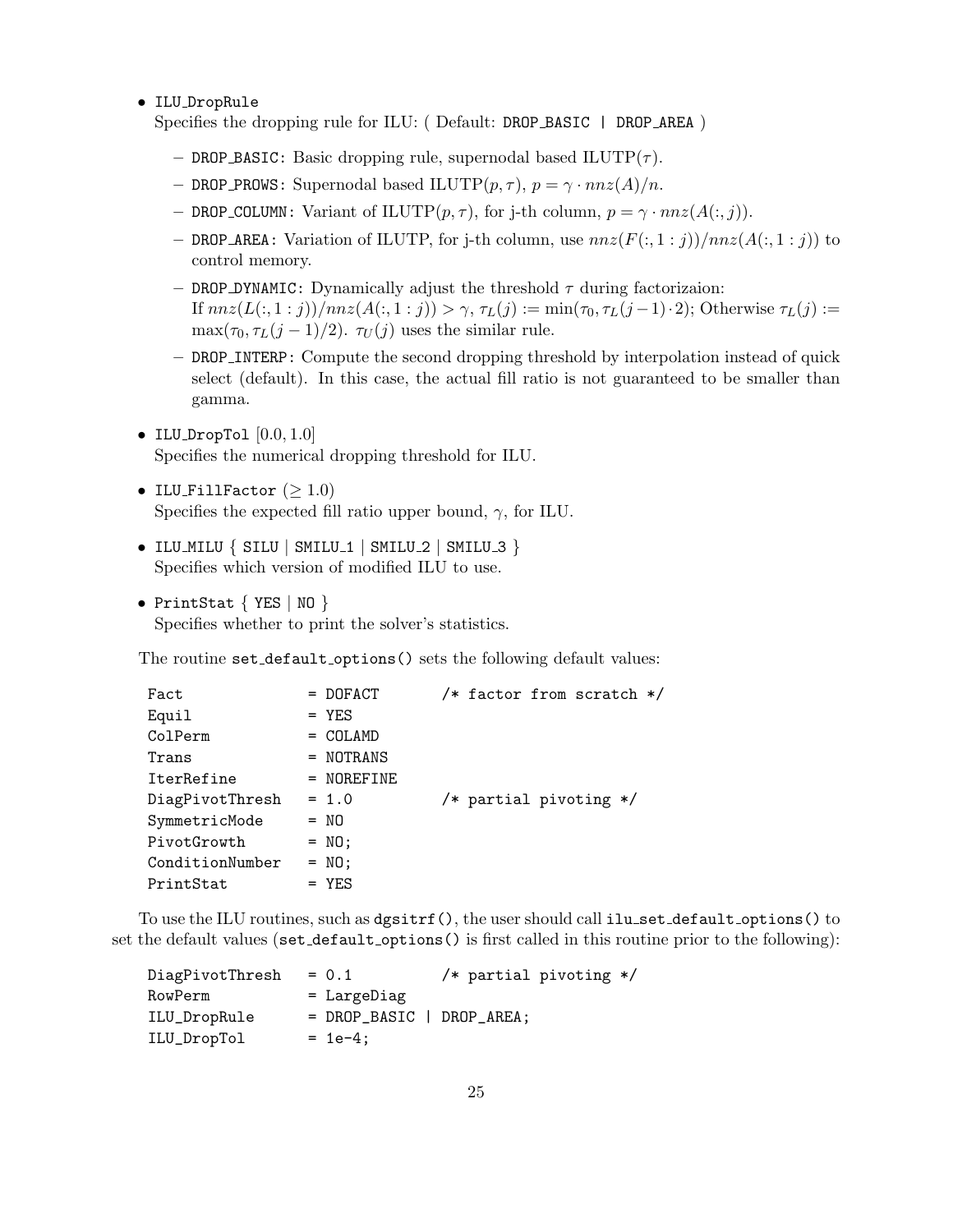- `ILU_DropRule`
  Specifies the dropping rule for ILU: ( Default: `DROP_BASIC | DROP_AREA` )
  - `DROP_BASIC`: Basic dropping rule, supernodal based ILUTP($\tau$).
  - `DROP_PROWS`: Supernodal based ILUTP($p, \tau$), $p = \gamma \cdot nnz(A)/n$.
  - `DROP_COLUMN`: Variant of ILUTP($p, \tau$), for j-th column, $p = \gamma \cdot nnz(A(:, j))$.
  - `DROP_AREA`: Variation of ILUTP, for j-th column, use $nnz(F(:, 1:j))/nnz(A(:, 1:j))$ to control memory.
  - `DROP_DYNAMIC`: Dynamically adjust the threshold $\tau$ during factorizaion:
    If $nnz(L(:, 1:j))/nnz(A(:, 1:j)) > \gamma$, $\tau_L(j) := \min(\tau_0, \tau_L(j-1) \cdot 2)$; Otherwise $\tau_L(j) := \max(\tau_0, \tau_L(j-1)/2)$. $\tau_U(j)$ uses the similar rule.
  - `DROP_INTERP`: Compute the second dropping threshold by interpolation instead of quick select (default). In this case, the actual fill ratio is not guaranteed to be smaller than gamma.
- `ILU_DropTol` $[0.0, 1.0]$
  Specifies the numerical dropping threshold for ILU.
- `ILU_FillFactor` ($\geq 1.0$)
  Specifies the expected fill ratio upper bound, $\gamma$, for ILU.
- `ILU_MILU` { `SILU` | `SMILU_1` | `SMILU_2` | `SMILU_3` }
  Specifies which version of modified ILU to use.
- `PrintStat` { `YES` | `NO` }
  Specifies whether to print the solver's statistics.

The routine `set_default_options()` sets the following default values:

```
Fact             = DOFACT        /* factor from scratch */
Equil            = YES
ColPerm          = COLAMD
Trans            = NOTRANS
IterRefine       = NOREFINE
DiagPivotThresh  = 1.0           /* partial pivoting */
SymmetricMode    = NO
PivotGrowth      = NO;
ConditionNumber  = NO;
PrintStat        = YES
```

To use the ILU routines, such as `dgsitrf()`, the user should call `ilu_set_default_options()` to set the default values (`set_default_options()` is first called in this routine prior to the following):

```
DiagPivotThresh  = 0.1           /* partial pivoting */
RowPerm          = LargeDiag
ILU_DropRule     = DROP_BASIC | DROP_AREA;
ILU_DropTol      = 1e-4;
```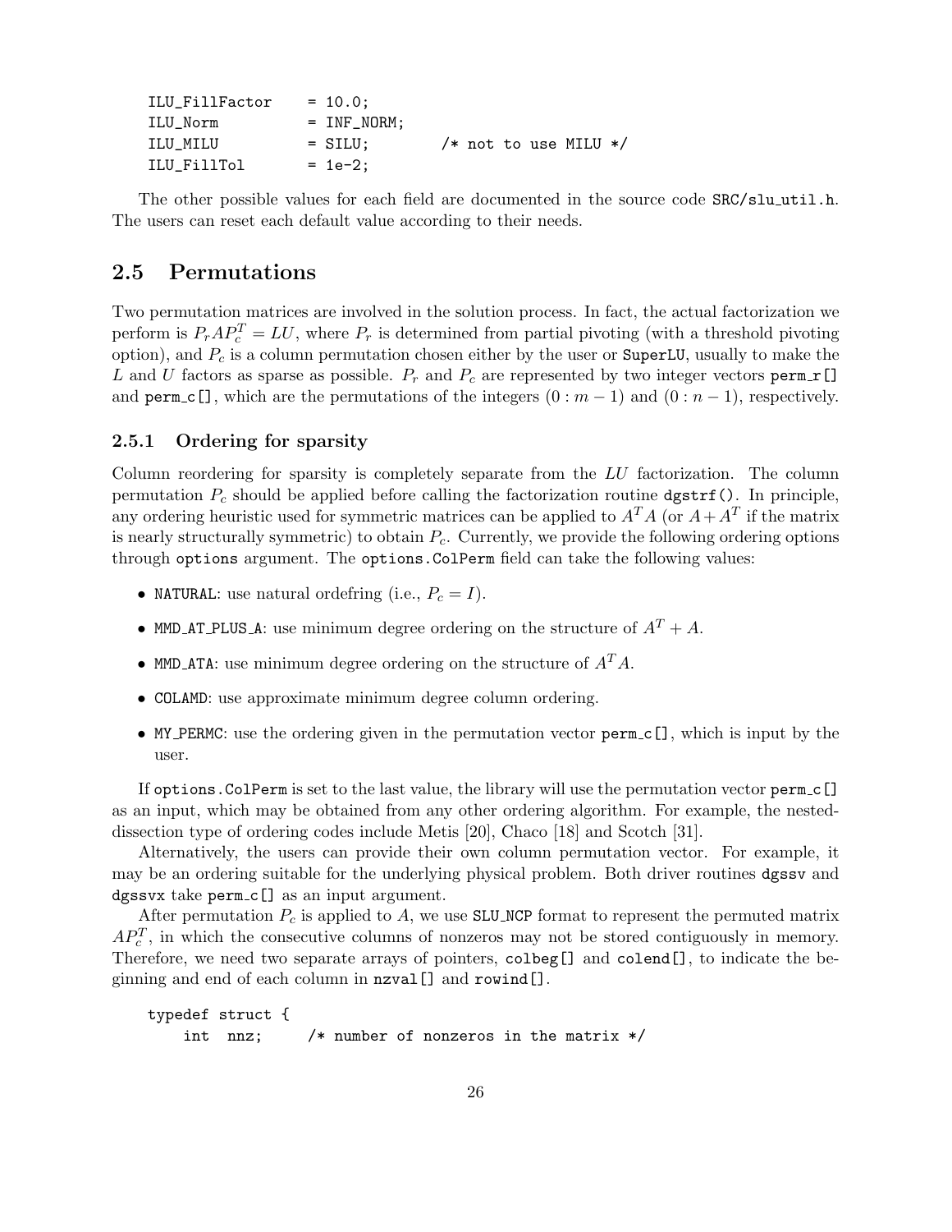```
ILU_FillFactor    = 10.0;
ILU_Norm          = INF_NORM;
ILU_MILU          = SILU;        /* not to use MILU */
ILU_FillTol       = 1e-2;
```

The other possible values for each field are documented in the source code SRC/slu_util.h. The users can reset each default value according to their needs.

## 2.5 Permutations

Two permutation matrices are involved in the solution process. In fact, the actual factorization we perform is $P_r A P_c^T = LU$, where $P_r$ is determined from partial pivoting (with a threshold pivoting option), and $P_c$ is a column permutation chosen either by the user or SuperLU, usually to make the $L$ and $U$ factors as sparse as possible. $P_r$ and $P_c$ are represented by two integer vectors perm_r[] and perm_c[], which are the permutations of the integers $(0 : m-1)$ and $(0 : n-1)$, respectively.

### 2.5.1 Ordering for sparsity

Column reordering for sparsity is completely separate from the $LU$ factorization. The column permutation $P_c$ should be applied before calling the factorization routine dgstrf(). In principle, any ordering heuristic used for symmetric matrices can be applied to $A^T A$ (or $A + A^T$ if the matrix is nearly structurally symmetric) to obtain $P_c$. Currently, we provide the following ordering options through options argument. The options.ColPerm field can take the following values:

- NATURAL: use natural ordefring (i.e., $P_c = I$).
- MMD_AT_PLUS_A: use minimum degree ordering on the structure of $A^T + A$.
- MMD_ATA: use minimum degree ordering on the structure of $A^T A$.
- COLAMD: use approximate minimum degree column ordering.
- MY_PERMC: use the ordering given in the permutation vector perm_c[], which is input by the user.

If options.ColPerm is set to the last value, the library will use the permutation vector perm_c[] as an input, which may be obtained from any other ordering algorithm. For example, the nested-dissection type of ordering codes include Metis [20], Chaco [18] and Scotch [31].

Alternatively, the users can provide their own column permutation vector. For example, it may be an ordering suitable for the underlying physical problem. Both driver routines dgssv and dgssvx take perm_c[] as an input argument.

After permutation $P_c$ is applied to $A$, we use SLU_NCP format to represent the permuted matrix $AP_c^T$, in which the consecutive columns of nonzeros may not be stored contiguously in memory. Therefore, we need two separate arrays of pointers, colbeg[] and colend[], to indicate the beginning and end of each column in nzval[] and rowind[].

```
typedef struct {
    int  nnz;     /* number of nonzeros in the matrix */
```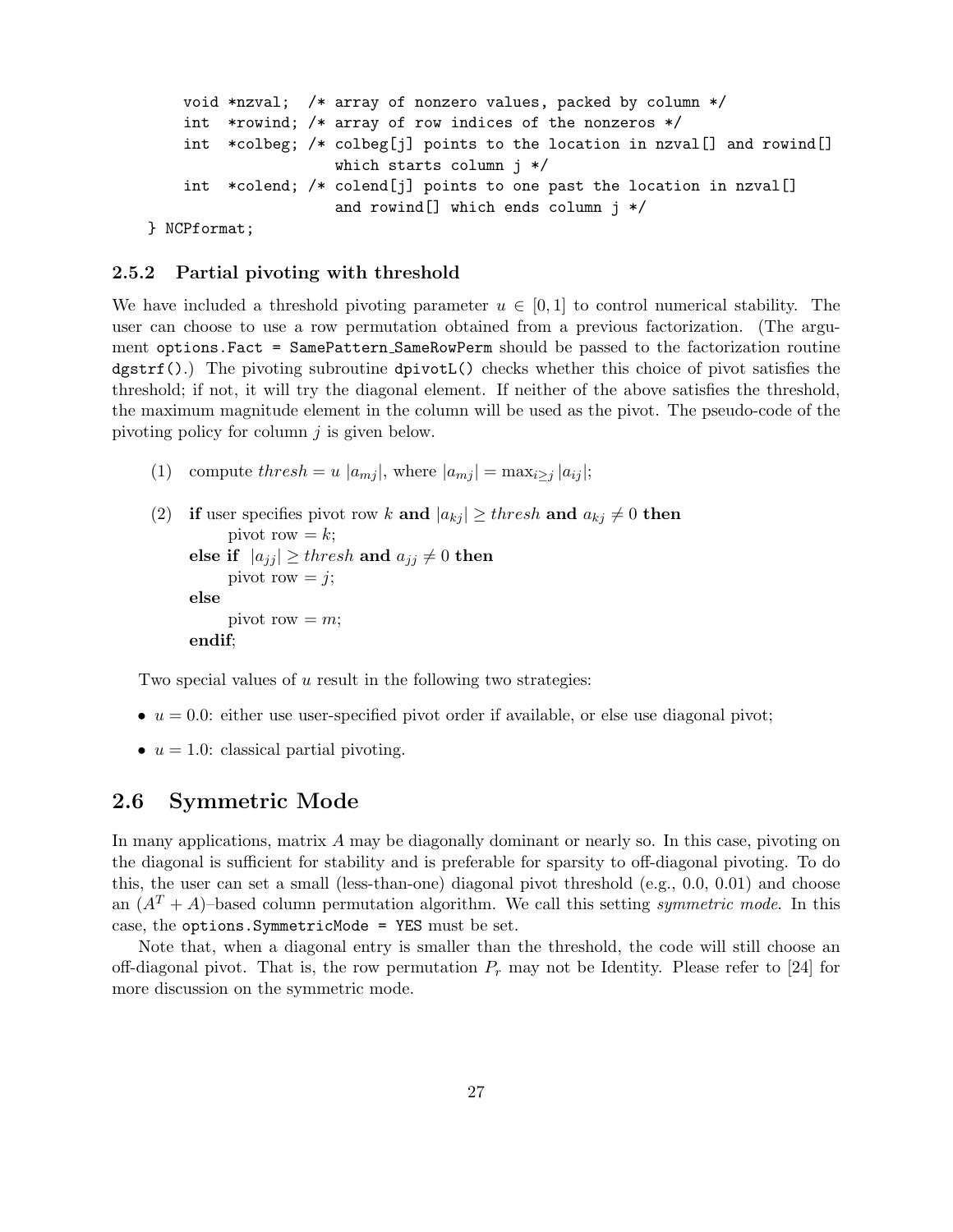```
    void *nzval;  /* array of nonzero values, packed by column */
    int  *rowind; /* array of row indices of the nonzeros */
    int  *colbeg; /* colbeg[j] points to the location in nzval[] and rowind[]
                     which starts column j */
    int  *colend; /* colend[j] points to one past the location in nzval[]
                     and rowind[] which ends column j */
} NCPformat;
```

### 2.5.2 Partial pivoting with threshold

We have included a threshold pivoting parameter $u \in [0, 1]$ to control numerical stability. The user can choose to use a row permutation obtained from a previous factorization. (The argument `options.Fact = SamePattern_SameRowPerm` should be passed to the factorization routine `dgstrf()`.) The pivoting subroutine `dpivotL()` checks whether this choice of pivot satisfies the threshold; if not, it will try the diagonal element. If neither of the above satisfies the threshold, the maximum magnitude element in the column will be used as the pivot. The pseudo-code of the pivoting policy for column $j$ is given below.

(1) compute $thresh = u\ |a_{mj}|$, where $|a_{mj}| = \max_{i \geq j} |a_{ij}|$;

(2) **if** user specifies pivot row $k$ **and** $|a_{kj}| \geq thresh$ **and** $a_{kj} \neq 0$ **then**
  pivot row $= k$;
**else if** $|a_{jj}| \geq thresh$ **and** $a_{jj} \neq 0$ **then**
  pivot row $= j$;
**else**
  pivot row $= m$;
**endif**;

Two special values of $u$ result in the following two strategies:

- $u = 0.0$: either use user-specified pivot order if available, or else use diagonal pivot;
- $u = 1.0$: classical partial pivoting.

## 2.6 Symmetric Mode

In many applications, matrix $A$ may be diagonally dominant or nearly so. In this case, pivoting on the diagonal is sufficient for stability and is preferable for sparsity to off-diagonal pivoting. To do this, the user can set a small (less-than-one) diagonal pivot threshold (e.g., 0.0, 0.01) and choose an $(A^T + A)$–based column permutation algorithm. We call this setting *symmetric mode*. In this case, the `options.SymmetricMode = YES` must be set.

Note that, when a diagonal entry is smaller than the threshold, the code will still choose an off-diagonal pivot. That is, the row permutation $P_r$ may not be Identity. Please refer to [24] for more discussion on the symmetric mode.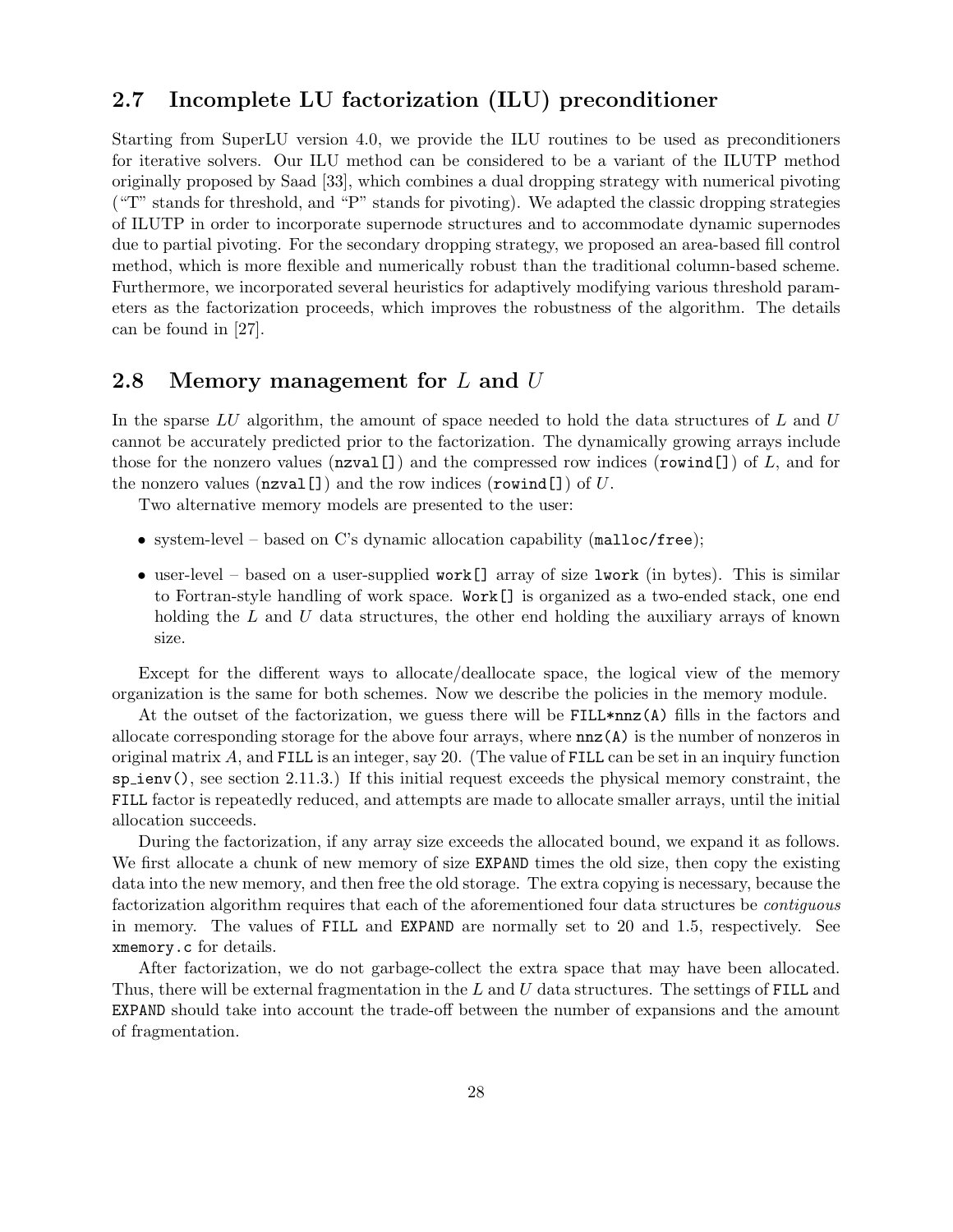## 2.7 Incomplete LU factorization (ILU) preconditioner

Starting from SuperLU version 4.0, we provide the ILU routines to be used as preconditioners for iterative solvers. Our ILU method can be considered to be a variant of the ILUTP method originally proposed by Saad [33], which combines a dual dropping strategy with numerical pivoting ("T" stands for threshold, and "P" stands for pivoting). We adapted the classic dropping strategies of ILUTP in order to incorporate supernode structures and to accommodate dynamic supernodes due to partial pivoting. For the secondary dropping strategy, we proposed an area-based fill control method, which is more flexible and numerically robust than the traditional column-based scheme. Furthermore, we incorporated several heuristics for adaptively modifying various threshold parameters as the factorization proceeds, which improves the robustness of the algorithm. The details can be found in [27].

## 2.8 Memory management for $L$ and $U$

In the sparse $LU$ algorithm, the amount of space needed to hold the data structures of $L$ and $U$ cannot be accurately predicted prior to the factorization. The dynamically growing arrays include those for the nonzero values (`nzval[]`) and the compressed row indices (`rowind[]`) of $L$, and for the nonzero values (`nzval[]`) and the row indices (`rowind[]`) of $U$.

Two alternative memory models are presented to the user:

- system-level – based on C's dynamic allocation capability (`malloc/free`);
- user-level – based on a user-supplied `work[]` array of size `lwork` (in bytes). This is similar to Fortran-style handling of work space. `Work[]` is organized as a two-ended stack, one end holding the $L$ and $U$ data structures, the other end holding the auxiliary arrays of known size.

Except for the different ways to allocate/deallocate space, the logical view of the memory organization is the same for both schemes. Now we describe the policies in the memory module.

At the outset of the factorization, we guess there will be `FILL*nnz(A)` fills in the factors and allocate corresponding storage for the above four arrays, where `nnz(A)` is the number of nonzeros in original matrix $A$, and `FILL` is an integer, say 20. (The value of `FILL` can be set in an inquiry function `sp_ienv()`, see section 2.11.3.) If this initial request exceeds the physical memory constraint, the `FILL` factor is repeatedly reduced, and attempts are made to allocate smaller arrays, until the initial allocation succeeds.

During the factorization, if any array size exceeds the allocated bound, we expand it as follows. We first allocate a chunk of new memory of size `EXPAND` times the old size, then copy the existing data into the new memory, and then free the old storage. The extra copying is necessary, because the factorization algorithm requires that each of the aforementioned four data structures be *contiguous* in memory. The values of `FILL` and `EXPAND` are normally set to 20 and 1.5, respectively. See `xmemory.c` for details.

After factorization, we do not garbage-collect the extra space that may have been allocated. Thus, there will be external fragmentation in the $L$ and $U$ data structures. The settings of `FILL` and `EXPAND` should take into account the trade-off between the number of expansions and the amount of fragmentation.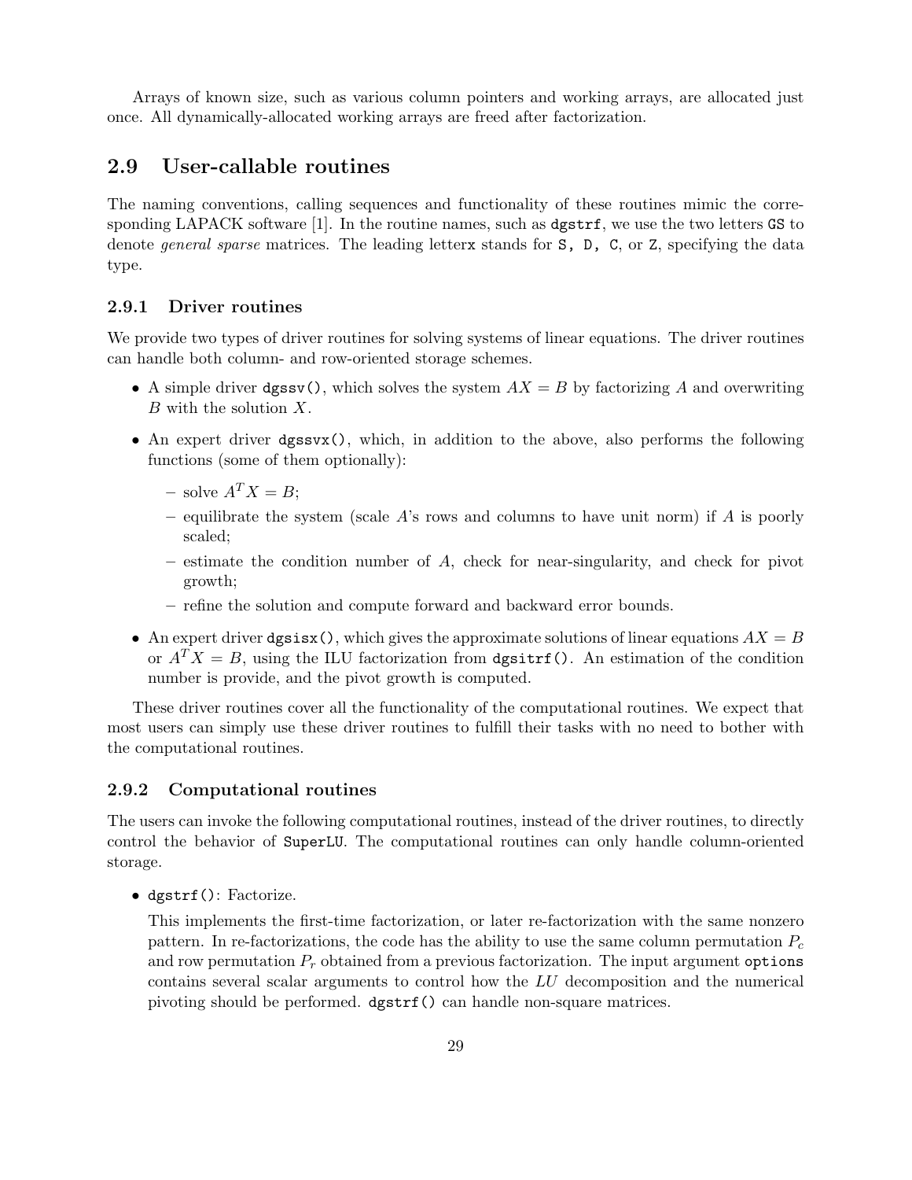Arrays of known size, such as various column pointers and working arrays, are allocated just once. All dynamically-allocated working arrays are freed after factorization.

## 2.9 User-callable routines

The naming conventions, calling sequences and functionality of these routines mimic the corresponding LAPACK software [1]. In the routine names, such as `dgstrf`, we use the two letters `GS` to denote *general sparse* matrices. The leading letter`x` stands for `S, D, C`, or `Z`, specifying the data type.

### 2.9.1 Driver routines

We provide two types of driver routines for solving systems of linear equations. The driver routines can handle both column- and row-oriented storage schemes.

- A simple driver `dgssv()`, which solves the system $AX = B$ by factorizing $A$ and overwriting $B$ with the solution $X$.
- An expert driver `dgssvx()`, which, in addition to the above, also performs the following functions (some of them optionally):
  - solve $A^T X = B$;
  - equilibrate the system (scale $A$'s rows and columns to have unit norm) if $A$ is poorly scaled;
  - estimate the condition number of $A$, check for near-singularity, and check for pivot growth;
  - refine the solution and compute forward and backward error bounds.
- An expert driver `dgsisx()`, which gives the approximate solutions of linear equations $AX = B$ or $A^T X = B$, using the ILU factorization from `dgsitrf()`. An estimation of the condition number is provide, and the pivot growth is computed.

These driver routines cover all the functionality of the computational routines. We expect that most users can simply use these driver routines to fulfill their tasks with no need to bother with the computational routines.

### 2.9.2 Computational routines

The users can invoke the following computational routines, instead of the driver routines, to directly control the behavior of `SuperLU`. The computational routines can only handle column-oriented storage.

- `dgstrf()`: Factorize.

  This implements the first-time factorization, or later re-factorization with the same nonzero pattern. In re-factorizations, the code has the ability to use the same column permutation $P_c$ and row permutation $P_r$ obtained from a previous factorization. The input argument `options` contains several scalar arguments to control how the $LU$ decomposition and the numerical pivoting should be performed. `dgstrf()` can handle non-square matrices.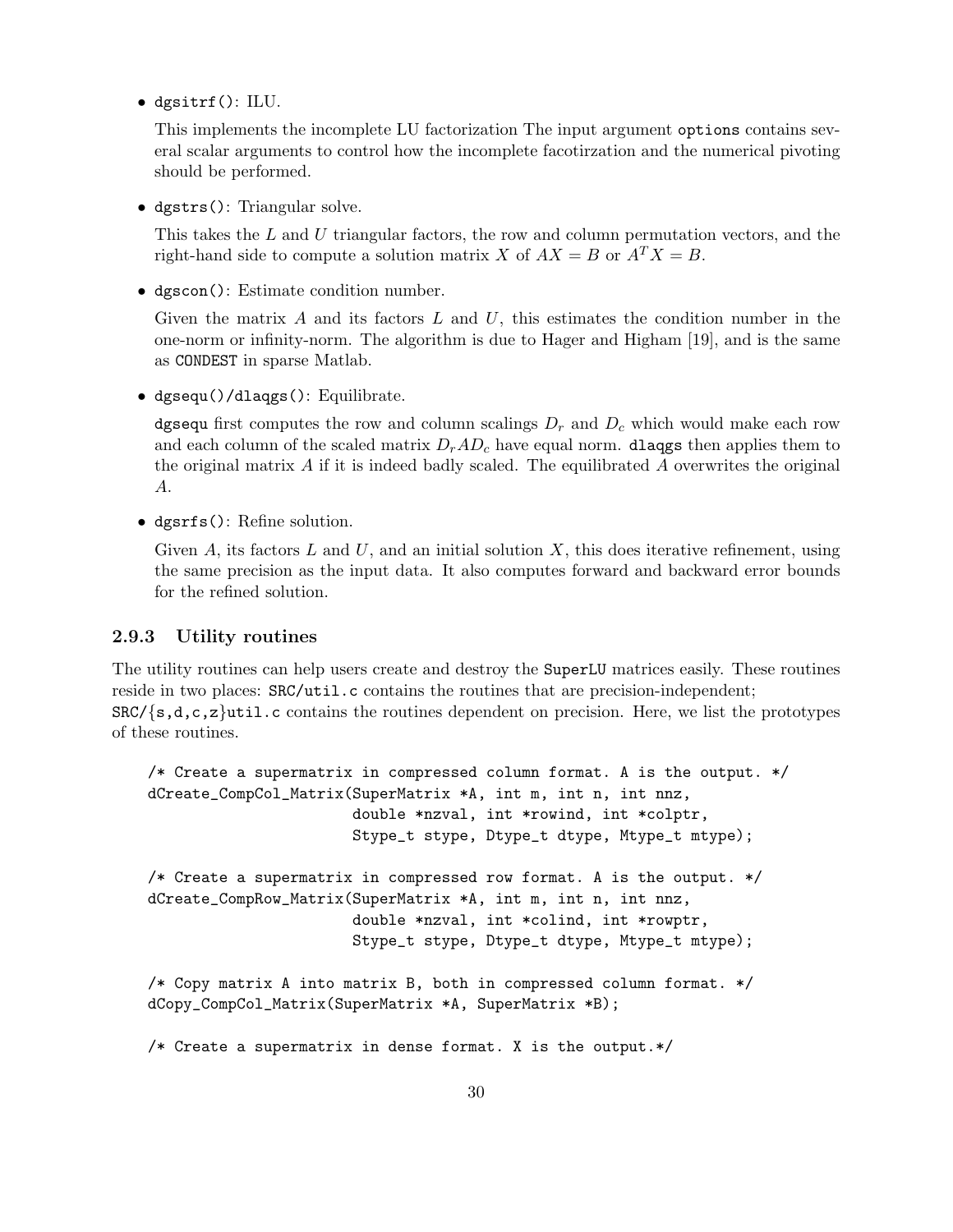- `dgsitrf()`: ILU.

  This implements the incomplete LU factorization The input argument `options` contains several scalar arguments to control how the incomplete facotirzation and the numerical pivoting should be performed.

- `dgstrs()`: Triangular solve.

  This takes the $L$ and $U$ triangular factors, the row and column permutation vectors, and the right-hand side to compute a solution matrix $X$ of $AX = B$ or $A^T X = B$.

- `dgscon()`: Estimate condition number.

  Given the matrix $A$ and its factors $L$ and $U$, this estimates the condition number in the one-norm or infinity-norm. The algorithm is due to Hager and Higham [19], and is the same as `CONDEST` in sparse Matlab.

- `dgsequ()/dlaqgs()`: Equilibrate.

  `dgsequ` first computes the row and column scalings $D_r$ and $D_c$ which would make each row and each column of the scaled matrix $D_r A D_c$ have equal norm. `dlaqgs` then applies them to the original matrix $A$ if it is indeed badly scaled. The equilibrated $A$ overwrites the original $A$.

- `dgsrfs()`: Refine solution.

  Given $A$, its factors $L$ and $U$, and an initial solution $X$, this does iterative refinement, using the same precision as the input data. It also computes forward and backward error bounds for the refined solution.

### 2.9.3 Utility routines

The utility routines can help users create and destroy the `SuperLU` matrices easily. These routines reside in two places: `SRC/util.c` contains the routines that are precision-independent; `SRC/{s,d,c,z}util.c` contains the routines dependent on precision. Here, we list the prototypes of these routines.

```
/* Create a supermatrix in compressed column format. A is the output. */
dCreate_CompCol_Matrix(SuperMatrix *A, int m, int n, int nnz,
                       double *nzval, int *rowind, int *colptr,
                       Stype_t stype, Dtype_t dtype, Mtype_t mtype);

/* Create a supermatrix in compressed row format. A is the output. */
dCreate_CompRow_Matrix(SuperMatrix *A, int m, int n, int nnz,
                       double *nzval, int *colind, int *rowptr,
                       Stype_t stype, Dtype_t dtype, Mtype_t mtype);

/* Copy matrix A into matrix B, both in compressed column format. */
dCopy_CompCol_Matrix(SuperMatrix *A, SuperMatrix *B);

/* Create a supermatrix in dense format. X is the output.*/
```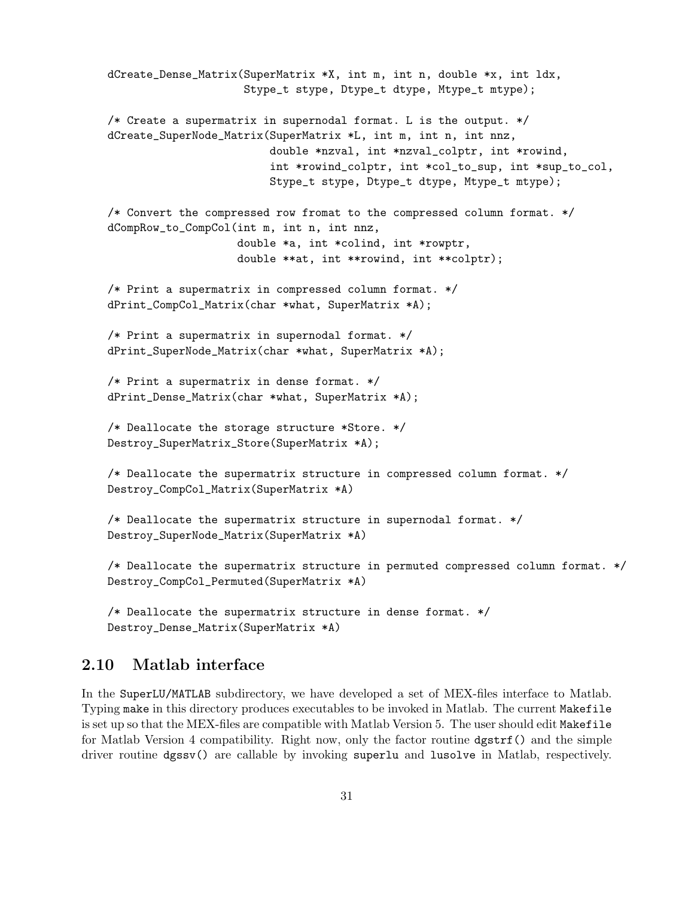```
dCreate_Dense_Matrix(SuperMatrix *X, int m, int n, double *x, int ldx,
                     Stype_t stype, Dtype_t dtype, Mtype_t mtype);

/* Create a supermatrix in supernodal format. L is the output. */
dCreate_SuperNode_Matrix(SuperMatrix *L, int m, int n, int nnz,
                         double *nzval, int *nzval_colptr, int *rowind,
                         int *rowind_colptr, int *col_to_sup, int *sup_to_col,
                         Stype_t stype, Dtype_t dtype, Mtype_t mtype);

/* Convert the compressed row fromat to the compressed column format. */
dCompRow_to_CompCol(int m, int n, int nnz,
                    double *a, int *colind, int *rowptr,
                    double **at, int **rowind, int **colptr);

/* Print a supermatrix in compressed column format. */
dPrint_CompCol_Matrix(char *what, SuperMatrix *A);

/* Print a supermatrix in supernodal format. */
dPrint_SuperNode_Matrix(char *what, SuperMatrix *A);

/* Print a supermatrix in dense format. */
dPrint_Dense_Matrix(char *what, SuperMatrix *A);

/* Deallocate the storage structure *Store. */
Destroy_SuperMatrix_Store(SuperMatrix *A);

/* Deallocate the supermatrix structure in compressed column format. */
Destroy_CompCol_Matrix(SuperMatrix *A)

/* Deallocate the supermatrix structure in supernodal format. */
Destroy_SuperNode_Matrix(SuperMatrix *A)

/* Deallocate the supermatrix structure in permuted compressed column format. */
Destroy_CompCol_Permuted(SuperMatrix *A)

/* Deallocate the supermatrix structure in dense format. */
Destroy_Dense_Matrix(SuperMatrix *A)
```

## 2.10 Matlab interface

In the SuperLU/MATLAB subdirectory, we have developed a set of MEX-files interface to Matlab. Typing make in this directory produces executables to be invoked in Matlab. The current Makefile is set up so that the MEX-files are compatible with Matlab Version 5. The user should edit Makefile for Matlab Version 4 compatibility. Right now, only the factor routine dgstrf() and the simple driver routine dgssv() are callable by invoking superlu and lusolve in Matlab, respectively.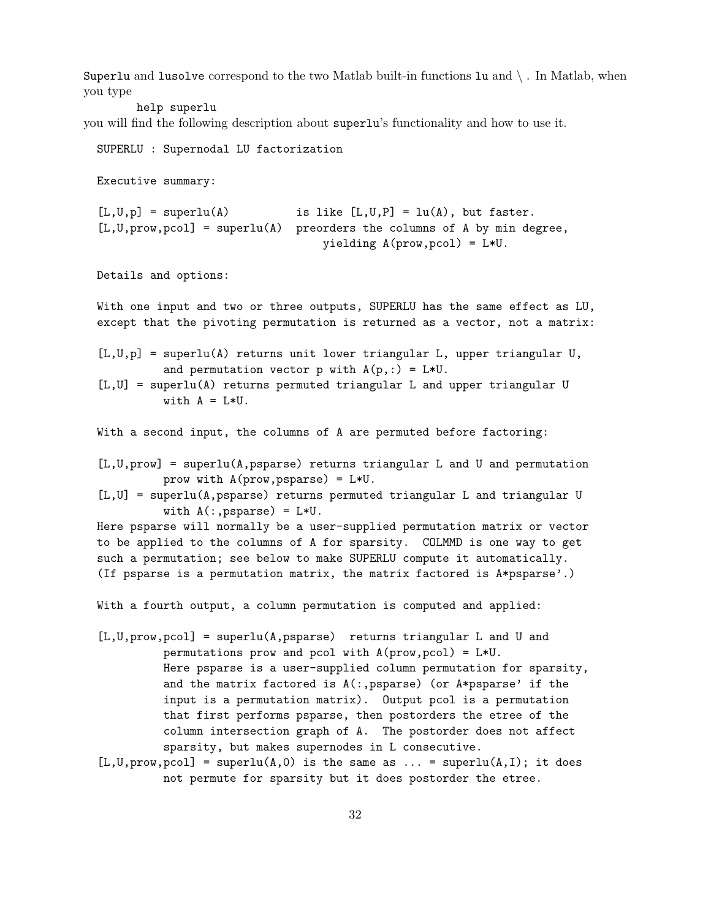`Superlu` and `lusolve` correspond to the two Matlab built-in functions `lu` and \ . In Matlab, when you type

```
help superlu
```

you will find the following description about `superlu`'s functionality and how to use it.

```
SUPERLU : Supernodal LU factorization

Executive summary:

[L,U,p] = superlu(A)          is like [L,U,P] = lu(A), but faster.
[L,U,prow,pcol] = superlu(A)  preorders the columns of A by min degree,
                                  yielding A(prow,pcol) = L*U.

Details and options:

With one input and two or three outputs, SUPERLU has the same effect as LU,
except that the pivoting permutation is returned as a vector, not a matrix:

[L,U,p] = superlu(A) returns unit lower triangular L, upper triangular U,
          and permutation vector p with A(p,:) = L*U.
[L,U] = superlu(A) returns permuted triangular L and upper triangular U
          with A = L*U.

With a second input, the columns of A are permuted before factoring:

[L,U,prow] = superlu(A,psparse) returns triangular L and U and permutation
          prow with A(prow,psparse) = L*U.
[L,U] = superlu(A,psparse) returns permuted triangular L and triangular U
          with A(:,psparse) = L*U.
Here psparse will normally be a user-supplied permutation matrix or vector
to be applied to the columns of A for sparsity.  COLMMD is one way to get
such a permutation; see below to make SUPERLU compute it automatically.
(If psparse is a permutation matrix, the matrix factored is A*psparse'.)

With a fourth output, a column permutation is computed and applied:

[L,U,prow,pcol] = superlu(A,psparse)  returns triangular L and U and
          permutations prow and pcol with A(prow,pcol) = L*U.
          Here psparse is a user-supplied column permutation for sparsity,
          and the matrix factored is A(:,psparse) (or A*psparse' if the
          input is a permutation matrix).  Output pcol is a permutation
          that first performs psparse, then postorders the etree of the
          column intersection graph of A.  The postorder does not affect
          sparsity, but makes supernodes in L consecutive.
[L,U,prow,pcol] = superlu(A,0) is the same as ... = superlu(A,I); it does
          not permute for sparsity but it does postorder the etree.
```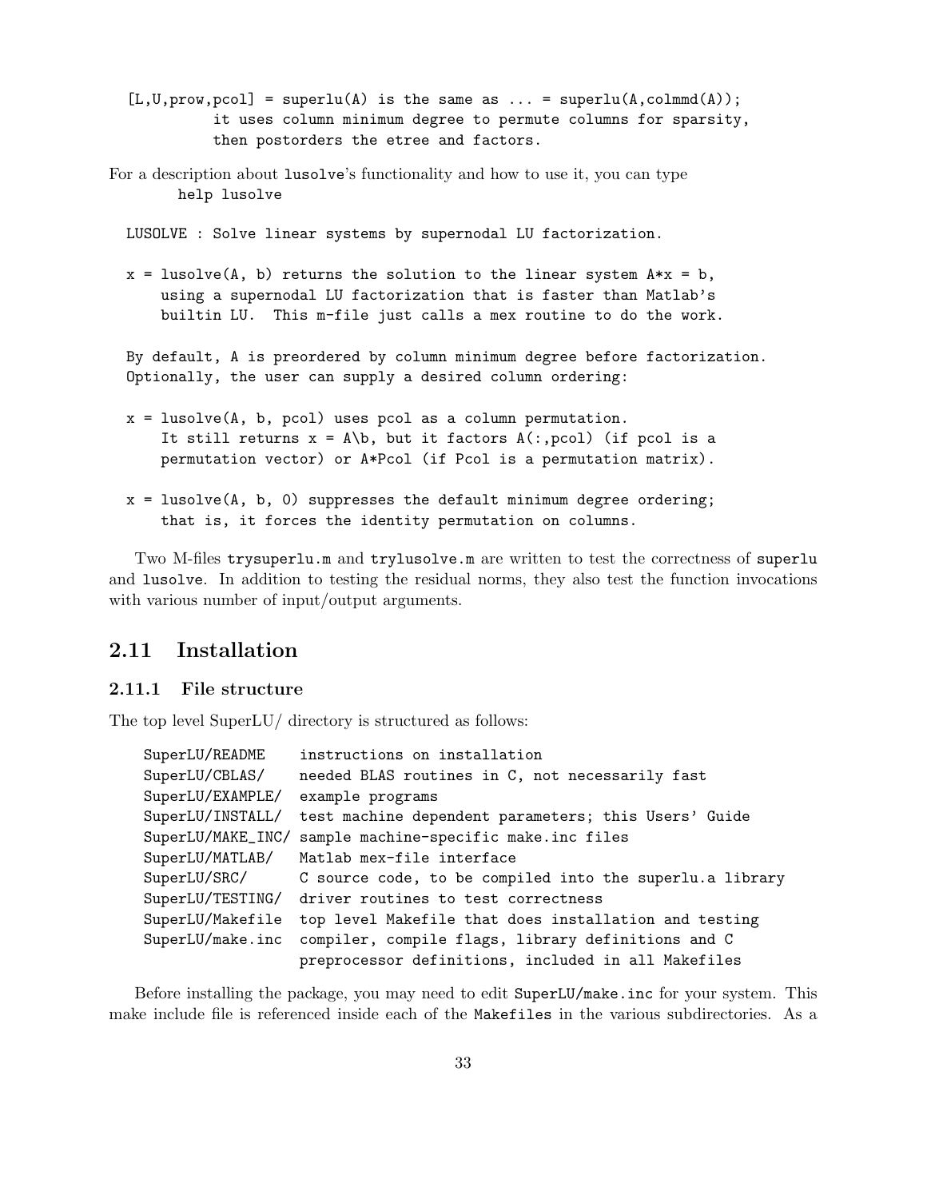```
  [L,U,prow,pcol] = superlu(A) is the same as ... = superlu(A,colmmd(A));
            it uses column minimum degree to permute columns for sparsity,
            then postorders the etree and factors.
```

For a description about `lusolve`'s functionality and how to use it, you can type

```
help lusolve
```

```
  LUSOLVE : Solve linear systems by supernodal LU factorization.

  x = lusolve(A, b) returns the solution to the linear system A*x = b,
      using a supernodal LU factorization that is faster than Matlab's
      builtin LU.  This m-file just calls a mex routine to do the work.

  By default, A is preordered by column minimum degree before factorization.
  Optionally, the user can supply a desired column ordering:

  x = lusolve(A, b, pcol) uses pcol as a column permutation.
      It still returns x = A\b, but it factors A(:,pcol) (if pcol is a
      permutation vector) or A*Pcol (if Pcol is a permutation matrix).

  x = lusolve(A, b, 0) suppresses the default minimum degree ordering;
      that is, it forces the identity permutation on columns.
```

Two M-files `trysuperlu.m` and `trylusolve.m` are written to test the correctness of `superlu` and `lusolve`. In addition to testing the residual norms, they also test the function invocations with various number of input/output arguments.

## 2.11 Installation

### 2.11.1 File structure

The top level SuperLU/ directory is structured as follows:

```
SuperLU/README    instructions on installation
SuperLU/CBLAS/    needed BLAS routines in C, not necessarily fast
SuperLU/EXAMPLE/  example programs
SuperLU/INSTALL/  test machine dependent parameters; this Users' Guide
SuperLU/MAKE_INC/ sample machine-specific make.inc files
SuperLU/MATLAB/   Matlab mex-file interface
SuperLU/SRC/      C source code, to be compiled into the superlu.a library
SuperLU/TESTING/  driver routines to test correctness
SuperLU/Makefile  top level Makefile that does installation and testing
SuperLU/make.inc  compiler, compile flags, library definitions and C
                  preprocessor definitions, included in all Makefiles
```

Before installing the package, you may need to edit `SuperLU/make.inc` for your system. This make include file is referenced inside each of the `Makefiles` in the various subdirectories. As a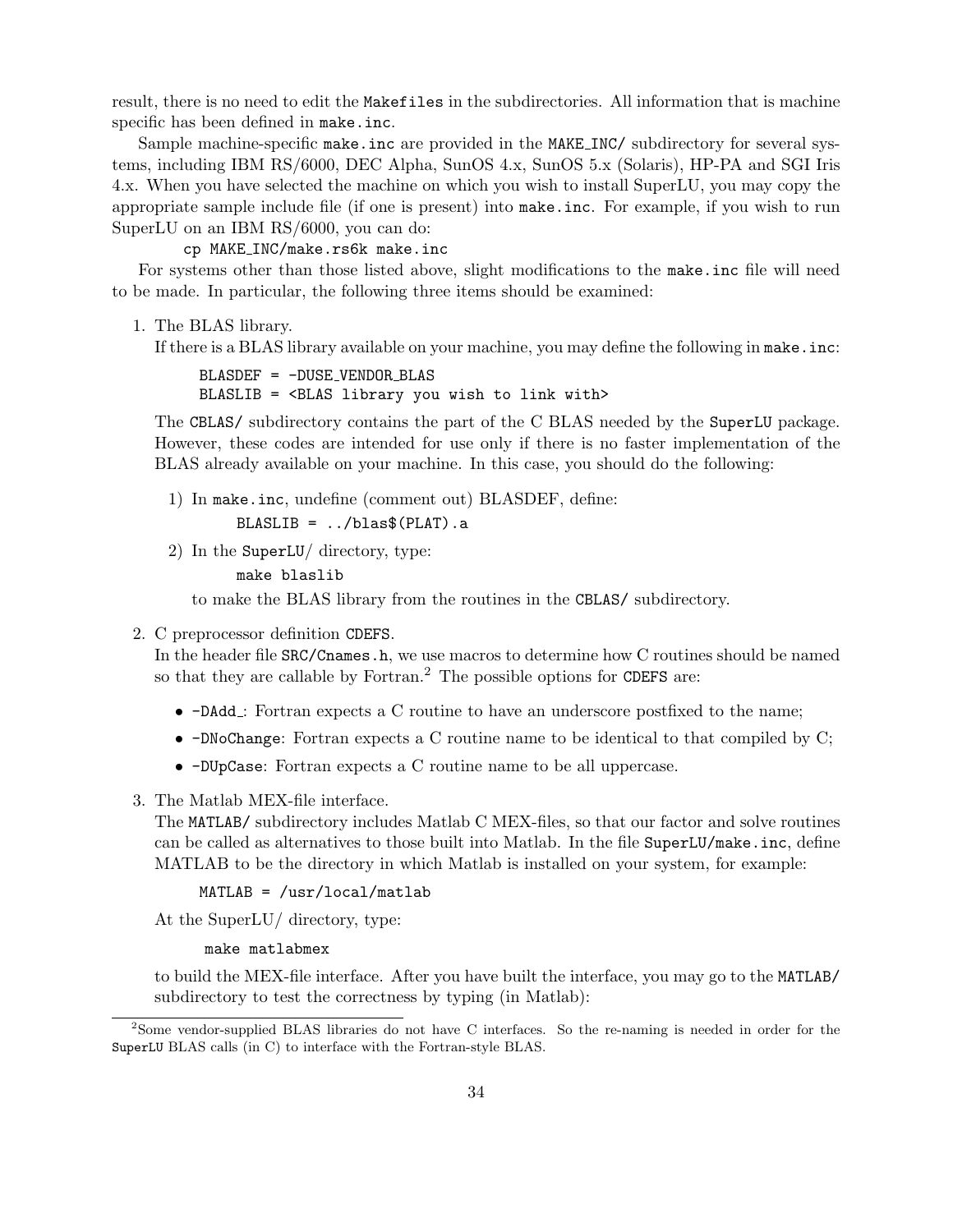result, there is no need to edit the `Makefiles` in the subdirectories. All information that is machine specific has been defined in `make.inc`.

Sample machine-specific `make.inc` are provided in the `MAKE_INC/` subdirectory for several systems, including IBM RS/6000, DEC Alpha, SunOS 4.x, SunOS 5.x (Solaris), HP-PA and SGI Iris 4.x. When you have selected the machine on which you wish to install SuperLU, you may copy the appropriate sample include file (if one is present) into `make.inc`. For example, if you wish to run SuperLU on an IBM RS/6000, you can do:

```
cp MAKE_INC/make.rs6k make.inc
```

For systems other than those listed above, slight modifications to the `make.inc` file will need to be made. In particular, the following three items should be examined:

1. The BLAS library.
   If there is a BLAS library available on your machine, you may define the following in `make.inc`:

   ```
   BLASDEF = -DUSE_VENDOR_BLAS
   BLASLIB = <BLAS library you wish to link with>
   ```

   The `CBLAS/` subdirectory contains the part of the C BLAS needed by the `SuperLU` package. However, these codes are intended for use only if there is no faster implementation of the BLAS already available on your machine. In this case, you should do the following:

   1) In `make.inc`, undefine (comment out) BLASDEF, define:
      ```
      BLASLIB = ../blas$(PLAT).a
      ```
   2) In the `SuperLU/` directory, type:
      ```
      make blaslib
      ```
      to make the BLAS library from the routines in the `CBLAS/` subdirectory.

2. C preprocessor definition `CDEFS`.
   In the header file `SRC/Cnames.h`, we use macros to determine how C routines should be named so that they are callable by Fortran.[2] The possible options for `CDEFS` are:

   - `-DAdd_`: Fortran expects a C routine to have an underscore postfixed to the name;
   - `-DNoChange`: Fortran expects a C routine name to be identical to that compiled by C;
   - `-DUpCase`: Fortran expects a C routine name to be all uppercase.

3. The Matlab MEX-file interface.
   The `MATLAB/` subdirectory includes Matlab C MEX-files, so that our factor and solve routines can be called as alternatives to those built into Matlab. In the file `SuperLU/make.inc`, define MATLAB to be the directory in which Matlab is installed on your system, for example:

   ```
   MATLAB = /usr/local/matlab
   ```

   At the SuperLU/ directory, type:

   ```
   make matlabmex
   ```

   to build the MEX-file interface. After you have built the interface, you may go to the `MATLAB/` subdirectory to test the correctness by typing (in Matlab):

[2] Some vendor-supplied BLAS libraries do not have C interfaces. So the re-naming is needed in order for the `SuperLU` BLAS calls (in C) to interface with the Fortran-style BLAS.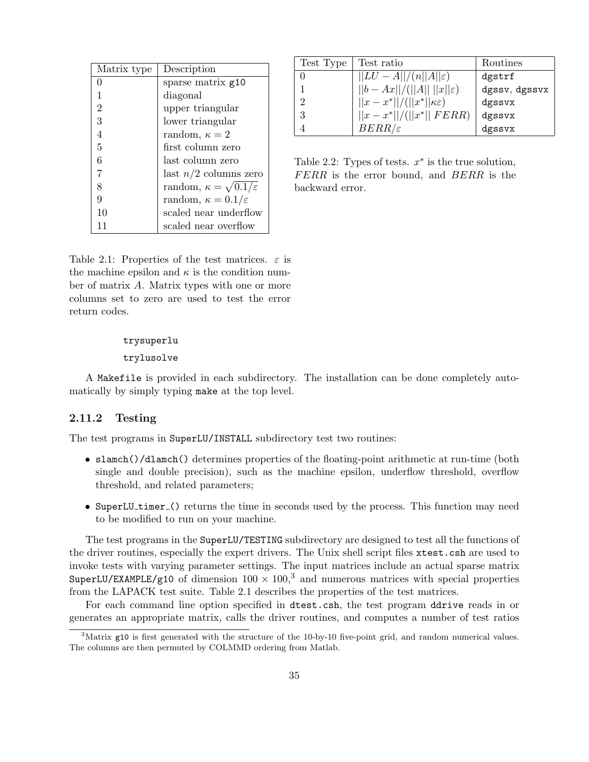| Matrix type | Description |
| --- | --- |
| 0 | sparse matrix `g10` |
| 1 | diagonal |
| 2 | upper triangular |
| 3 | lower triangular |
| 4 | random, $\kappa = 2$ |
| 5 | first column zero |
| 6 | last column zero |
| 7 | last $n/2$ columns zero |
| 8 | random, $\kappa = \sqrt{0.1/\varepsilon}$ |
| 9 | random, $\kappa = 0.1/\varepsilon$ |
| 10 | scaled near underflow |
| 11 | scaled near overflow |

Table 2.1: Properties of the test matrices. $\varepsilon$ is the machine epsilon and $\kappa$ is the condition number of matrix $A$. Matrix types with one or more columns set to zero are used to test the error return codes.

| Test Type | Test ratio | Routines |
| --- | --- | --- |
| 0 | $\|\|LU - A\|\|/(n\|\|A\|\|\varepsilon)$ | `dgstrf` |
| 1 | $\|\|b - Ax\|\|/(\|\|A\|\| \, \|\|x\|\|\varepsilon)$ | `dgssv`, `dgssvx` |
| 2 | $\|\|x - x^*\|\|/(\|\|x^*\|\|\kappa\varepsilon)$ | `dgssvx` |
| 3 | $\|\|x - x^*\|\|/(\|\|x^*\|\| \, FERR)$ | `dgssvx` |
| 4 | $BERR/\varepsilon$ | `dgssvx` |

Table 2.2: Types of tests. $x^*$ is the true solution, $FERR$ is the error bound, and $BERR$ is the backward error.

```
trysuperlu
trylusolve
```

A `Makefile` is provided in each subdirectory. The installation can be done completely automatically by simply typing `make` at the top level.

### 2.11.2 Testing

The test programs in `SuperLU/INSTALL` subdirectory test two routines:

- `slamch()/dlamch()` determines properties of the floating-point arithmetic at run-time (both single and double precision), such as the machine epsilon, underflow threshold, overflow threshold, and related parameters;
- `SuperLU_timer_()` returns the time in seconds used by the process. This function may need to be modified to run on your machine.

The test programs in the `SuperLU/TESTING` subdirectory are designed to test all the functions of the driver routines, especially the expert drivers. The Unix shell script files `xtest.csh` are used to invoke tests with varying parameter settings. The input matrices include an actual sparse matrix `SuperLU/EXAMPLE/g10` of dimension $100 \times 100$,[3] and numerous matrices with special properties from the LAPACK test suite. Table 2.1 describes the properties of the test matrices.

For each command line option specified in `dtest.csh`, the test program `ddrive` reads in or generates an appropriate matrix, calls the driver routines, and computes a number of test ratios

[3] Matrix `g10` is first generated with the structure of the 10-by-10 five-point grid, and random numerical values. The columns are then permuted by COLMMD ordering from Matlab.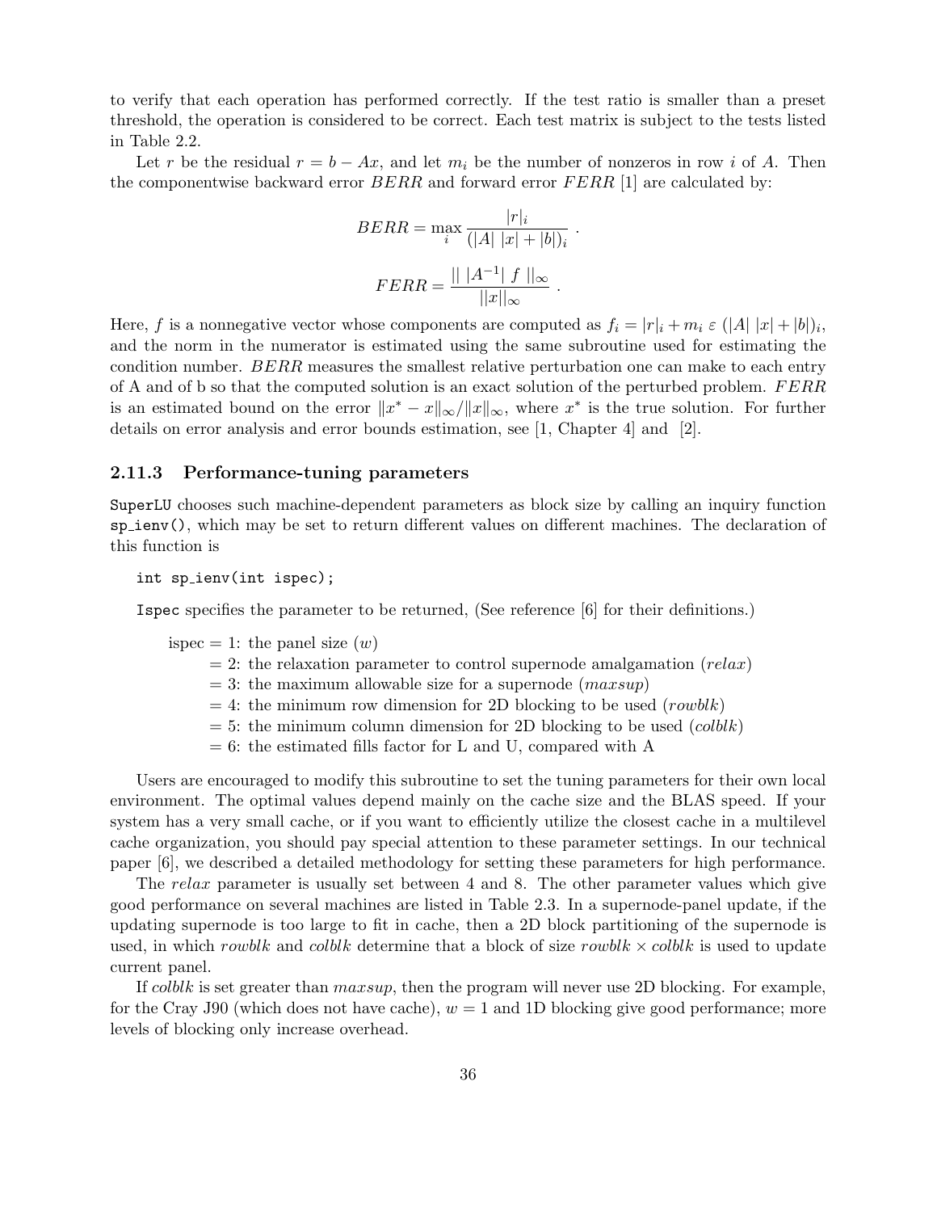to verify that each operation has performed correctly. If the test ratio is smaller than a preset threshold, the operation is considered to be correct. Each test matrix is subject to the tests listed in Table 2.2.

Let $r$ be the residual $r = b - Ax$, and let $m_i$ be the number of nonzeros in row $i$ of $A$. Then the componentwise backward error $BERR$ and forward error $FERR$ [1] are calculated by:

$$BERR = \max_i \frac{|r|_i}{(|A|\ |x| + |b|)_i} \ .$$

$$FERR = \frac{||\ |A^{-1}|\ f\ ||_\infty}{||x||_\infty} \ .$$

Here, $f$ is a nonnegative vector whose components are computed as $f_i = |r|_i + m_i\ \varepsilon\ (|A|\ |x| + |b|)_i$, and the norm in the numerator is estimated using the same subroutine used for estimating the condition number. $BERR$ measures the smallest relative perturbation one can make to each entry of A and of b so that the computed solution is an exact solution of the perturbed problem. $FERR$ is an estimated bound on the error $\|x^* - x\|_\infty / \|x\|_\infty$, where $x^*$ is the true solution. For further details on error analysis and error bounds estimation, see [1, Chapter 4] and [2].

### 2.11.3 Performance-tuning parameters

SuperLU chooses such machine-dependent parameters as block size by calling an inquiry function sp_ienv(), which may be set to return different values on different machines. The declaration of this function is

```
int sp_ienv(int ispec);
```

Ispec specifies the parameter to be returned, (See reference [6] for their definitions.)

ispec = 1: the panel size ($w$)
  = 2: the relaxation parameter to control supernode amalgamation ($relax$)
  = 3: the maximum allowable size for a supernode ($maxsup$)
  = 4: the minimum row dimension for 2D blocking to be used ($rowblk$)
  = 5: the minimum column dimension for 2D blocking to be used ($colblk$)
  = 6: the estimated fills factor for L and U, compared with A

Users are encouraged to modify this subroutine to set the tuning parameters for their own local environment. The optimal values depend mainly on the cache size and the BLAS speed. If your system has a very small cache, or if you want to efficiently utilize the closest cache in a multilevel cache organization, you should pay special attention to these parameter settings. In our technical paper [6], we described a detailed methodology for setting these parameters for high performance.

The $relax$ parameter is usually set between 4 and 8. The other parameter values which give good performance on several machines are listed in Table 2.3. In a supernode-panel update, if the updating supernode is too large to fit in cache, then a 2D block partitioning of the supernode is used, in which $rowblk$ and $colblk$ determine that a block of size $rowblk \times colblk$ is used to update current panel.

If $colblk$ is set greater than $maxsup$, then the program will never use 2D blocking. For example, for the Cray J90 (which does not have cache), $w = 1$ and 1D blocking give good performance; more levels of blocking only increase overhead.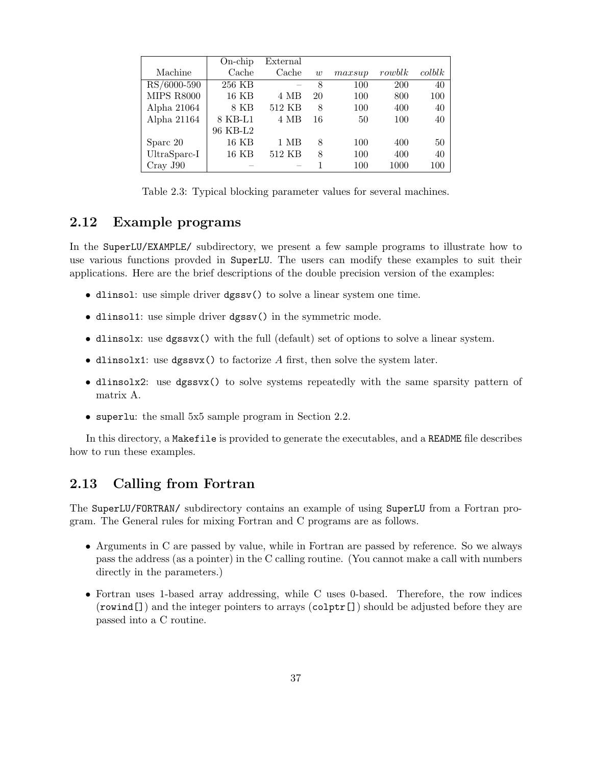| Machine | On-chip Cache | External Cache | $w$ | $maxsup$ | $rowblk$ | $colblk$ |
|---|---|---|---|---|---|---|
| RS/6000-590 | 256 KB | – | 8 | 100 | 200 | 40 |
| MIPS R8000 | 16 KB | 4 MB | 20 | 100 | 800 | 100 |
| Alpha 21064 | 8 KB | 512 KB | 8 | 100 | 400 | 40 |
| Alpha 21164 | 8 KB-L1 96 KB-L2 | 4 MB | 16 | 50 | 100 | 40 |
| Sparc 20 | 16 KB | 1 MB | 8 | 100 | 400 | 50 |
| UltraSparc-I | 16 KB | 512 KB | 8 | 100 | 400 | 40 |
| Cray J90 | – | – | 1 | 100 | 1000 | 100 |

Table 2.3: Typical blocking parameter values for several machines.

## 2.12 Example programs

In the `SuperLU/EXAMPLE/` subdirectory, we present a few sample programs to illustrate how to use various functions provded in `SuperLU`. The users can modify these examples to suit their applications. Here are the brief descriptions of the double precision version of the examples:

- `dlinsol`: use simple driver `dgssv()` to solve a linear system one time.
- `dlinsol1`: use simple driver `dgssv()` in the symmetric mode.
- `dlinsolx`: use `dgssvx()` with the full (default) set of options to solve a linear system.
- `dlinsolx1`: use `dgssvx()` to factorize $A$ first, then solve the system later.
- `dlinsolx2`: use `dgssvx()` to solve systems repeatedly with the same sparsity pattern of matrix A.
- `superlu`: the small 5x5 sample program in Section 2.2.

In this directory, a `Makefile` is provided to generate the executables, and a `README` file describes how to run these examples.

## 2.13 Calling from Fortran

The `SuperLU/FORTRAN/` subdirectory contains an example of using `SuperLU` from a Fortran program. The General rules for mixing Fortran and C programs are as follows.

- Arguments in C are passed by value, while in Fortran are passed by reference. So we always pass the address (as a pointer) in the C calling routine. (You cannot make a call with numbers directly in the parameters.)
- Fortran uses 1-based array addressing, while C uses 0-based. Therefore, the row indices (`rowind[]`) and the integer pointers to arrays (`colptr[]`) should be adjusted before they are passed into a C routine.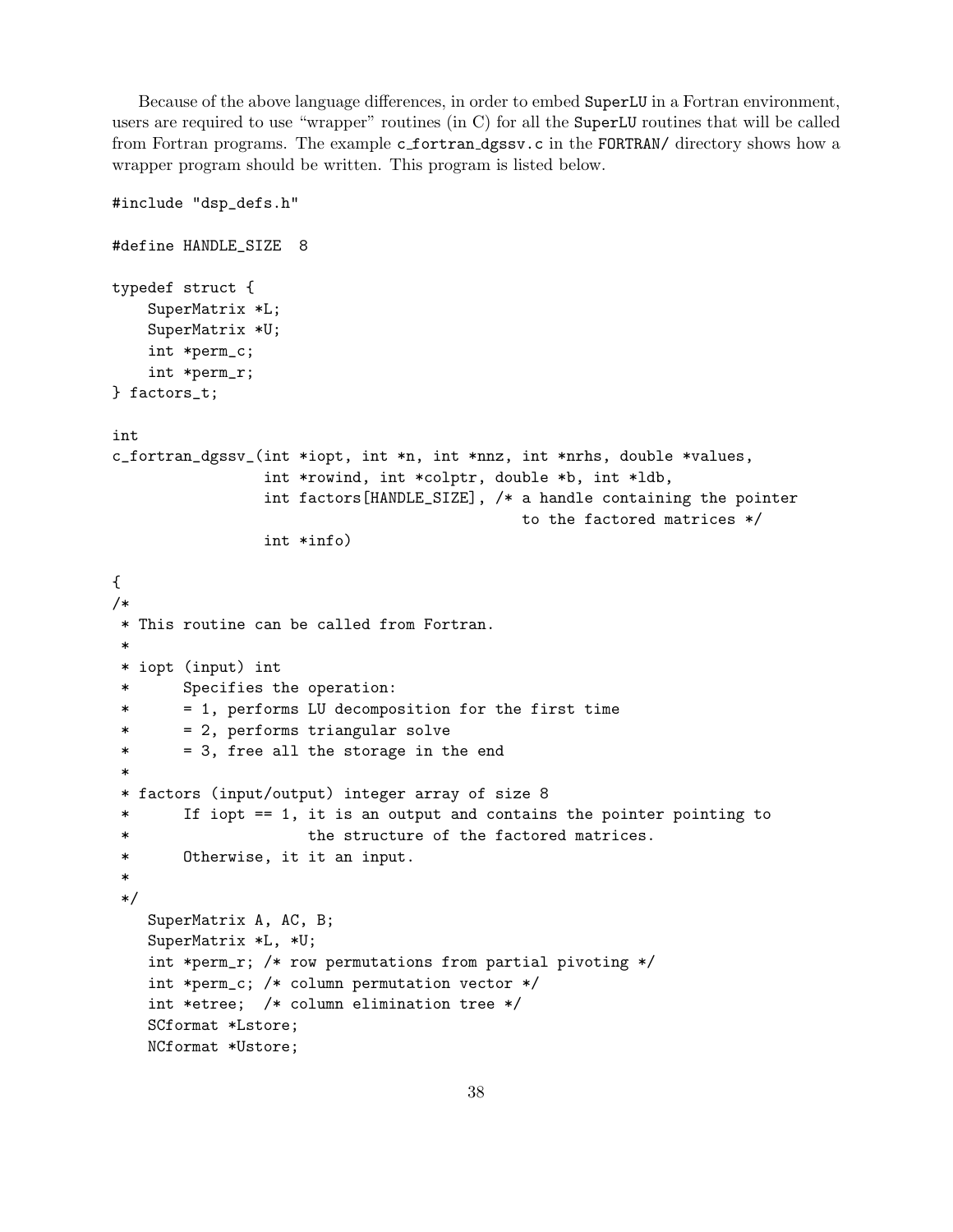Because of the above language differences, in order to embed SuperLU in a Fortran environment, users are required to use "wrapper" routines (in C) for all the SuperLU routines that will be called from Fortran programs. The example c_fortran_dgssv.c in the FORTRAN/ directory shows how a wrapper program should be written. This program is listed below.

```
#include "dsp_defs.h"

#define HANDLE_SIZE  8

typedef struct {
    SuperMatrix *L;
    SuperMatrix *U;
    int *perm_c;
    int *perm_r;
} factors_t;

int
c_fortran_dgssv_(int *iopt, int *n, int *nnz, int *nrhs, double *values,
                 int *rowind, int *colptr, double *b, int *ldb,
                 int factors[HANDLE_SIZE], /* a handle containing the pointer
                                              to the factored matrices */
                 int *info)

{
/*
 * This routine can be called from Fortran.
 *
 * iopt (input) int
 *      Specifies the operation:
 *      = 1, performs LU decomposition for the first time
 *      = 2, performs triangular solve
 *      = 3, free all the storage in the end
 *
 * factors (input/output) integer array of size 8
 *      If iopt == 1, it is an output and contains the pointer pointing to
 *                    the structure of the factored matrices.
 *      Otherwise, it it an input.
 *
 */
    SuperMatrix A, AC, B;
    SuperMatrix *L, *U;
    int *perm_r; /* row permutations from partial pivoting */
    int *perm_c; /* column permutation vector */
    int *etree;  /* column elimination tree */
    SCformat *Lstore;
    NCformat *Ustore;
```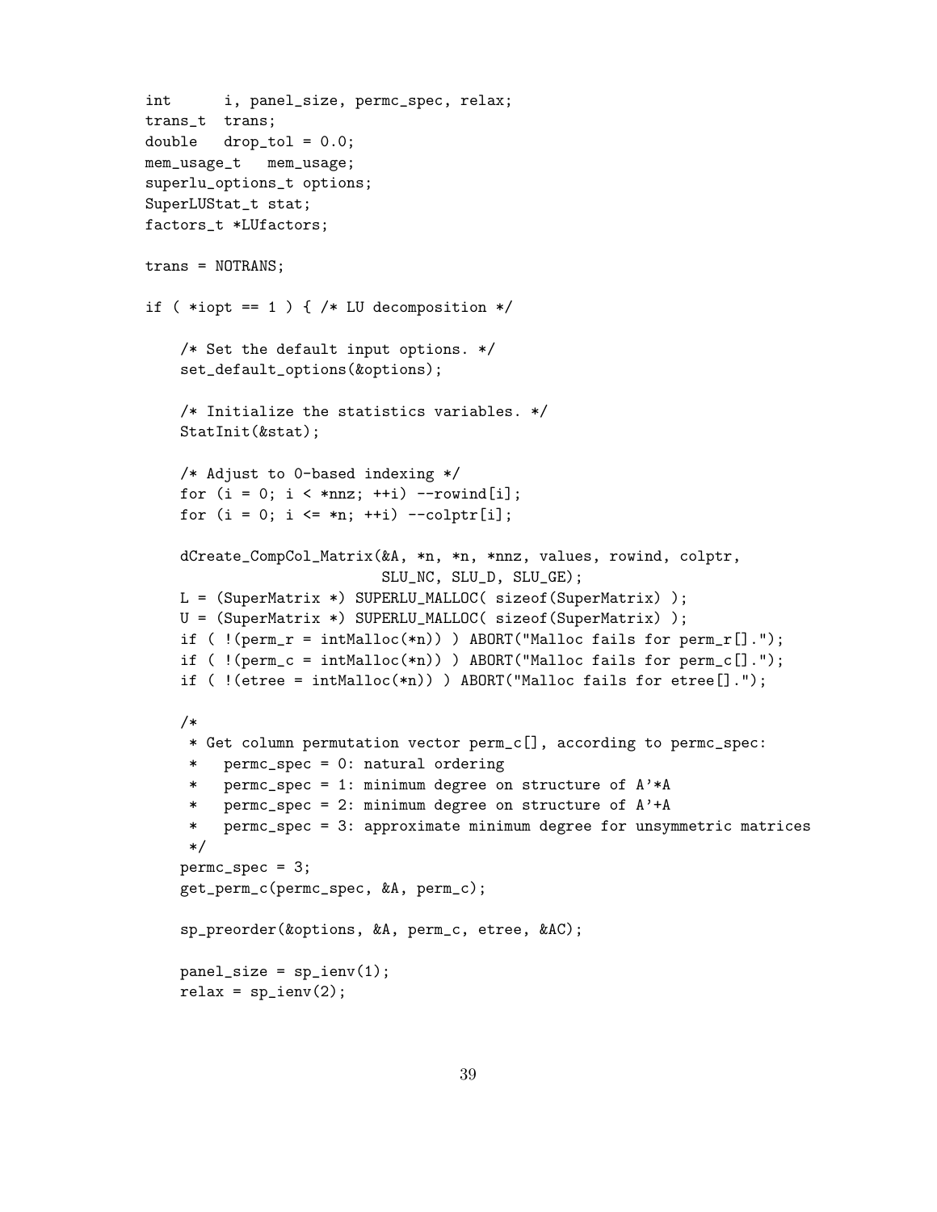```
int      i, panel_size, permc_spec, relax;
trans_t  trans;
double   drop_tol = 0.0;
mem_usage_t   mem_usage;
superlu_options_t options;
SuperLUStat_t stat;
factors_t *LUfactors;

trans = NOTRANS;

if ( *iopt == 1 ) { /* LU decomposition */

    /* Set the default input options. */
    set_default_options(&options);

    /* Initialize the statistics variables. */
    StatInit(&stat);

    /* Adjust to 0-based indexing */
    for (i = 0; i < *nnz; ++i) --rowind[i];
    for (i = 0; i <= *n; ++i) --colptr[i];

    dCreate_CompCol_Matrix(&A, *n, *n, *nnz, values, rowind, colptr,
                           SLU_NC, SLU_D, SLU_GE);
    L = (SuperMatrix *) SUPERLU_MALLOC( sizeof(SuperMatrix) );
    U = (SuperMatrix *) SUPERLU_MALLOC( sizeof(SuperMatrix) );
    if ( !(perm_r = intMalloc(*n)) ) ABORT("Malloc fails for perm_r[].");
    if ( !(perm_c = intMalloc(*n)) ) ABORT("Malloc fails for perm_c[].");
    if ( !(etree = intMalloc(*n)) ) ABORT("Malloc fails for etree[].");

    /*
     * Get column permutation vector perm_c[], according to permc_spec:
     *   permc_spec = 0: natural ordering
     *   permc_spec = 1: minimum degree on structure of A'*A
     *   permc_spec = 2: minimum degree on structure of A'+A
     *   permc_spec = 3: approximate minimum degree for unsymmetric matrices
     */
    permc_spec = 3;
    get_perm_c(permc_spec, &A, perm_c);

    sp_preorder(&options, &A, perm_c, etree, &AC);

    panel_size = sp_ienv(1);
    relax = sp_ienv(2);
```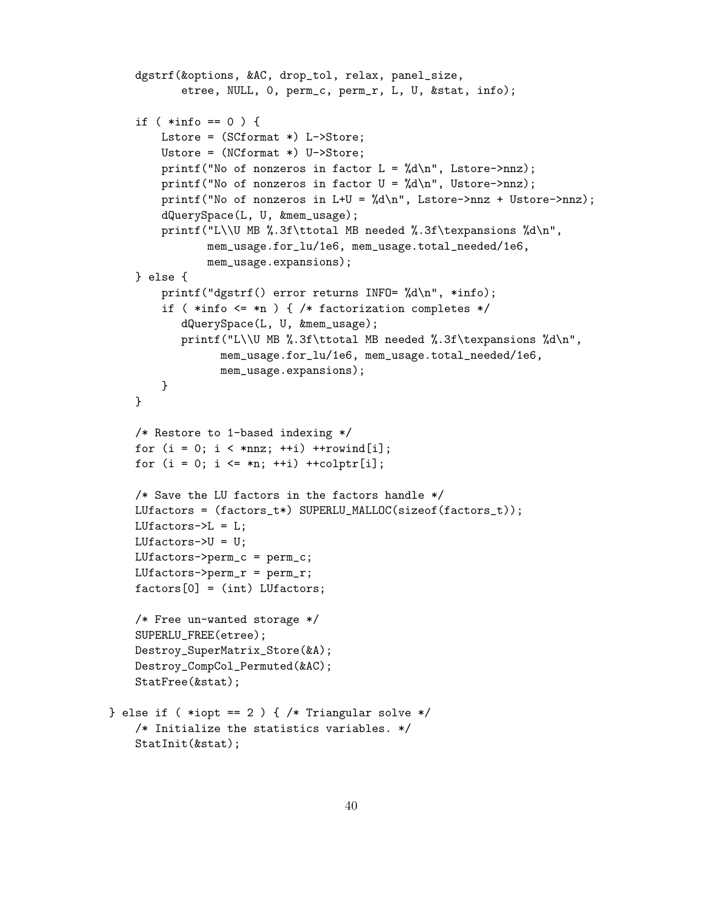```
    dgstrf(&options, &AC, drop_tol, relax, panel_size,
           etree, NULL, 0, perm_c, perm_r, L, U, &stat, info);

    if ( *info == 0 ) {
        Lstore = (SCformat *) L->Store;
        Ustore = (NCformat *) U->Store;
        printf("No of nonzeros in factor L = %d\n", Lstore->nnz);
        printf("No of nonzeros in factor U = %d\n", Ustore->nnz);
        printf("No of nonzeros in L+U = %d\n", Lstore->nnz + Ustore->nnz);
        dQuerySpace(L, U, &mem_usage);
        printf("L\\U MB %.3f\ttotal MB needed %.3f\texpansions %d\n",
               mem_usage.for_lu/1e6, mem_usage.total_needed/1e6,
               mem_usage.expansions);
    } else {
        printf("dgstrf() error returns INFO= %d\n", *info);
        if ( *info <= *n ) { /* factorization completes */
           dQuerySpace(L, U, &mem_usage);
           printf("L\\U MB %.3f\ttotal MB needed %.3f\texpansions %d\n",
                  mem_usage.for_lu/1e6, mem_usage.total_needed/1e6,
                  mem_usage.expansions);
        }
    }

    /* Restore to 1-based indexing */
    for (i = 0; i < *nnz; ++i) ++rowind[i];
    for (i = 0; i <= *n; ++i) ++colptr[i];

    /* Save the LU factors in the factors handle */
    LUfactors = (factors_t*) SUPERLU_MALLOC(sizeof(factors_t));
    LUfactors->L = L;
    LUfactors->U = U;
    LUfactors->perm_c = perm_c;
    LUfactors->perm_r = perm_r;
    factors[0] = (int) LUfactors;

    /* Free un-wanted storage */
    SUPERLU_FREE(etree);
    Destroy_SuperMatrix_Store(&A);
    Destroy_CompCol_Permuted(&AC);
    StatFree(&stat);

} else if ( *iopt == 2 ) { /* Triangular solve */
    /* Initialize the statistics variables. */
    StatInit(&stat);
```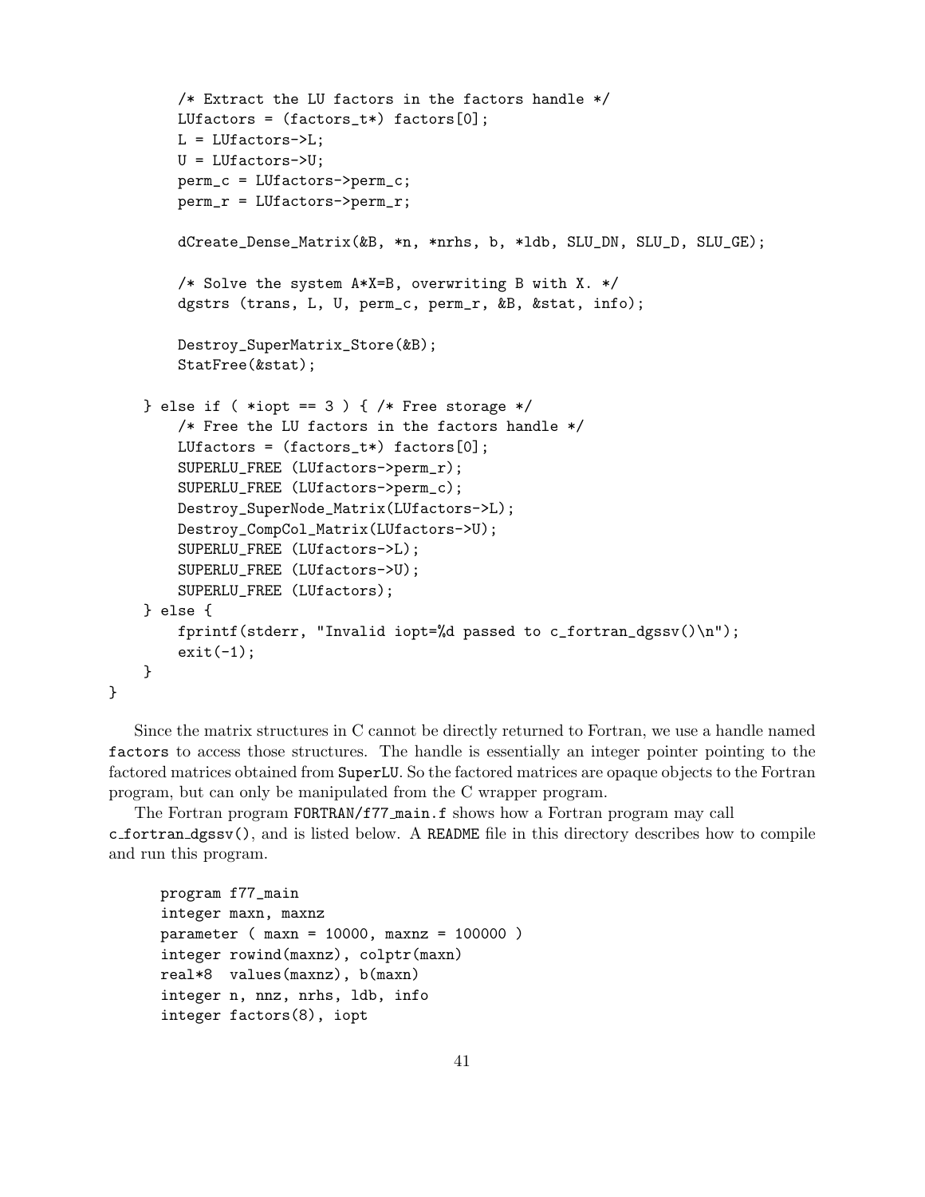```
        /* Extract the LU factors in the factors handle */
        LUfactors = (factors_t*) factors[0];
        L = LUfactors->L;
        U = LUfactors->U;
        perm_c = LUfactors->perm_c;
        perm_r = LUfactors->perm_r;

        dCreate_Dense_Matrix(&B, *n, *nrhs, b, *ldb, SLU_DN, SLU_D, SLU_GE);

        /* Solve the system A*X=B, overwriting B with X. */
        dgstrs (trans, L, U, perm_c, perm_r, &B, &stat, info);

        Destroy_SuperMatrix_Store(&B);
        StatFree(&stat);

    } else if ( *iopt == 3 ) { /* Free storage */
        /* Free the LU factors in the factors handle */
        LUfactors = (factors_t*) factors[0];
        SUPERLU_FREE (LUfactors->perm_r);
        SUPERLU_FREE (LUfactors->perm_c);
        Destroy_SuperNode_Matrix(LUfactors->L);
        Destroy_CompCol_Matrix(LUfactors->U);
        SUPERLU_FREE (LUfactors->L);
        SUPERLU_FREE (LUfactors->U);
        SUPERLU_FREE (LUfactors);
    } else {
        fprintf(stderr, "Invalid iopt=%d passed to c_fortran_dgssv()\n");
        exit(-1);
    }
}
```

Since the matrix structures in C cannot be directly returned to Fortran, we use a handle named `factors` to access those structures. The handle is essentially an integer pointer pointing to the factored matrices obtained from `SuperLU`. So the factored matrices are opaque objects to the Fortran program, but can only be manipulated from the C wrapper program.

The Fortran program `FORTRAN/f77_main.f` shows how a Fortran program may call `c_fortran_dgssv()`, and is listed below. A `README` file in this directory describes how to compile and run this program.

```
      program f77_main
      integer maxn, maxnz
      parameter ( maxn = 10000, maxnz = 100000 )
      integer rowind(maxnz), colptr(maxn)
      real*8  values(maxnz), b(maxn)
      integer n, nnz, nrhs, ldb, info
      integer factors(8), iopt
```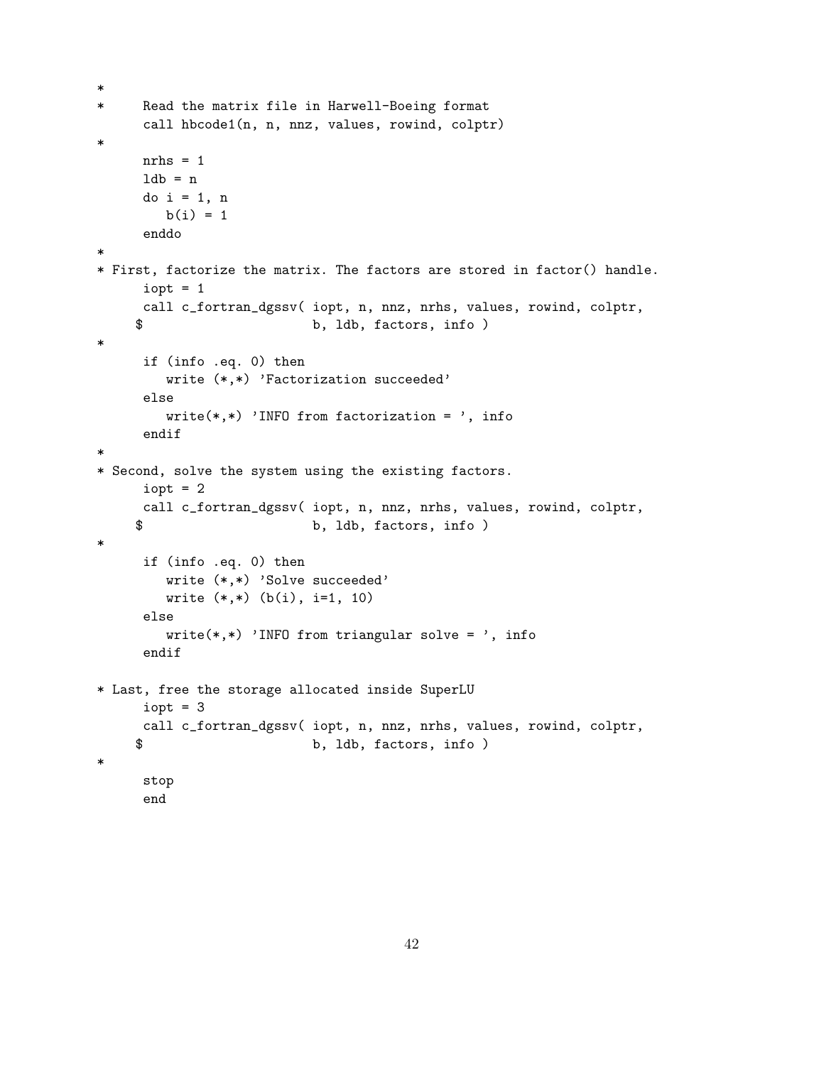```
*
*     Read the matrix file in Harwell-Boeing format
      call hbcode1(n, n, nnz, values, rowind, colptr)
*
      nrhs = 1
      ldb = n
      do i = 1, n
         b(i) = 1
      enddo
*
* First, factorize the matrix. The factors are stored in factor() handle.
      iopt = 1
      call c_fortran_dgssv( iopt, n, nnz, nrhs, values, rowind, colptr,
     $                      b, ldb, factors, info )
*
      if (info .eq. 0) then
         write (*,*) 'Factorization succeeded'
      else
         write(*,*) 'INFO from factorization = ', info
      endif
*
* Second, solve the system using the existing factors.
      iopt = 2
      call c_fortran_dgssv( iopt, n, nnz, nrhs, values, rowind, colptr,
     $                      b, ldb, factors, info )
*
      if (info .eq. 0) then
         write (*,*) 'Solve succeeded'
         write (*,*) (b(i), i=1, 10)
      else
         write(*,*) 'INFO from triangular solve = ', info
      endif

* Last, free the storage allocated inside SuperLU
      iopt = 3
      call c_fortran_dgssv( iopt, n, nnz, nrhs, values, rowind, colptr,
     $                      b, ldb, factors, info )
*
      stop
      end
```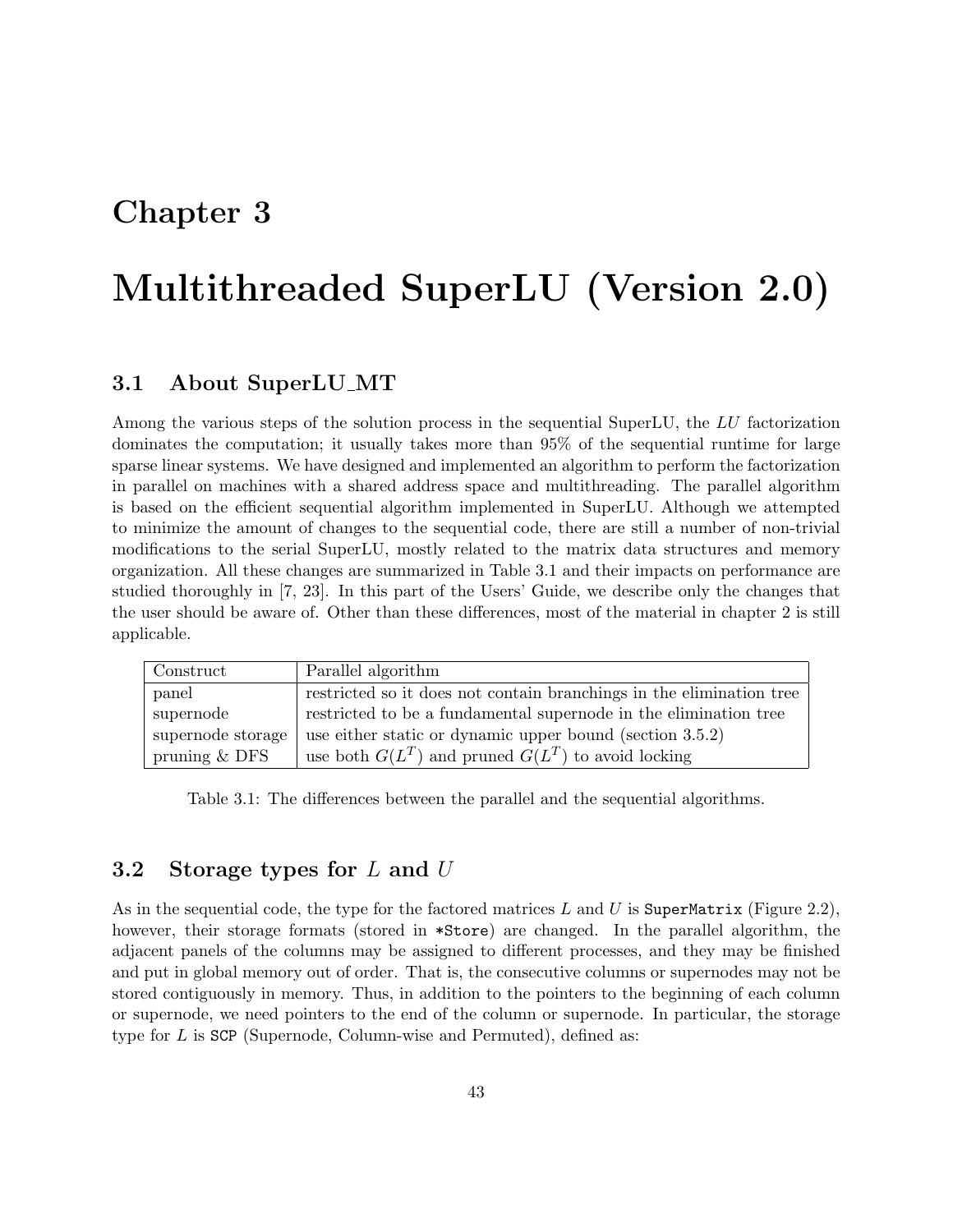# Chapter 3

# Multithreaded SuperLU (Version 2.0)

## 3.1 About SuperLU_MT

Among the various steps of the solution process in the sequential SuperLU, the $LU$ factorization dominates the computation; it usually takes more than 95% of the sequential runtime for large sparse linear systems. We have designed and implemented an algorithm to perform the factorization in parallel on machines with a shared address space and multithreading. The parallel algorithm is based on the efficient sequential algorithm implemented in SuperLU. Although we attempted to minimize the amount of changes to the sequential code, there are still a number of non-trivial modifications to the serial SuperLU, mostly related to the matrix data structures and memory organization. All these changes are summarized in Table 3.1 and their impacts on performance are studied thoroughly in [7, 23]. In this part of the Users' Guide, we describe only the changes that the user should be aware of. Other than these differences, most of the material in chapter 2 is still applicable.

| Construct | Parallel algorithm |
|---|---|
| panel | restricted so it does not contain branchings in the elimination tree |
| supernode | restricted to be a fundamental supernode in the elimination tree |
| supernode storage | use either static or dynamic upper bound (section 3.5.2) |
| pruning & DFS | use both $G(L^T)$ and pruned $G(L^T)$ to avoid locking |

Table 3.1: The differences between the parallel and the sequential algorithms.

## 3.2 Storage types for $L$ and $U$

As in the sequential code, the type for the factored matrices $L$ and $U$ is `SuperMatrix` (Figure 2.2), however, their storage formats (stored in `*Store`) are changed. In the parallel algorithm, the adjacent panels of the columns may be assigned to different processes, and they may be finished and put in global memory out of order. That is, the consecutive columns or supernodes may not be stored contiguously in memory. Thus, in addition to the pointers to the beginning of each column or supernode, we need pointers to the end of the column or supernode. In particular, the storage type for $L$ is `SCP` (Supernode, Column-wise and Permuted), defined as: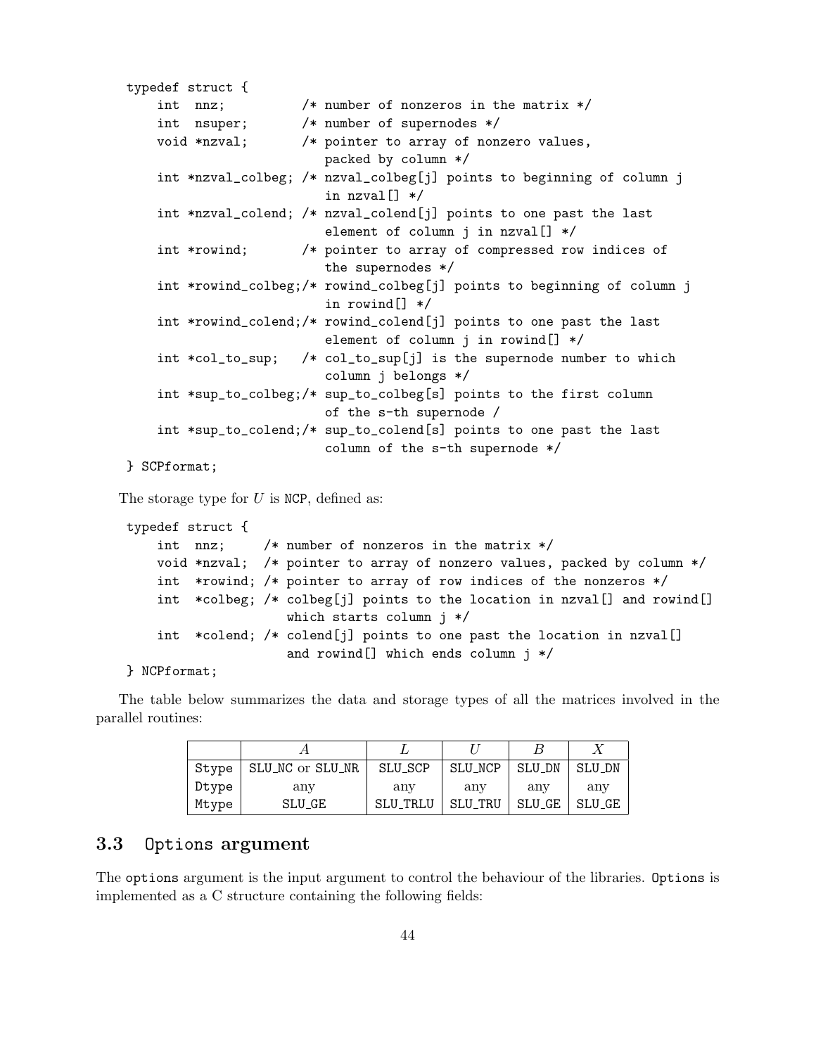```
typedef struct {
    int  nnz;          /* number of nonzeros in the matrix */
    int  nsuper;       /* number of supernodes */
    void *nzval;       /* pointer to array of nonzero values,
                          packed by column */
    int *nzval_colbeg; /* nzval_colbeg[j] points to beginning of column j
                          in nzval[] */
    int *nzval_colend; /* nzval_colend[j] points to one past the last
                          element of column j in nzval[] */
    int *rowind;       /* pointer to array of compressed row indices of
                          the supernodes */
    int *rowind_colbeg;/* rowind_colbeg[j] points to beginning of column j
                          in rowind[] */
    int *rowind_colend;/* rowind_colend[j] points to one past the last
                          element of column j in rowind[] */
    int *col_to_sup;   /* col_to_sup[j] is the supernode number to which
                          column j belongs */
    int *sup_to_colbeg;/* sup_to_colbeg[s] points to the first column
                          of the s-th supernode /
    int *sup_to_colend;/* sup_to_colend[s] points to one past the last
                          column of the s-th supernode */
} SCPformat;
```

The storage type for $U$ is NCP, defined as:

```
typedef struct {
    int  nnz;     /* number of nonzeros in the matrix */
    void *nzval;  /* pointer to array of nonzero values, packed by column */
    int  *rowind; /* pointer to array of row indices of the nonzeros */
    int  *colbeg; /* colbeg[j] points to the location in nzval[] and rowind[]
                     which starts column j */
    int  *colend; /* colend[j] points to one past the location in nzval[]
                     and rowind[] which ends column j */
} NCPformat;
```

The table below summarizes the data and storage types of all the matrices involved in the parallel routines:

| | $A$ | $L$ | $U$ | $B$ | $X$ |
|---|---|---|---|---|---|
| Stype | SLU_NC or SLU_NR | SLU_SCP | SLU_NCP | SLU_DN | SLU_DN |
| Dtype | any | any | any | any | any |
| Mtype | SLU_GE | SLU_TRLU | SLU_TRU | SLU_GE | SLU_GE |

## 3.3 Options argument

The options argument is the input argument to control the behaviour of the libraries. Options is implemented as a C structure containing the following fields: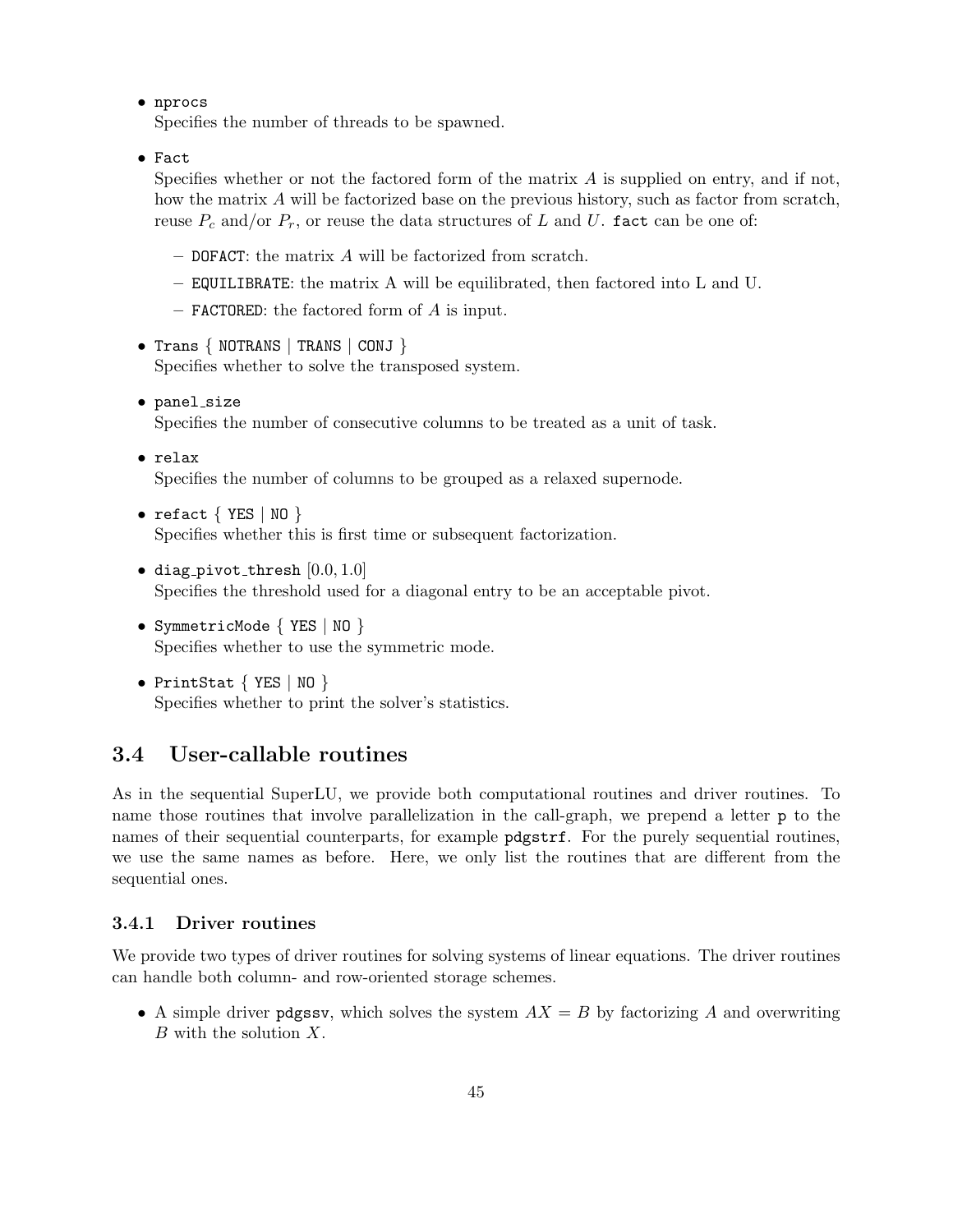- `nprocs`
  Specifies the number of threads to be spawned.

- `Fact`
  Specifies whether or not the factored form of the matrix $A$ is supplied on entry, and if not, how the matrix $A$ will be factorized base on the previous history, such as factor from scratch, reuse $P_c$ and/or $P_r$, or reuse the data structures of $L$ and $U$. `fact` can be one of:

  - `DOFACT`: the matrix $A$ will be factorized from scratch.
  - `EQUILIBRATE`: the matrix A will be equilibrated, then factored into L and U.
  - `FACTORED`: the factored form of $A$ is input.

- `Trans` { `NOTRANS` | `TRANS` | `CONJ` }
  Specifies whether to solve the transposed system.

- `panel_size`
  Specifies the number of consecutive columns to be treated as a unit of task.

- `relax`
  Specifies the number of columns to be grouped as a relaxed supernode.

- `refact` { `YES` | `NO` }
  Specifies whether this is first time or subsequent factorization.

- `diag_pivot_thresh` $[0.0, 1.0]$
  Specifies the threshold used for a diagonal entry to be an acceptable pivot.

- `SymmetricMode` { `YES` | `NO` }
  Specifies whether to use the symmetric mode.

- `PrintStat` { `YES` | `NO` }
  Specifies whether to print the solver's statistics.

## 3.4 User-callable routines

As in the sequential SuperLU, we provide both computational routines and driver routines. To name those routines that involve parallelization in the call-graph, we prepend a letter `p` to the names of their sequential counterparts, for example `pdgstrf`. For the purely sequential routines, we use the same names as before. Here, we only list the routines that are different from the sequential ones.

### 3.4.1 Driver routines

We provide two types of driver routines for solving systems of linear equations. The driver routines can handle both column- and row-oriented storage schemes.

- A simple driver `pdgssv`, which solves the system $AX = B$ by factorizing $A$ and overwriting $B$ with the solution $X$.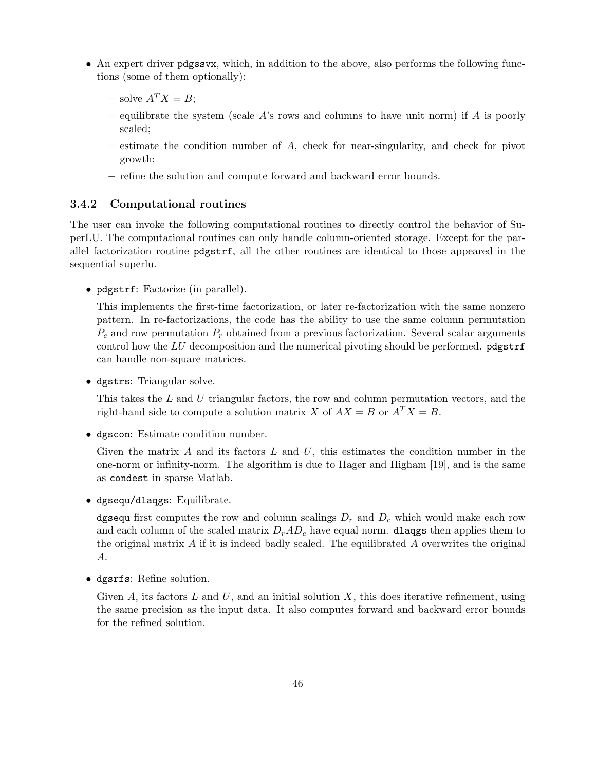- An expert driver `pdgssvx`, which, in addition to the above, also performs the following functions (some of them optionally):
  - solve $A^T X = B$;
  - equilibrate the system (scale $A$'s rows and columns to have unit norm) if $A$ is poorly scaled;
  - estimate the condition number of $A$, check for near-singularity, and check for pivot growth;
  - refine the solution and compute forward and backward error bounds.

### 3.4.2 Computational routines

The user can invoke the following computational routines to directly control the behavior of SuperLU. The computational routines can only handle column-oriented storage. Except for the parallel factorization routine `pdgstrf`, all the other routines are identical to those appeared in the sequential superlu.

- `pdgstrf`: Factorize (in parallel).

  This implements the first-time factorization, or later re-factorization with the same nonzero pattern. In re-factorizations, the code has the ability to use the same column permutation $P_c$ and row permutation $P_r$ obtained from a previous factorization. Several scalar arguments control how the $LU$ decomposition and the numerical pivoting should be performed. `pdgstrf` can handle non-square matrices.

- `dgstrs`: Triangular solve.

  This takes the $L$ and $U$ triangular factors, the row and column permutation vectors, and the right-hand side to compute a solution matrix $X$ of $AX = B$ or $A^T X = B$.

- `dgscon`: Estimate condition number.

  Given the matrix $A$ and its factors $L$ and $U$, this estimates the condition number in the one-norm or infinity-norm. The algorithm is due to Hager and Higham [19], and is the same as `condest` in sparse Matlab.

- `dgsequ/dlaqgs`: Equilibrate.

  `dgsequ` first computes the row and column scalings $D_r$ and $D_c$ which would make each row and each column of the scaled matrix $D_r A D_c$ have equal norm. `dlaqgs` then applies them to the original matrix $A$ if it is indeed badly scaled. The equilibrated $A$ overwrites the original $A$.

- `dgsrfs`: Refine solution.

  Given $A$, its factors $L$ and $U$, and an initial solution $X$, this does iterative refinement, using the same precision as the input data. It also computes forward and backward error bounds for the refined solution.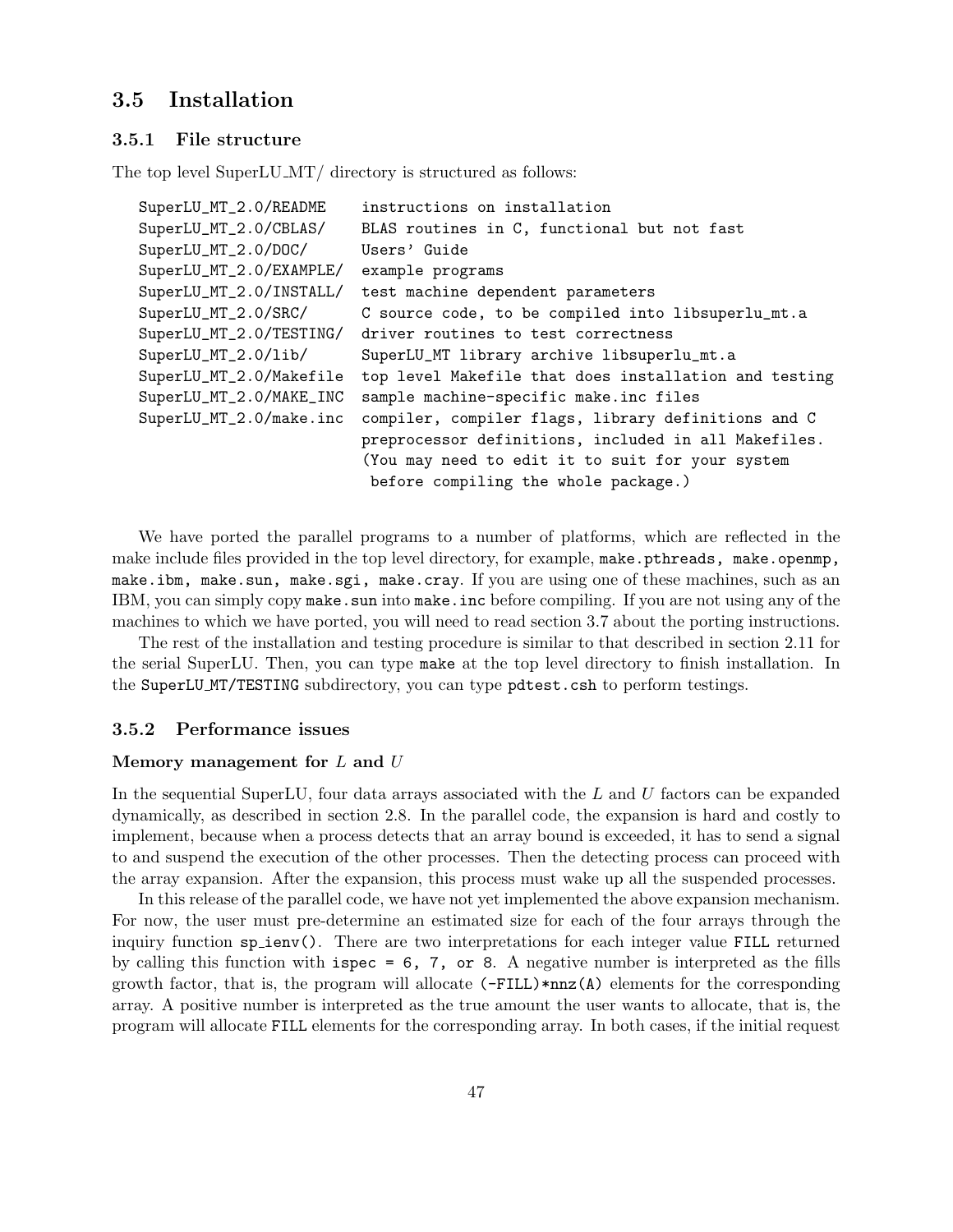## 3.5 Installation

### 3.5.1 File structure

The top level SuperLU_MT/ directory is structured as follows:

```
SuperLU_MT_2.0/README     instructions on installation
SuperLU_MT_2.0/CBLAS/     BLAS routines in C, functional but not fast
SuperLU_MT_2.0/DOC/       Users' Guide
SuperLU_MT_2.0/EXAMPLE/   example programs
SuperLU_MT_2.0/INSTALL/   test machine dependent parameters
SuperLU_MT_2.0/SRC/       C source code, to be compiled into libsuperlu_mt.a
SuperLU_MT_2.0/TESTING/   driver routines to test correctness
SuperLU_MT_2.0/lib/       SuperLU_MT library archive libsuperlu_mt.a
SuperLU_MT_2.0/Makefile   top level Makefile that does installation and testing
SuperLU_MT_2.0/MAKE_INC   sample machine-specific make.inc files
SuperLU_MT_2.0/make.inc   compiler, compiler flags, library definitions and C
                          preprocessor definitions, included in all Makefiles.
                          (You may need to edit it to suit for your system
                           before compiling the whole package.)
```

We have ported the parallel programs to a number of platforms, which are reflected in the make include files provided in the top level directory, for example, `make.pthreads, make.openmp, make.ibm, make.sun, make.sgi, make.cray`. If you are using one of these machines, such as an IBM, you can simply copy `make.sun` into `make.inc` before compiling. If you are not using any of the machines to which we have ported, you will need to read section 3.7 about the porting instructions.

The rest of the installation and testing procedure is similar to that described in section 2.11 for the serial SuperLU. Then, you can type `make` at the top level directory to finish installation. In the `SuperLU_MT/TESTING` subdirectory, you can type `pdtest.csh` to perform testings.

### 3.5.2 Performance issues

**Memory management for $L$ and $U$**

In the sequential SuperLU, four data arrays associated with the $L$ and $U$ factors can be expanded dynamically, as described in section 2.8. In the parallel code, the expansion is hard and costly to implement, because when a process detects that an array bound is exceeded, it has to send a signal to and suspend the execution of the other processes. Then the detecting process can proceed with the array expansion. After the expansion, this process must wake up all the suspended processes.

In this release of the parallel code, we have not yet implemented the above expansion mechanism. For now, the user must pre-determine an estimated size for each of the four arrays through the inquiry function `sp_ienv()`. There are two interpretations for each integer value `FILL` returned by calling this function with `ispec = 6, 7, or 8`. A negative number is interpreted as the fills growth factor, that is, the program will allocate `(-FILL)*nnz(A)` elements for the corresponding array. A positive number is interpreted as the true amount the user wants to allocate, that is, the program will allocate `FILL` elements for the corresponding array. In both cases, if the initial request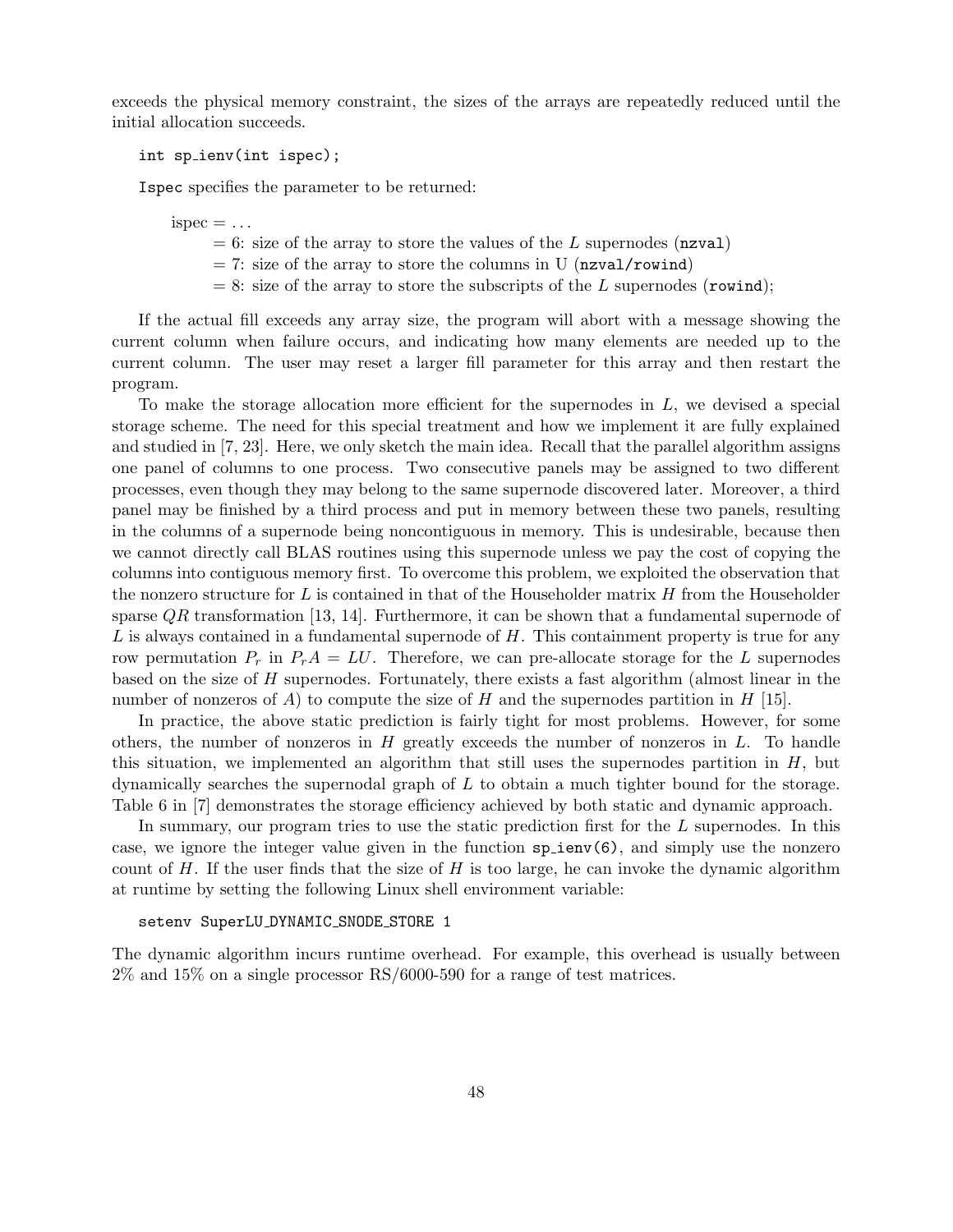exceeds the physical memory constraint, the sizes of the arrays are repeatedly reduced until the initial allocation succeeds.

```
int sp_ienv(int ispec);
```

Ispec specifies the parameter to be returned:

ispec = ...
= 6: size of the array to store the values of the $L$ supernodes (nzval)
= 7: size of the array to store the columns in U (nzval/rowind)
= 8: size of the array to store the subscripts of the $L$ supernodes (rowind);

If the actual fill exceeds any array size, the program will abort with a message showing the current column when failure occurs, and indicating how many elements are needed up to the current column. The user may reset a larger fill parameter for this array and then restart the program.

To make the storage allocation more efficient for the supernodes in $L$, we devised a special storage scheme. The need for this special treatment and how we implement it are fully explained and studied in [7, 23]. Here, we only sketch the main idea. Recall that the parallel algorithm assigns one panel of columns to one process. Two consecutive panels may be assigned to two different processes, even though they may belong to the same supernode discovered later. Moreover, a third panel may be finished by a third process and put in memory between these two panels, resulting in the columns of a supernode being noncontiguous in memory. This is undesirable, because then we cannot directly call BLAS routines using this supernode unless we pay the cost of copying the columns into contiguous memory first. To overcome this problem, we exploited the observation that the nonzero structure for $L$ is contained in that of the Householder matrix $H$ from the Householder sparse $QR$ transformation [13, 14]. Furthermore, it can be shown that a fundamental supernode of $L$ is always contained in a fundamental supernode of $H$. This containment property is true for any row permutation $P_r$ in $P_rA = LU$. Therefore, we can pre-allocate storage for the $L$ supernodes based on the size of $H$ supernodes. Fortunately, there exists a fast algorithm (almost linear in the number of nonzeros of $A$) to compute the size of $H$ and the supernodes partition in $H$ [15].

In practice, the above static prediction is fairly tight for most problems. However, for some others, the number of nonzeros in $H$ greatly exceeds the number of nonzeros in $L$. To handle this situation, we implemented an algorithm that still uses the supernodes partition in $H$, but dynamically searches the supernodal graph of $L$ to obtain a much tighter bound for the storage. Table 6 in [7] demonstrates the storage efficiency achieved by both static and dynamic approach.

In summary, our program tries to use the static prediction first for the $L$ supernodes. In this case, we ignore the integer value given in the function sp_ienv(6), and simply use the nonzero count of $H$. If the user finds that the size of $H$ is too large, he can invoke the dynamic algorithm at runtime by setting the following Linux shell environment variable:

```
setenv SuperLU_DYNAMIC_SNODE_STORE 1
```

The dynamic algorithm incurs runtime overhead. For example, this overhead is usually between 2% and 15% on a single processor RS/6000-590 for a range of test matrices.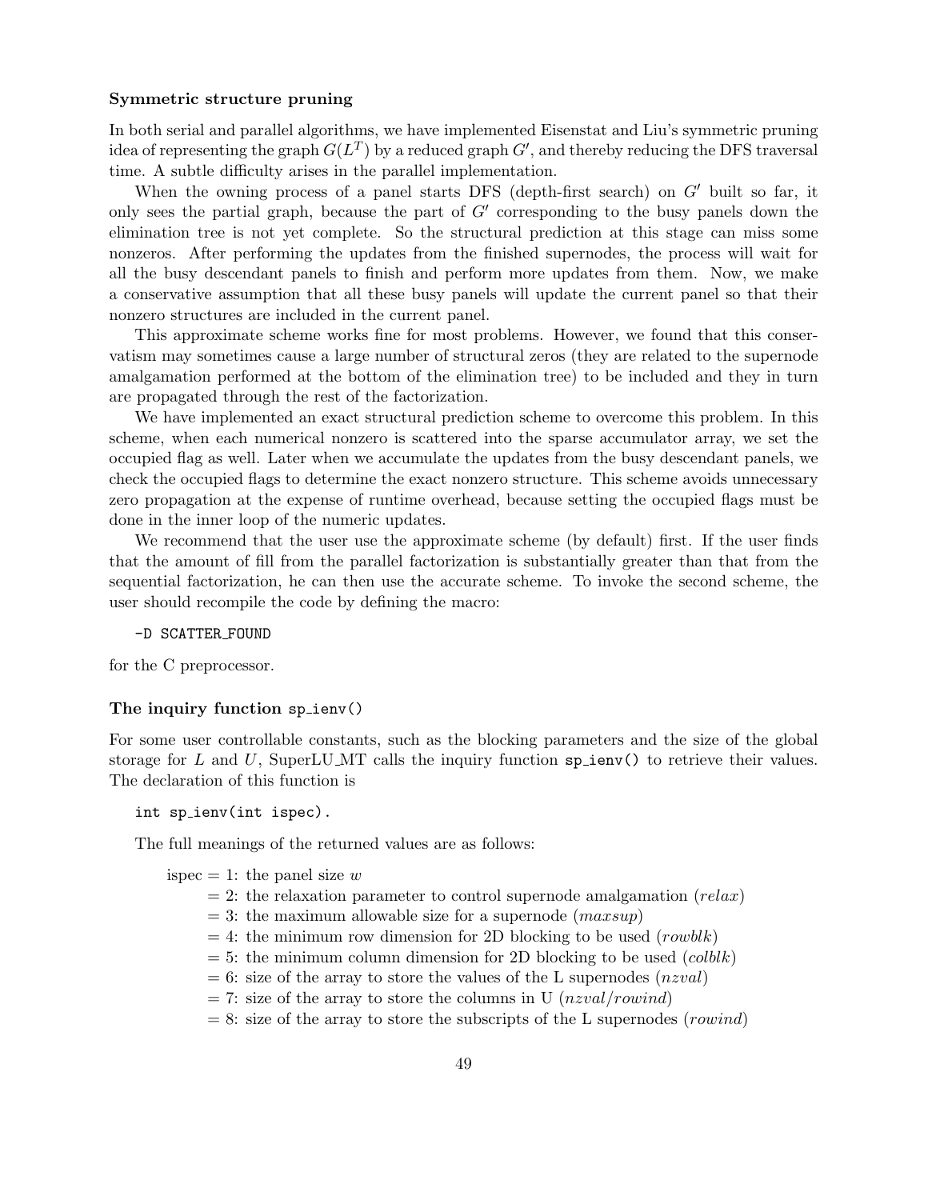#### Symmetric structure pruning

In both serial and parallel algorithms, we have implemented Eisenstat and Liu's symmetric pruning idea of representing the graph $G(L^T)$ by a reduced graph $G'$, and thereby reducing the DFS traversal time. A subtle difficulty arises in the parallel implementation.

When the owning process of a panel starts DFS (depth-first search) on $G'$ built so far, it only sees the partial graph, because the part of $G'$ corresponding to the busy panels down the elimination tree is not yet complete. So the structural prediction at this stage can miss some nonzeros. After performing the updates from the finished supernodes, the process will wait for all the busy descendant panels to finish and perform more updates from them. Now, we make a conservative assumption that all these busy panels will update the current panel so that their nonzero structures are included in the current panel.

This approximate scheme works fine for most problems. However, we found that this conservatism may sometimes cause a large number of structural zeros (they are related to the supernode amalgamation performed at the bottom of the elimination tree) to be included and they in turn are propagated through the rest of the factorization.

We have implemented an exact structural prediction scheme to overcome this problem. In this scheme, when each numerical nonzero is scattered into the sparse accumulator array, we set the occupied flag as well. Later when we accumulate the updates from the busy descendant panels, we check the occupied flags to determine the exact nonzero structure. This scheme avoids unnecessary zero propagation at the expense of runtime overhead, because setting the occupied flags must be done in the inner loop of the numeric updates.

We recommend that the user use the approximate scheme (by default) first. If the user finds that the amount of fill from the parallel factorization is substantially greater than that from the sequential factorization, he can then use the accurate scheme. To invoke the second scheme, the user should recompile the code by defining the macro:

```
-D SCATTER_FOUND
```

for the C preprocessor.

#### The inquiry function sp_ienv()

For some user controllable constants, such as the blocking parameters and the size of the global storage for $L$ and $U$, SuperLU_MT calls the inquiry function `sp_ienv()` to retrieve their values. The declaration of this function is

```
int sp_ienv(int ispec).
```

The full meanings of the returned values are as follows:

ispec = 1: the panel size $w$
= 2: the relaxation parameter to control supernode amalgamation ($relax$)
= 3: the maximum allowable size for a supernode ($maxsup$)
= 4: the minimum row dimension for 2D blocking to be used ($rowblk$)
= 5: the minimum column dimension for 2D blocking to be used ($colblk$)
= 6: size of the array to store the values of the L supernodes ($nzval$)
= 7: size of the array to store the columns in U ($nzval/rowind$)
= 8: size of the array to store the subscripts of the L supernodes ($rowind$)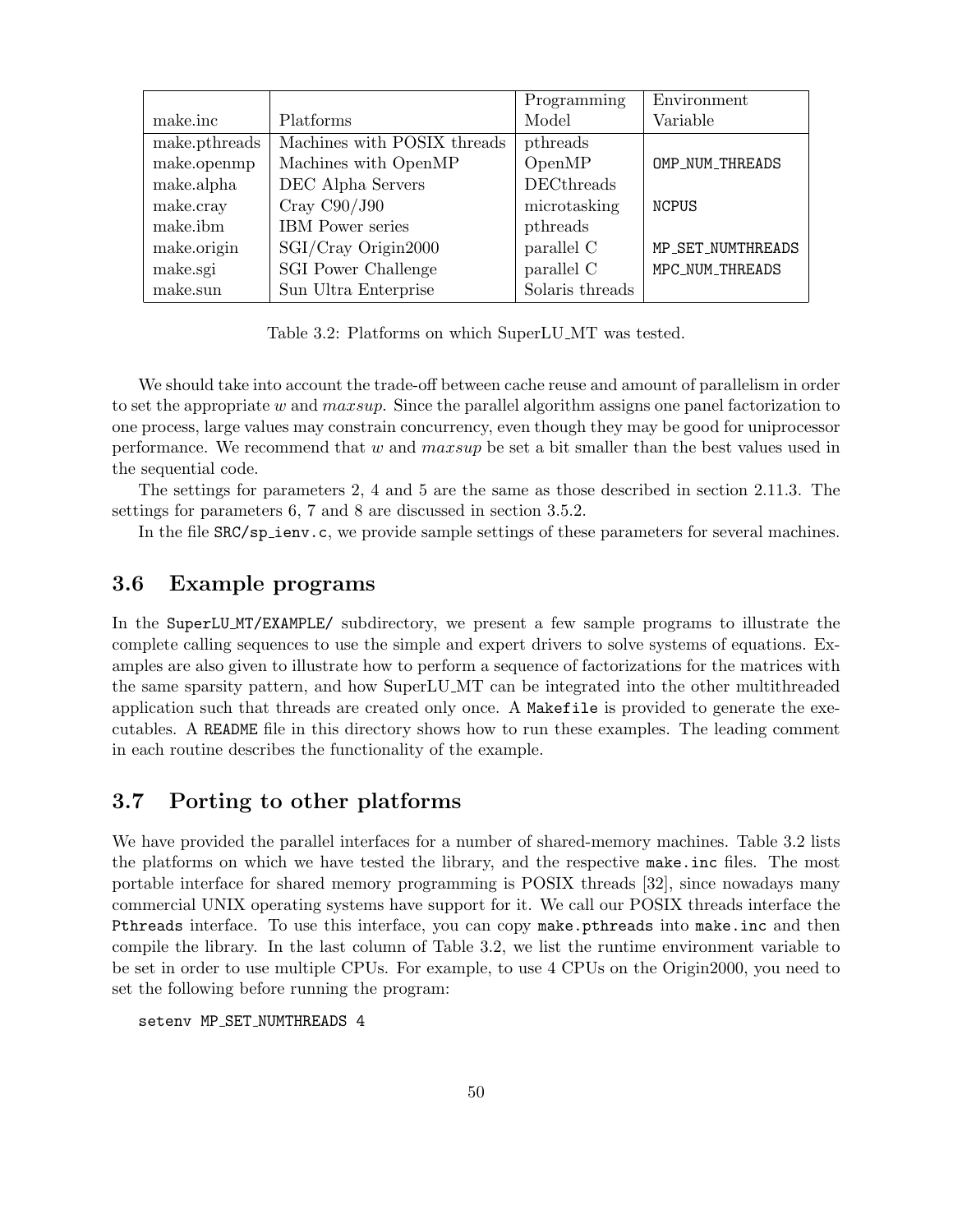| make.inc | Platforms | Programming Model | Environment Variable |
|---|---|---|---|
| make.pthreads | Machines with POSIX threads | pthreads | |
| make.openmp | Machines with OpenMP | OpenMP | `OMP_NUM_THREADS` |
| make.alpha | DEC Alpha Servers | DECthreads | |
| make.cray | Cray C90/J90 | microtasking | `NCPUS` |
| make.ibm | IBM Power series | pthreads | |
| make.origin | SGI/Cray Origin2000 | parallel C | `MP_SET_NUMTHREADS` |
| make.sgi | SGI Power Challenge | parallel C | `MPC_NUM_THREADS` |
| make.sun | Sun Ultra Enterprise | Solaris threads | |

Table 3.2: Platforms on which SuperLU_MT was tested.

We should take into account the trade-off between cache reuse and amount of parallelism in order to set the appropriate $w$ and $maxsup$. Since the parallel algorithm assigns one panel factorization to one process, large values may constrain concurrency, even though they may be good for uniprocessor performance. We recommend that $w$ and $maxsup$ be set a bit smaller than the best values used in the sequential code.

The settings for parameters 2, 4 and 5 are the same as those described in section 2.11.3. The settings for parameters 6, 7 and 8 are discussed in section 3.5.2.

In the file `SRC/sp_ienv.c`, we provide sample settings of these parameters for several machines.

## 3.6 Example programs

In the `SuperLU_MT/EXAMPLE/` subdirectory, we present a few sample programs to illustrate the complete calling sequences to use the simple and expert drivers to solve systems of equations. Examples are also given to illustrate how to perform a sequence of factorizations for the matrices with the same sparsity pattern, and how SuperLU_MT can be integrated into the other multithreaded application such that threads are created only once. A `Makefile` is provided to generate the executables. A `README` file in this directory shows how to run these examples. The leading comment in each routine describes the functionality of the example.

## 3.7 Porting to other platforms

We have provided the parallel interfaces for a number of shared-memory machines. Table 3.2 lists the platforms on which we have tested the library, and the respective `make.inc` files. The most portable interface for shared memory programming is POSIX threads [32], since nowadays many commercial UNIX operating systems have support for it. We call our POSIX threads interface the `Pthreads` interface. To use this interface, you can copy `make.pthreads` into `make.inc` and then compile the library. In the last column of Table 3.2, we list the runtime environment variable to be set in order to use multiple CPUs. For example, to use 4 CPUs on the Origin2000, you need to set the following before running the program:

```
setenv MP_SET_NUMTHREADS 4
```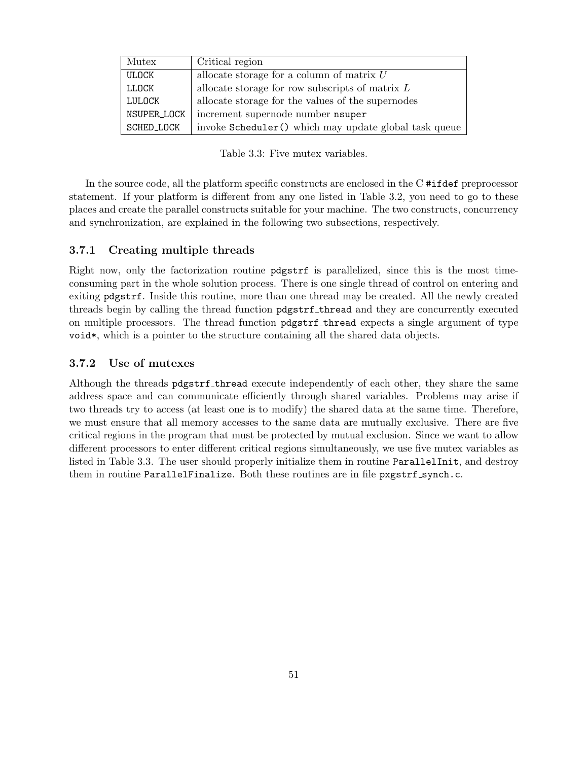| Mutex | Critical region |
|---|---|
| ULOCK | allocate storage for a column of matrix $U$ |
| LLOCK | allocate storage for row subscripts of matrix $L$ |
| LULOCK | allocate storage for the values of the supernodes |
| NSUPER_LOCK | increment supernode number nsuper |
| SCHED_LOCK | invoke Scheduler() which may update global task queue |

Table 3.3: Five mutex variables.

In the source code, all the platform specific constructs are enclosed in the C #ifdef preprocessor statement. If your platform is different from any one listed in Table 3.2, you need to go to these places and create the parallel constructs suitable for your machine. The two constructs, concurrency and synchronization, are explained in the following two subsections, respectively.

### 3.7.1 Creating multiple threads

Right now, only the factorization routine pdgstrf is parallelized, since this is the most time-consuming part in the whole solution process. There is one single thread of control on entering and exiting pdgstrf. Inside this routine, more than one thread may be created. All the newly created threads begin by calling the thread function pdgstrf_thread and they are concurrently executed on multiple processors. The thread function pdgstrf_thread expects a single argument of type void*, which is a pointer to the structure containing all the shared data objects.

### 3.7.2 Use of mutexes

Although the threads pdgstrf_thread execute independently of each other, they share the same address space and can communicate efficiently through shared variables. Problems may arise if two threads try to access (at least one is to modify) the shared data at the same time. Therefore, we must ensure that all memory accesses to the same data are mutually exclusive. There are five critical regions in the program that must be protected by mutual exclusion. Since we want to allow different processors to enter different critical regions simultaneously, we use five mutex variables as listed in Table 3.3. The user should properly initialize them in routine ParallelInit, and destroy them in routine ParallelFinalize. Both these routines are in file pxgstrf_synch.c.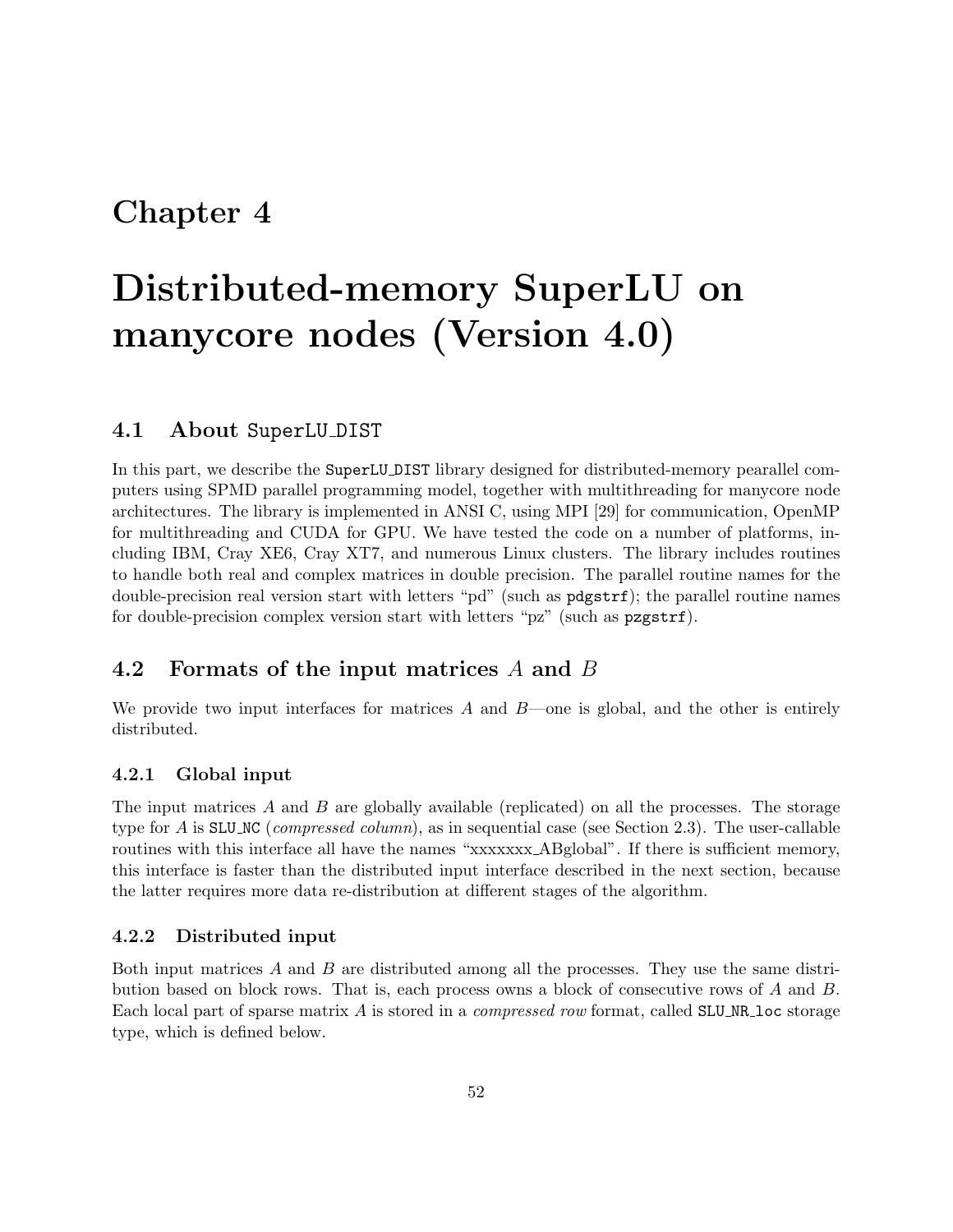# Chapter 4

# Distributed-memory SuperLU on manycore nodes (Version 4.0)

## 4.1 About SuperLU_DIST

In this part, we describe the SuperLU_DIST library designed for distributed-memory pearallel computers using SPMD parallel programming model, together with multithreading for manycore node architectures. The library is implemented in ANSI C, using MPI [29] for communication, OpenMP for multithreading and CUDA for GPU. We have tested the code on a number of platforms, including IBM, Cray XE6, Cray XT7, and numerous Linux clusters. The library includes routines to handle both real and complex matrices in double precision. The parallel routine names for the double-precision real version start with letters "pd" (such as `pdgstrf`); the parallel routine names for double-precision complex version start with letters "pz" (such as `pzgstrf`).

## 4.2 Formats of the input matrices $A$ and $B$

We provide two input interfaces for matrices $A$ and $B$—one is global, and the other is entirely distributed.

### 4.2.1 Global input

The input matrices $A$ and $B$ are globally available (replicated) on all the processes. The storage type for $A$ is SLU_NC (*compressed column*), as in sequential case (see Section 2.3). The user-callable routines with this interface all have the names "xxxxxxx_ABglobal". If there is sufficient memory, this interface is faster than the distributed input interface described in the next section, because the latter requires more data re-distribution at different stages of the algorithm.

### 4.2.2 Distributed input

Both input matrices $A$ and $B$ are distributed among all the processes. They use the same distribution based on block rows. That is, each process owns a block of consecutive rows of $A$ and $B$. Each local part of sparse matrix $A$ is stored in a *compressed row* format, called SLU_NR_loc storage type, which is defined below.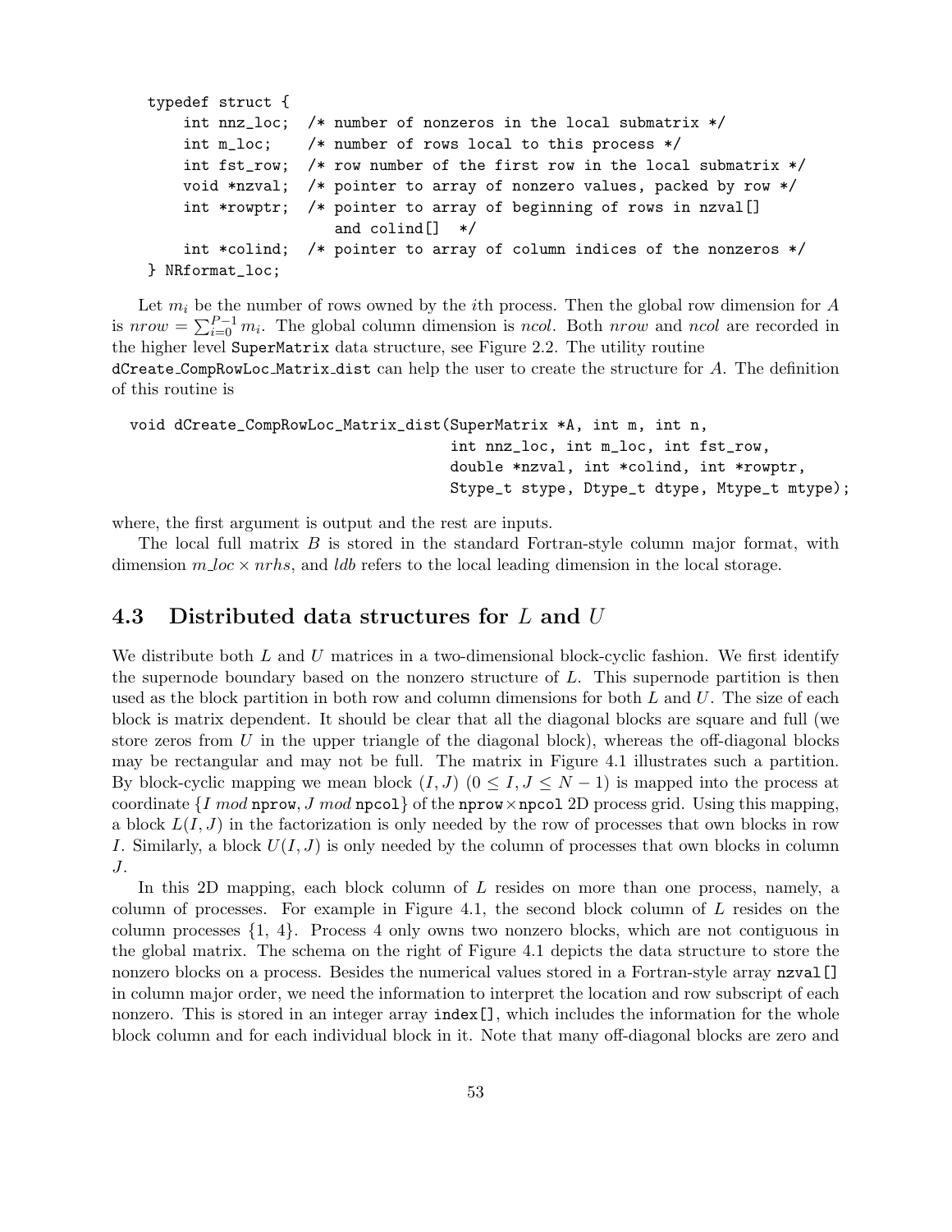```
typedef struct {
    int nnz_loc;  /* number of nonzeros in the local submatrix */
    int m_loc;    /* number of rows local to this process */
    int fst_row;  /* row number of the first row in the local submatrix */
    void *nzval;  /* pointer to array of nonzero values, packed by row */
    int *rowptr;  /* pointer to array of beginning of rows in nzval[]
                     and colind[]  */
    int *colind;  /* pointer to array of column indices of the nonzeros */
} NRformat_loc;
```

Let $m_i$ be the number of rows owned by the $i$th process. Then the global row dimension for $A$ is $nrow = \sum_{i=0}^{P-1} m_i$. The global column dimension is $ncol$. Both $nrow$ and $ncol$ are recorded in the higher level `SuperMatrix` data structure, see Figure 2.2. The utility routine `dCreate_CompRowLoc_Matrix_dist` can help the user to create the structure for $A$. The definition of this routine is

```
void dCreate_CompRowLoc_Matrix_dist(SuperMatrix *A, int m, int n,
                                    int nnz_loc, int m_loc, int fst_row,
                                    double *nzval, int *colind, int *rowptr,
                                    Stype_t stype, Dtype_t dtype, Mtype_t mtype);
```

where, the first argument is output and the rest are inputs.

The local full matrix $B$ is stored in the standard Fortran-style column major format, with dimension $m\_loc \times nrhs$, and $ldb$ refers to the local leading dimension in the local storage.

## 4.3 Distributed data structures for $L$ and $U$

We distribute both $L$ and $U$ matrices in a two-dimensional block-cyclic fashion. We first identify the supernode boundary based on the nonzero structure of $L$. This supernode partition is then used as the block partition in both row and column dimensions for both $L$ and $U$. The size of each block is matrix dependent. It should be clear that all the diagonal blocks are square and full (we store zeros from $U$ in the upper triangle of the diagonal block), whereas the off-diagonal blocks may be rectangular and may not be full. The matrix in Figure 4.1 illustrates such a partition. By block-cyclic mapping we mean block $(I, J)$ $(0 \leq I, J \leq N-1)$ is mapped into the process at coordinate $\{I \; mod \; \texttt{nprow}, J \; mod \; \texttt{npcol}\}$ of the $\texttt{nprow} \times \texttt{npcol}$ 2D process grid. Using this mapping, a block $L(I, J)$ in the factorization is only needed by the row of processes that own blocks in row $I$. Similarly, a block $U(I, J)$ is only needed by the column of processes that own blocks in column $J$.

In this 2D mapping, each block column of $L$ resides on more than one process, namely, a column of processes. For example in Figure 4.1, the second block column of $L$ resides on the column processes {1, 4}. Process 4 only owns two nonzero blocks, which are not contiguous in the global matrix. The schema on the right of Figure 4.1 depicts the data structure to store the nonzero blocks on a process. Besides the numerical values stored in a Fortran-style array `nzval[]` in column major order, we need the information to interpret the location and row subscript of each nonzero. This is stored in an integer array `index[]`, which includes the information for the whole block column and for each individual block in it. Note that many off-diagonal blocks are zero and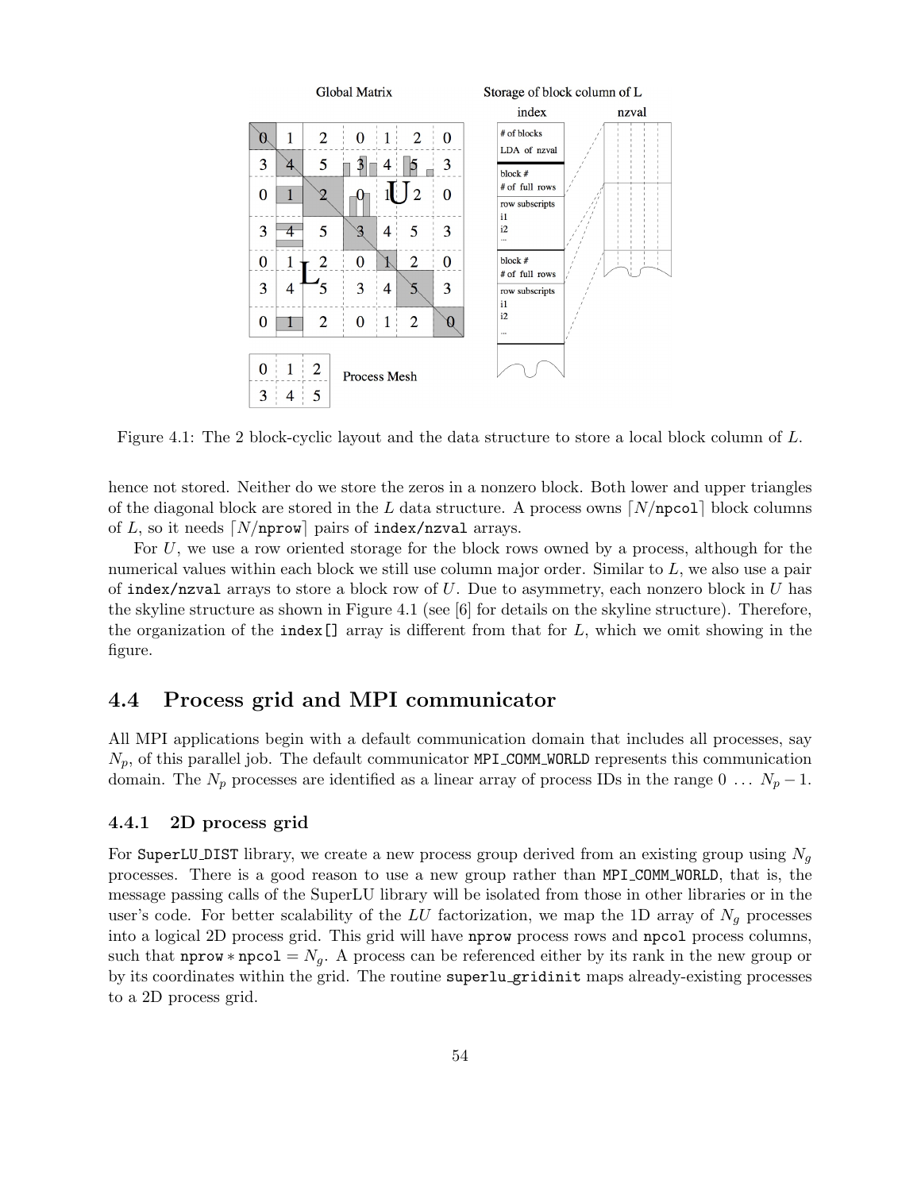Figure 4.1: The 2 block-cyclic layout and the data structure to store a local block column of $L$.

hence not stored. Neither do we store the zeros in a nonzero block. Both lower and upper triangles of the diagonal block are stored in the $L$ data structure. A process owns $\lceil N/\texttt{npcol}\rceil$ block columns of $L$, so it needs $\lceil N/\texttt{nprow}\rceil$ pairs of `index/nzval` arrays.

For $U$, we use a row oriented storage for the block rows owned by a process, although for the numerical values within each block we still use column major order. Similar to $L$, we also use a pair of `index/nzval` arrays to store a block row of $U$. Due to asymmetry, each nonzero block in $U$ has the skyline structure as shown in Figure 4.1 (see [6] for details on the skyline structure). Therefore, the organization of the `index[]` array is different from that for $L$, which we omit showing in the figure.

## 4.4 Process grid and MPI communicator

All MPI applications begin with a default communication domain that includes all processes, say $N_p$, of this parallel job. The default communicator `MPI_COMM_WORLD` represents this communication domain. The $N_p$ processes are identified as a linear array of process IDs in the range $0 \ \ldots \ N_p - 1$.

### 4.4.1 2D process grid

For `SuperLU_DIST` library, we create a new process group derived from an existing group using $N_g$ processes. There is a good reason to use a new group rather than `MPI_COMM_WORLD`, that is, the message passing calls of the SuperLU library will be isolated from those in other libraries or in the user's code. For better scalability of the $LU$ factorization, we map the 1D array of $N_g$ processes into a logical 2D process grid. This grid will have `nprow` process rows and `npcol` process columns, such that $\texttt{nprow} * \texttt{npcol} = N_g$. A process can be referenced either by its rank in the new group or by its coordinates within the grid. The routine `superlu_gridinit` maps already-existing processes to a 2D process grid.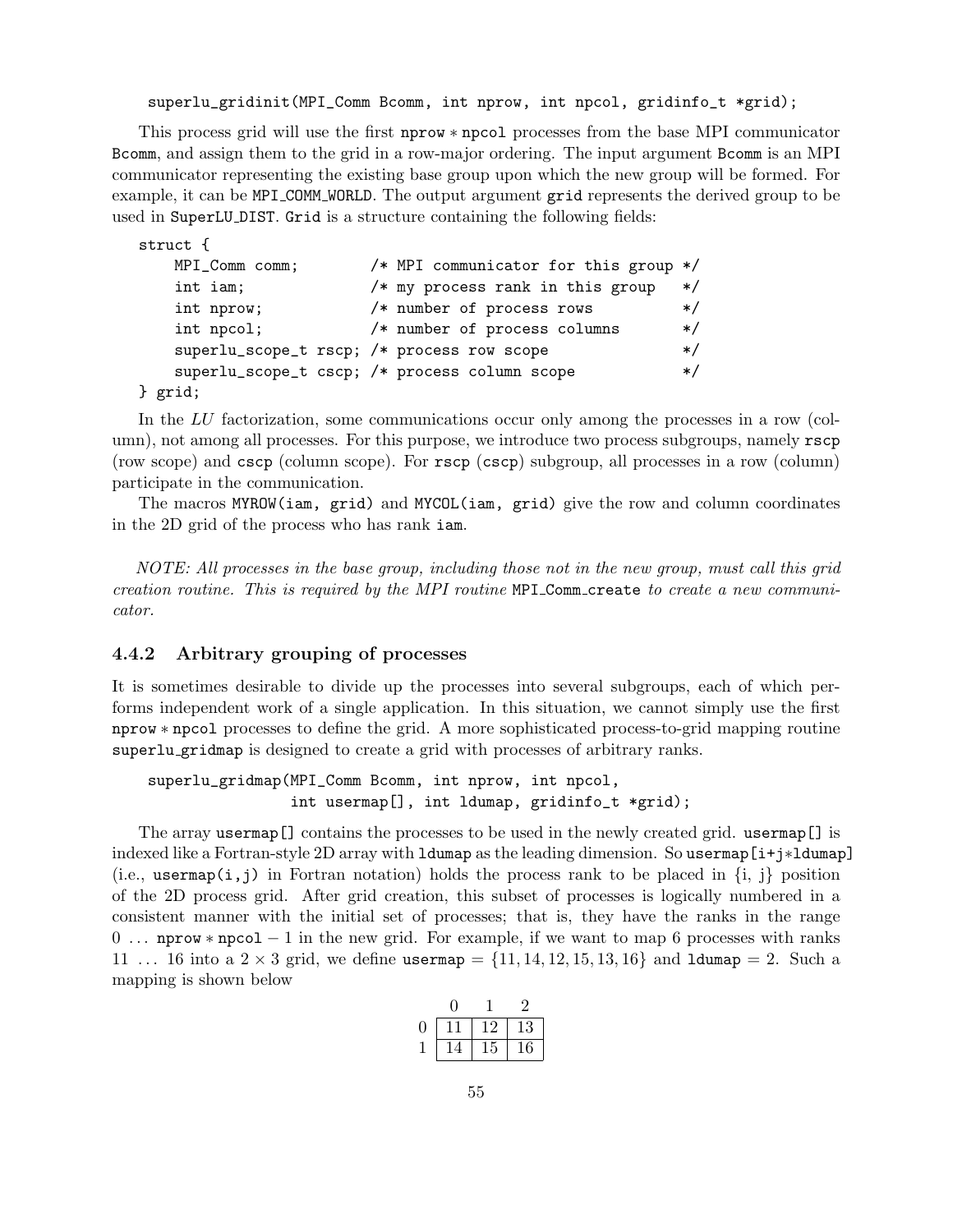```
superlu_gridinit(MPI_Comm Bcomm, int nprow, int npcol, gridinfo_t *grid);
```

This process grid will use the first nprow $*$ npcol processes from the base MPI communicator Bcomm, and assign them to the grid in a row-major ordering. The input argument Bcomm is an MPI communicator representing the existing base group upon which the new group will be formed. For example, it can be MPI_COMM_WORLD. The output argument grid represents the derived group to be used in SuperLU_DIST. Grid is a structure containing the following fields:

```
struct {
    MPI_Comm comm;        /* MPI communicator for this group */
    int iam;              /* my process rank in this group   */
    int nprow;            /* number of process rows          */
    int npcol;            /* number of process columns       */
    superlu_scope_t rscp; /* process row scope               */
    superlu_scope_t cscp; /* process column scope            */
} grid;
```

In the *LU* factorization, some communications occur only among the processes in a row (column), not among all processes. For this purpose, we introduce two process subgroups, namely rscp (row scope) and cscp (column scope). For rscp (cscp) subgroup, all processes in a row (column) participate in the communication.

The macros MYROW(iam, grid) and MYCOL(iam, grid) give the row and column coordinates in the 2D grid of the process who has rank iam.

*NOTE: All processes in the base group, including those not in the new group, must call this grid creation routine. This is required by the MPI routine* MPI_Comm_create *to create a new communicator.*

### 4.4.2 Arbitrary grouping of processes

It is sometimes desirable to divide up the processes into several subgroups, each of which performs independent work of a single application. In this situation, we cannot simply use the first nprow $*$ npcol processes to define the grid. A more sophisticated process-to-grid mapping routine superlu_gridmap is designed to create a grid with processes of arbitrary ranks.

```
superlu_gridmap(MPI_Comm Bcomm, int nprow, int npcol,
                int usermap[], int ldumap, gridinfo_t *grid);
```

The array usermap[] contains the processes to be used in the newly created grid. usermap[] is indexed like a Fortran-style 2D array with ldumap as the leading dimension. So usermap[i+j$*$ldumap] (i.e., usermap(i,j) in Fortran notation) holds the process rank to be placed in {i, j} position of the 2D process grid. After grid creation, this subset of processes is logically numbered in a consistent manner with the initial set of processes; that is, they have the ranks in the range $0 \ldots$ nprow $*$ npcol $- 1$ in the new grid. For example, if we want to map 6 processes with ranks $11 \ldots 16$ into a $2 \times 3$ grid, we define usermap $= \{11, 14, 12, 15, 13, 16\}$ and ldumap $= 2$. Such a mapping is shown below

| | 0 | 1 | 2 |
|---|---|---|---|
| 0 | 11 | 12 | 13 |
| 1 | 14 | 15 | 16 |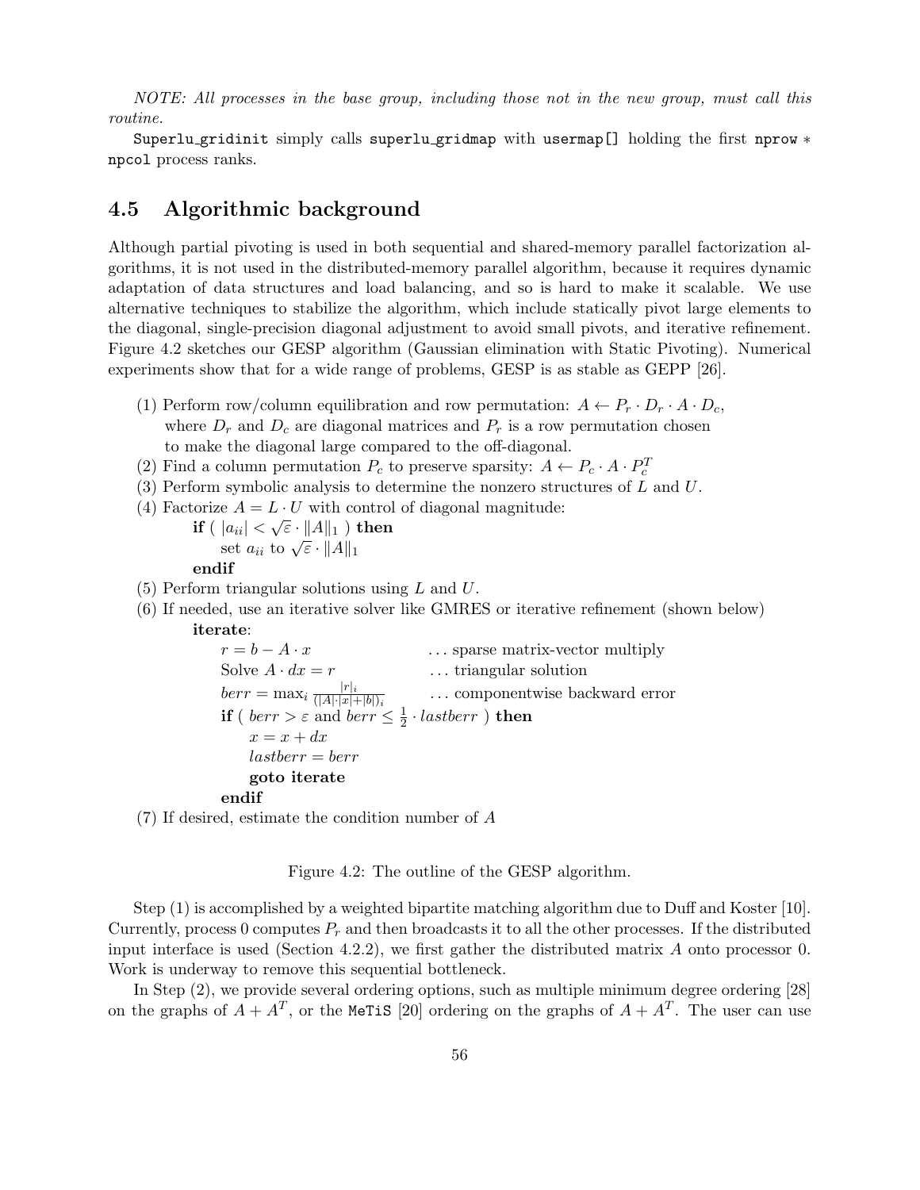*NOTE: All processes in the base group, including those not in the new group, must call this routine.*

`Superlu_gridinit` simply calls `superlu_gridmap` with `usermap[]` holding the first `nprow` $*$ `npcol` process ranks.

## 4.5 Algorithmic background

Although partial pivoting is used in both sequential and shared-memory parallel factorization algorithms, it is not used in the distributed-memory parallel algorithm, because it requires dynamic adaptation of data structures and load balancing, and so is hard to make it scalable. We use alternative techniques to stabilize the algorithm, which include statically pivot large elements to the diagonal, single-precision diagonal adjustment to avoid small pivots, and iterative refinement. Figure 4.2 sketches our GESP algorithm (Gaussian elimination with Static Pivoting). Numerical experiments show that for a wide range of problems, GESP is as stable as GEPP [26].

(1) Perform row/column equilibration and row permutation: $A \leftarrow P_r \cdot D_r \cdot A \cdot D_c$, where $D_r$ and $D_c$ are diagonal matrices and $P_r$ is a row permutation chosen to make the diagonal large compared to the off-diagonal.

(2) Find a column permutation $P_c$ to preserve sparsity: $A \leftarrow P_c \cdot A \cdot P_c^T$

(3) Perform symbolic analysis to determine the nonzero structures of $L$ and $U$.

(4) Factorize $A = L \cdot U$ with control of diagonal magnitude:

  **if** ( $|a_{ii}| < \sqrt{\varepsilon} \cdot \|A\|_1$ ) **then**
    set $a_{ii}$ to $\sqrt{\varepsilon} \cdot \|A\|_1$
  **endif**

(5) Perform triangular solutions using $L$ and $U$.

(6) If needed, use an iterative solver like GMRES or iterative refinement (shown below)

  **iterate**:
    $r = b - A \cdot x$ ... sparse matrix-vector multiply
    Solve $A \cdot dx = r$ ... triangular solution
    $berr = \max_i \frac{|r|_i}{(|A| \cdot |x| + |b|)_i}$ ... componentwise backward error
    **if** ( $berr > \varepsilon$ and $berr \leq \frac{1}{2} \cdot lastberr$ ) **then**
      $x = x + dx$
      $lastberr = berr$
      **goto iterate**
    **endif**

(7) If desired, estimate the condition number of $A$

Figure 4.2: The outline of the GESP algorithm.

Step (1) is accomplished by a weighted bipartite matching algorithm due to Duff and Koster [10]. Currently, process 0 computes $P_r$ and then broadcasts it to all the other processes. If the distributed input interface is used (Section 4.2.2), we first gather the distributed matrix $A$ onto processor 0. Work is underway to remove this sequential bottleneck.

In Step (2), we provide several ordering options, such as multiple minimum degree ordering [28] on the graphs of $A + A^T$, or the `MeTiS` [20] ordering on the graphs of $A + A^T$. The user can use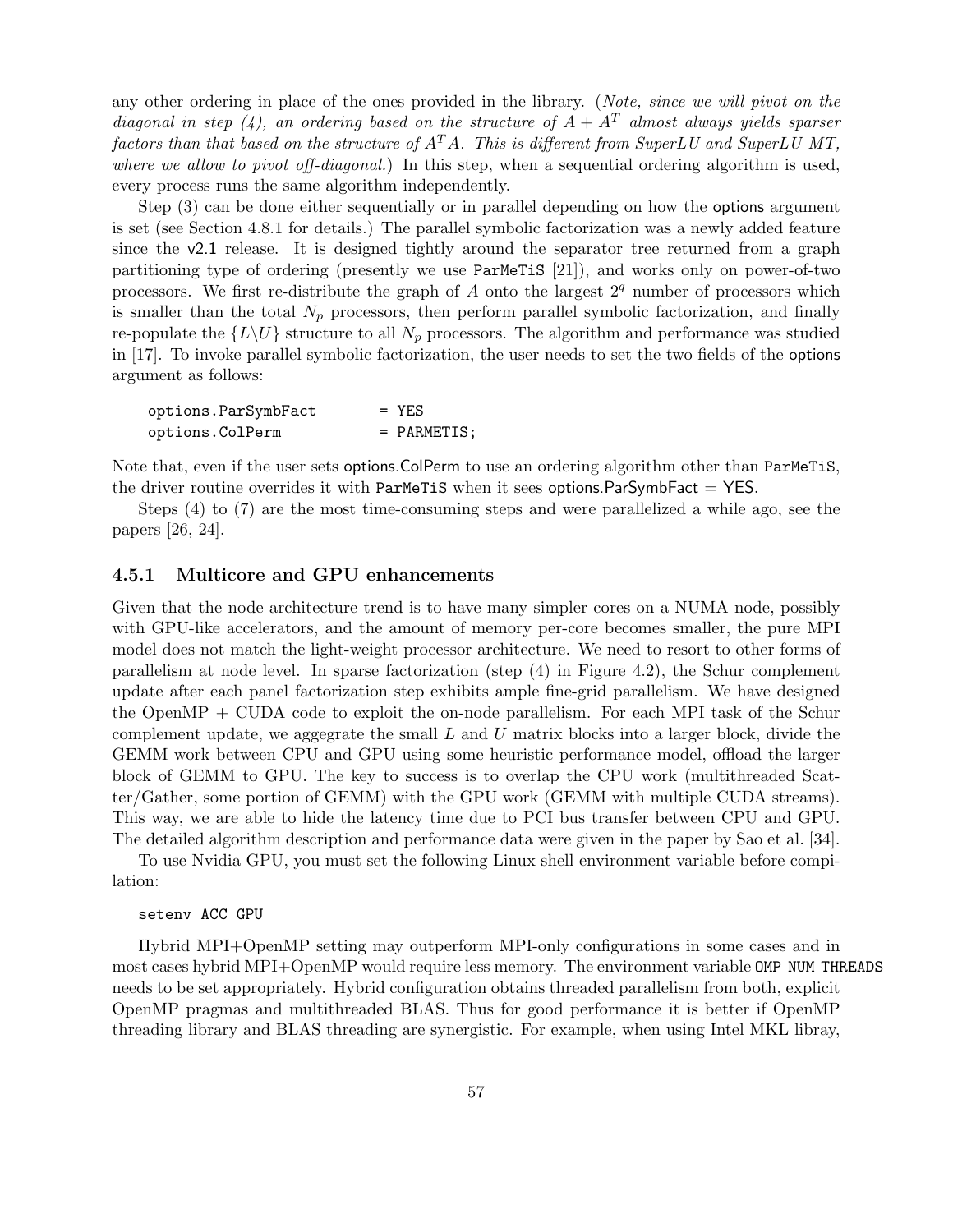any other ordering in place of the ones provided in the library. (*Note, since we will pivot on the diagonal in step (4), an ordering based on the structure of $A + A^T$ almost always yields sparser factors than that based on the structure of $A^T A$. This is different from SuperLU and SuperLU_MT, where we allow to pivot off-diagonal.*) In this step, when a sequential ordering algorithm is used, every process runs the same algorithm independently.

Step (3) can be done either sequentially or in parallel depending on how the options argument is set (see Section 4.8.1 for details.) The parallel symbolic factorization was a newly added feature since the v2.1 release. It is designed tightly around the separator tree returned from a graph partitioning type of ordering (presently we use `ParMeTiS` [21]), and works only on power-of-two processors. We first re-distribute the graph of $A$ onto the largest $2^q$ number of processors which is smaller than the total $N_p$ processors, then perform parallel symbolic factorization, and finally re-populate the $\{L\backslash U\}$ structure to all $N_p$ processors. The algorithm and performance was studied in [17]. To invoke parallel symbolic factorization, the user needs to set the two fields of the options argument as follows:

```
options.ParSymbFact        = YES
options.ColPerm            = PARMETIS;
```

Note that, even if the user sets options.ColPerm to use an ordering algorithm other than `ParMeTiS`, the driver routine overrides it with `ParMeTiS` when it sees options.ParSymbFact = YES.

Steps (4) to (7) are the most time-consuming steps and were parallelized a while ago, see the papers [26, 24].

### 4.5.1 Multicore and GPU enhancements

Given that the node architecture trend is to have many simpler cores on a NUMA node, possibly with GPU-like accelerators, and the amount of memory per-core becomes smaller, the pure MPI model does not match the light-weight processor architecture. We need to resort to other forms of parallelism at node level. In sparse factorization (step (4) in Figure 4.2), the Schur complement update after each panel factorization step exhibits ample fine-grid parallelism. We have designed the OpenMP + CUDA code to exploit the on-node parallelism. For each MPI task of the Schur complement update, we aggegrate the small $L$ and $U$ matrix blocks into a larger block, divide the GEMM work between CPU and GPU using some heuristic performance model, offload the larger block of GEMM to GPU. The key to success is to overlap the CPU work (multithreaded Scatter/Gather, some portion of GEMM) with the GPU work (GEMM with multiple CUDA streams). This way, we are able to hide the latency time due to PCI bus transfer between CPU and GPU. The detailed algorithm description and performance data were given in the paper by Sao et al. [34].

To use Nvidia GPU, you must set the following Linux shell environment variable before compilation:

```
setenv ACC GPU
```

Hybrid MPI+OpenMP setting may outperform MPI-only configurations in some cases and in most cases hybrid MPI+OpenMP would require less memory. The environment variable `OMP_NUM_THREADS` needs to be set appropriately. Hybrid configuration obtains threaded parallelism from both, explicit OpenMP pragmas and multithreaded BLAS. Thus for good performance it is better if OpenMP threading library and BLAS threading are synergistic. For example, when using Intel MKL libray,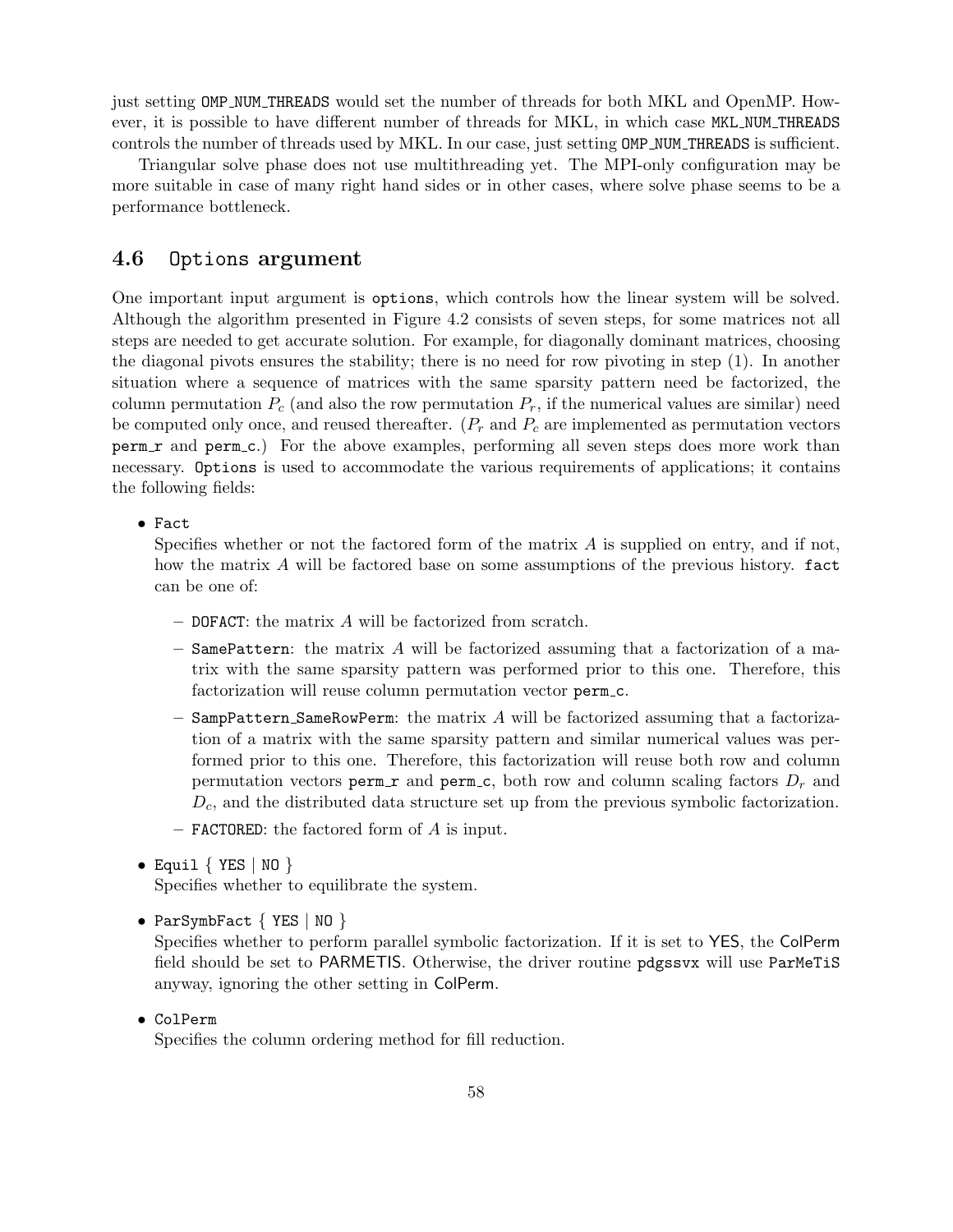just setting `OMP_NUM_THREADS` would set the number of threads for both MKL and OpenMP. However, it is possible to have different number of threads for MKL, in which case `MKL_NUM_THREADS` controls the number of threads used by MKL. In our case, just setting `OMP_NUM_THREADS` is sufficient.

Triangular solve phase does not use multithreading yet. The MPI-only configuration may be more suitable in case of many right hand sides or in other cases, where solve phase seems to be a performance bottleneck.

## 4.6 `Options` argument

One important input argument is `options`, which controls how the linear system will be solved. Although the algorithm presented in Figure 4.2 consists of seven steps, for some matrices not all steps are needed to get accurate solution. For example, for diagonally dominant matrices, choosing the diagonal pivots ensures the stability; there is no need for row pivoting in step (1). In another situation where a sequence of matrices with the same sparsity pattern need be factorized, the column permutation $P_c$ (and also the row permutation $P_r$, if the numerical values are similar) need be computed only once, and reused thereafter. ($P_r$ and $P_c$ are implemented as permutation vectors `perm_r` and `perm_c`.) For the above examples, performing all seven steps does more work than necessary. `Options` is used to accommodate the various requirements of applications; it contains the following fields:

- `Fact`
  Specifies whether or not the factored form of the matrix $A$ is supplied on entry, and if not, how the matrix $A$ will be factored base on some assumptions of the previous history. `fact` can be one of:
  - `DOFACT`: the matrix $A$ will be factorized from scratch.
  - `SamePattern`: the matrix $A$ will be factorized assuming that a factorization of a matrix with the same sparsity pattern was performed prior to this one. Therefore, this factorization will reuse column permutation vector `perm_c`.
  - `SampPattern_SameRowPerm`: the matrix $A$ will be factorized assuming that a factorization of a matrix with the same sparsity pattern and similar numerical values was performed prior to this one. Therefore, this factorization will reuse both row and column permutation vectors `perm_r` and `perm_c`, both row and column scaling factors $D_r$ and $D_c$, and the distributed data structure set up from the previous symbolic factorization.
  - `FACTORED`: the factored form of $A$ is input.
- `Equil` { `YES` | `NO` }
  Specifies whether to equilibrate the system.
- `ParSymbFact` { `YES` | `NO` }
  Specifies whether to perform parallel symbolic factorization. If it is set to YES, the ColPerm field should be set to PARMETIS. Otherwise, the driver routine `pdgssvx` will use `ParMeTiS` anyway, ignoring the other setting in ColPerm.
- `ColPerm`
  Specifies the column ordering method for fill reduction.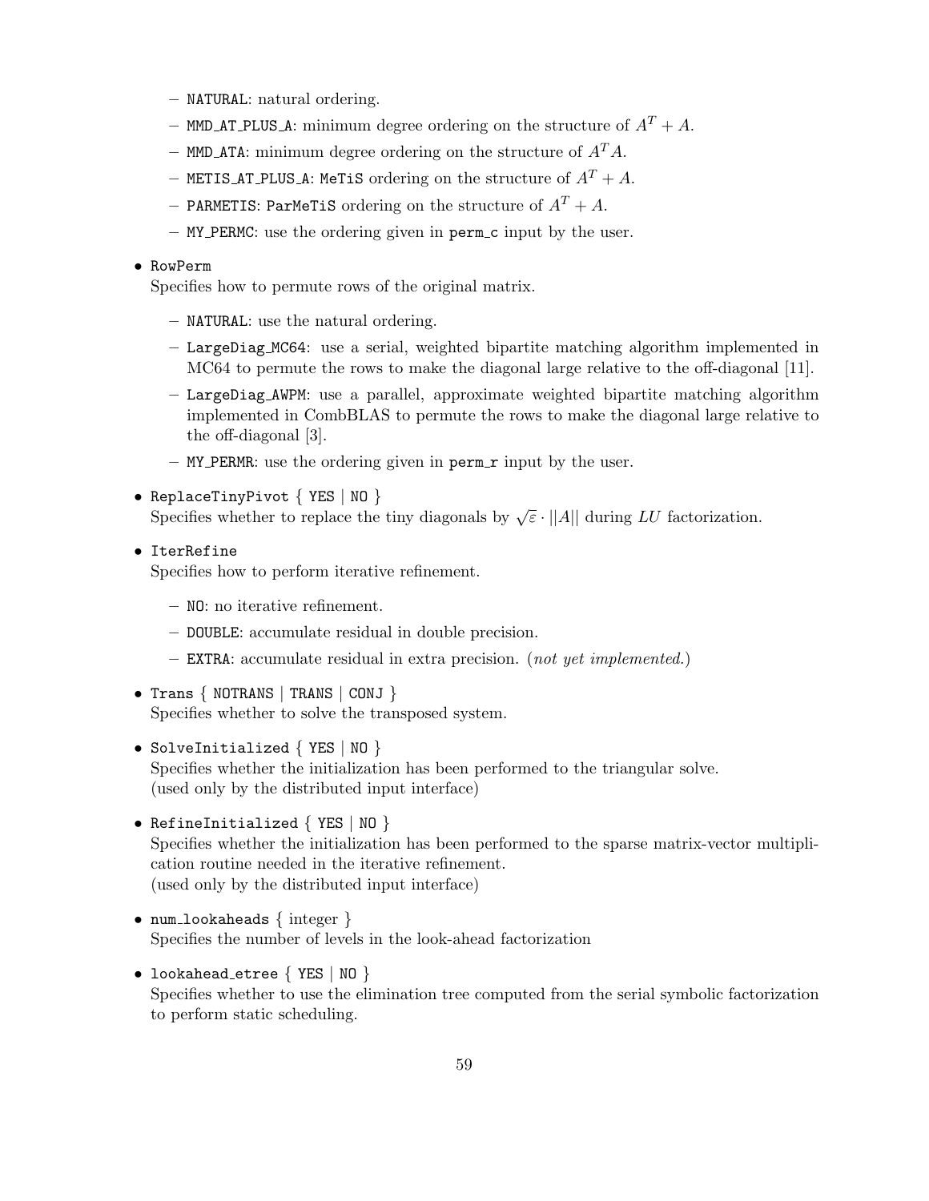- NATURAL: natural ordering.
  - MMD_AT_PLUS_A: minimum degree ordering on the structure of $A^T + A$.
  - MMD_ATA: minimum degree ordering on the structure of $A^T A$.
  - METIS_AT_PLUS_A: MeTiS ordering on the structure of $A^T + A$.
  - PARMETIS: ParMeTiS ordering on the structure of $A^T + A$.
  - MY_PERMC: use the ordering given in perm_c input by the user.

- RowPerm
  Specifies how to permute rows of the original matrix.
  - NATURAL: use the natural ordering.
  - LargeDiag_MC64: use a serial, weighted bipartite matching algorithm implemented in MC64 to permute the rows to make the diagonal large relative to the off-diagonal [11].
  - LargeDiag_AWPM: use a parallel, approximate weighted bipartite matching algorithm implemented in CombBLAS to permute the rows to make the diagonal large relative to the off-diagonal [3].
  - MY_PERMR: use the ordering given in perm_r input by the user.

- ReplaceTinyPivot { YES | NO }
  Specifies whether to replace the tiny diagonals by $\sqrt{\varepsilon} \cdot ||A||$ during $LU$ factorization.

- IterRefine
  Specifies how to perform iterative refinement.
  - NO: no iterative refinement.
  - DOUBLE: accumulate residual in double precision.
  - EXTRA: accumulate residual in extra precision. (*not yet implemented.*)

- Trans { NOTRANS | TRANS | CONJ }
  Specifies whether to solve the transposed system.

- SolveInitialized { YES | NO }
  Specifies whether the initialization has been performed to the triangular solve.
  (used only by the distributed input interface)

- RefineInitialized { YES | NO }
  Specifies whether the initialization has been performed to the sparse matrix-vector multiplication routine needed in the iterative refinement.
  (used only by the distributed input interface)

- num_lookaheads { integer }
  Specifies the number of levels in the look-ahead factorization

- lookahead_etree { YES | NO }
  Specifies whether to use the elimination tree computed from the serial symbolic factorization to perform static scheduling.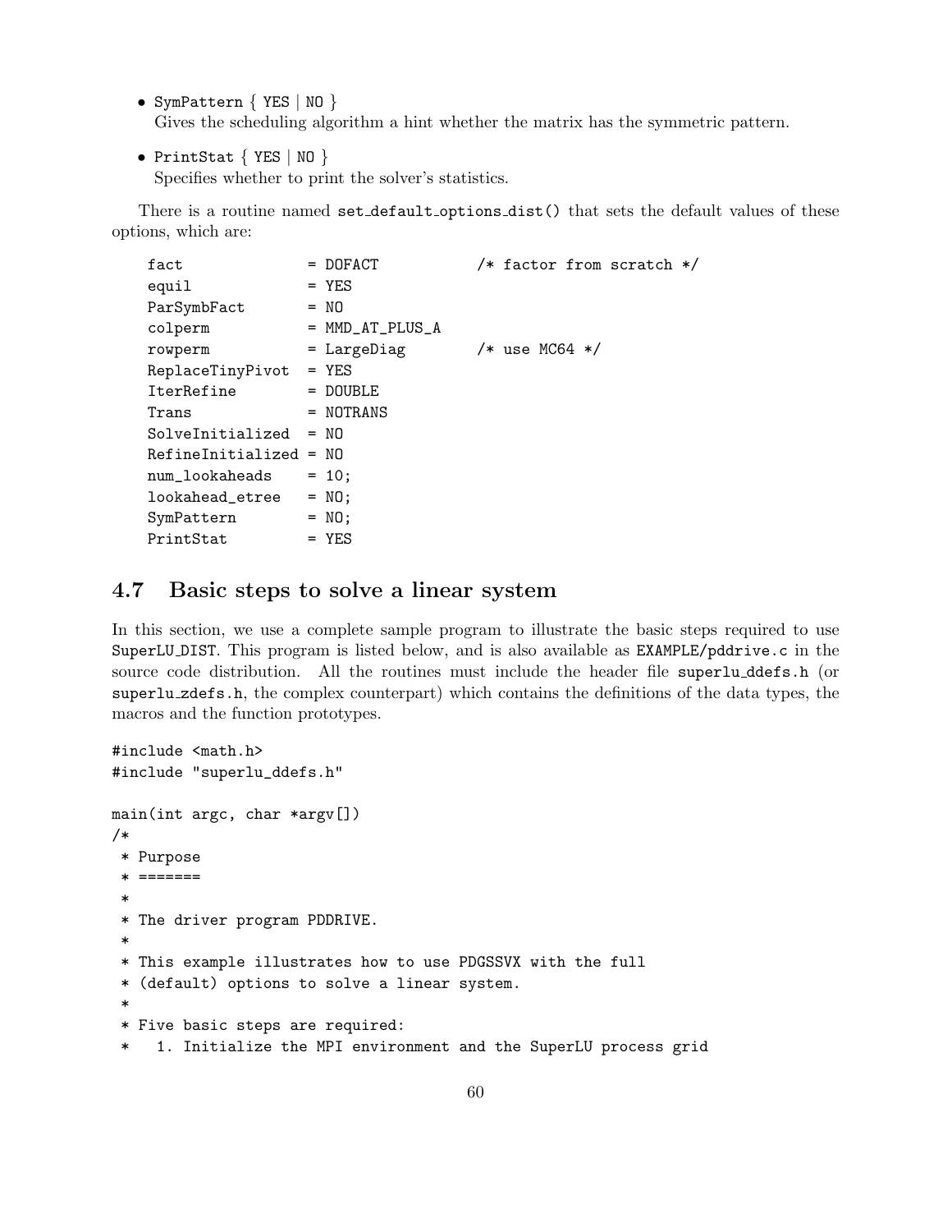- `SymPattern` { `YES` | `NO` }
  Gives the scheduling algorithm a hint whether the matrix has the symmetric pattern.

- `PrintStat` { `YES` | `NO` }
  Specifies whether to print the solver's statistics.

There is a routine named `set_default_options_dist()` that sets the default values of these options, which are:

```
fact              = DOFACT            /* factor from scratch */
equil             = YES
ParSymbFact       = NO
colperm           = MMD_AT_PLUS_A
rowperm           = LargeDiag         /* use MC64 */
ReplaceTinyPivot  = YES
IterRefine        = DOUBLE
Trans             = NOTRANS
SolveInitialized  = NO
RefineInitialized = NO
num_lookaheads    = 10;
lookahead_etree   = NO;
SymPattern        = NO;
PrintStat         = YES
```

## 4.7 Basic steps to solve a linear system

In this section, we use a complete sample program to illustrate the basic steps required to use SuperLU_DIST. This program is listed below, and is also available as `EXAMPLE/pddrive.c` in the source code distribution. All the routines must include the header file `superlu_ddefs.h` (or `superlu_zdefs.h`, the complex counterpart) which contains the definitions of the data types, the macros and the function prototypes.

```
#include <math.h>
#include "superlu_ddefs.h"

main(int argc, char *argv[])
/*
 * Purpose
 * =======
 *
 * The driver program PDDRIVE.
 *
 * This example illustrates how to use PDGSSVX with the full
 * (default) options to solve a linear system.
 *
 * Five basic steps are required:
 *   1. Initialize the MPI environment and the SuperLU process grid
```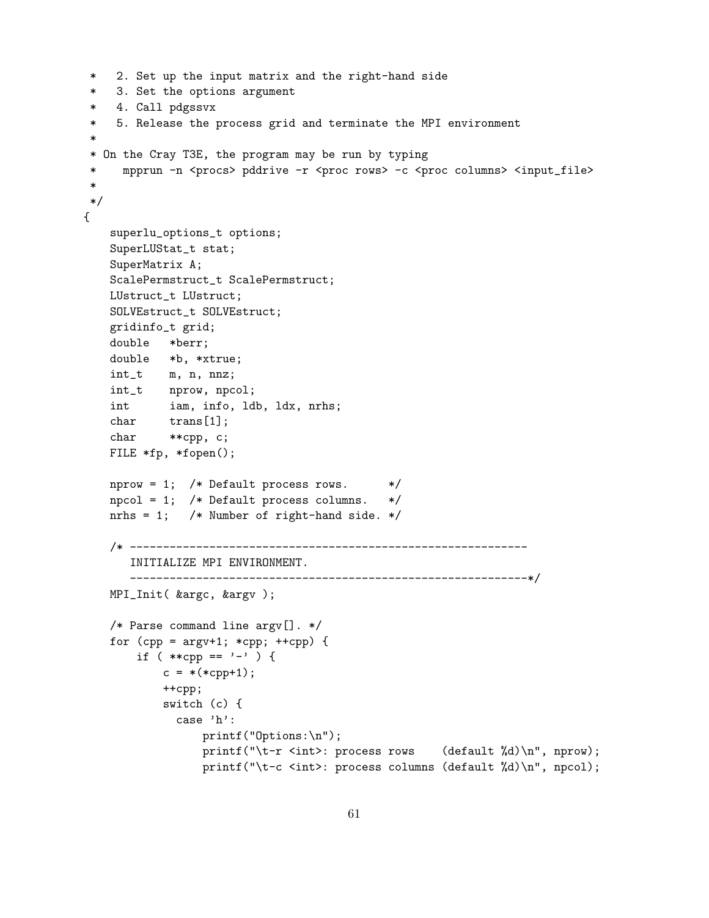```
 *   2. Set up the input matrix and the right-hand side
 *   3. Set the options argument
 *   4. Call pdgssvx
 *   5. Release the process grid and terminate the MPI environment
 *
 * On the Cray T3E, the program may be run by typing
 *    mpprun -n <procs> pddrive -r <proc rows> -c <proc columns> <input_file>
 *
 */
{
    superlu_options_t options;
    SuperLUStat_t stat;
    SuperMatrix A;
    ScalePermstruct_t ScalePermstruct;
    LUstruct_t LUstruct;
    SOLVEstruct_t SOLVEstruct;
    gridinfo_t grid;
    double   *berr;
    double   *b, *xtrue;
    int_t    m, n, nnz;
    int_t    nprow, npcol;
    int      iam, info, ldb, ldx, nrhs;
    char     trans[1];
    char     **cpp, c;
    FILE *fp, *fopen();

    nprow = 1;  /* Default process rows.      */
    npcol = 1;  /* Default process columns.   */
    nrhs = 1;   /* Number of right-hand side. */

    /* ------------------------------------------------------------
       INITIALIZE MPI ENVIRONMENT.
       ------------------------------------------------------------*/
    MPI_Init( &argc, &argv );

    /* Parse command line argv[]. */
    for (cpp = argv+1; *cpp; ++cpp) {
        if ( **cpp == '-' ) {
            c = *(*cpp+1);
            ++cpp;
            switch (c) {
              case 'h':
                  printf("Options:\n");
                  printf("\t-r <int>: process rows    (default %d)\n", nprow);
                  printf("\t-c <int>: process columns (default %d)\n", npcol);
```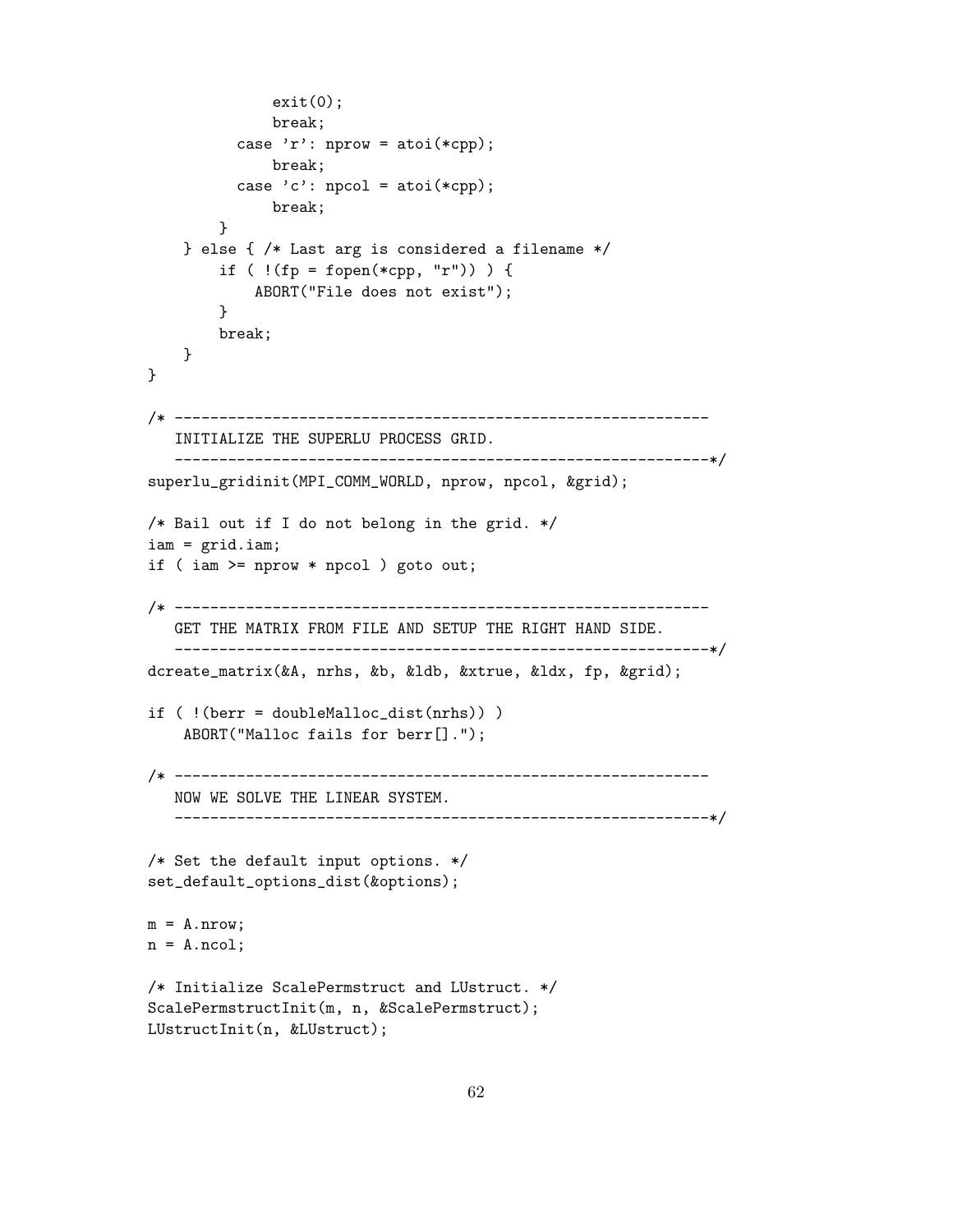```
                exit(0);
                break;
            case 'r': nprow = atoi(*cpp);
                break;
            case 'c': npcol = atoi(*cpp);
                break;
        }
    } else { /* Last arg is considered a filename */
        if ( !(fp = fopen(*cpp, "r")) ) {
            ABORT("File does not exist");
        }
        break;
    }
}

/* ------------------------------------------------------------
   INITIALIZE THE SUPERLU PROCESS GRID.
   ------------------------------------------------------------*/
superlu_gridinit(MPI_COMM_WORLD, nprow, npcol, &grid);

/* Bail out if I do not belong in the grid. */
iam = grid.iam;
if ( iam >= nprow * npcol ) goto out;

/* ------------------------------------------------------------
   GET THE MATRIX FROM FILE AND SETUP THE RIGHT HAND SIDE.
   ------------------------------------------------------------*/
dcreate_matrix(&A, nrhs, &b, &ldb, &xtrue, &ldx, fp, &grid);

if ( !(berr = doubleMalloc_dist(nrhs)) )
    ABORT("Malloc fails for berr[].");

/* ------------------------------------------------------------
   NOW WE SOLVE THE LINEAR SYSTEM.
   ------------------------------------------------------------*/

/* Set the default input options. */
set_default_options_dist(&options);

m = A.nrow;
n = A.ncol;

/* Initialize ScalePermstruct and LUstruct. */
ScalePermstructInit(m, n, &ScalePermstruct);
LUstructInit(n, &LUstruct);
```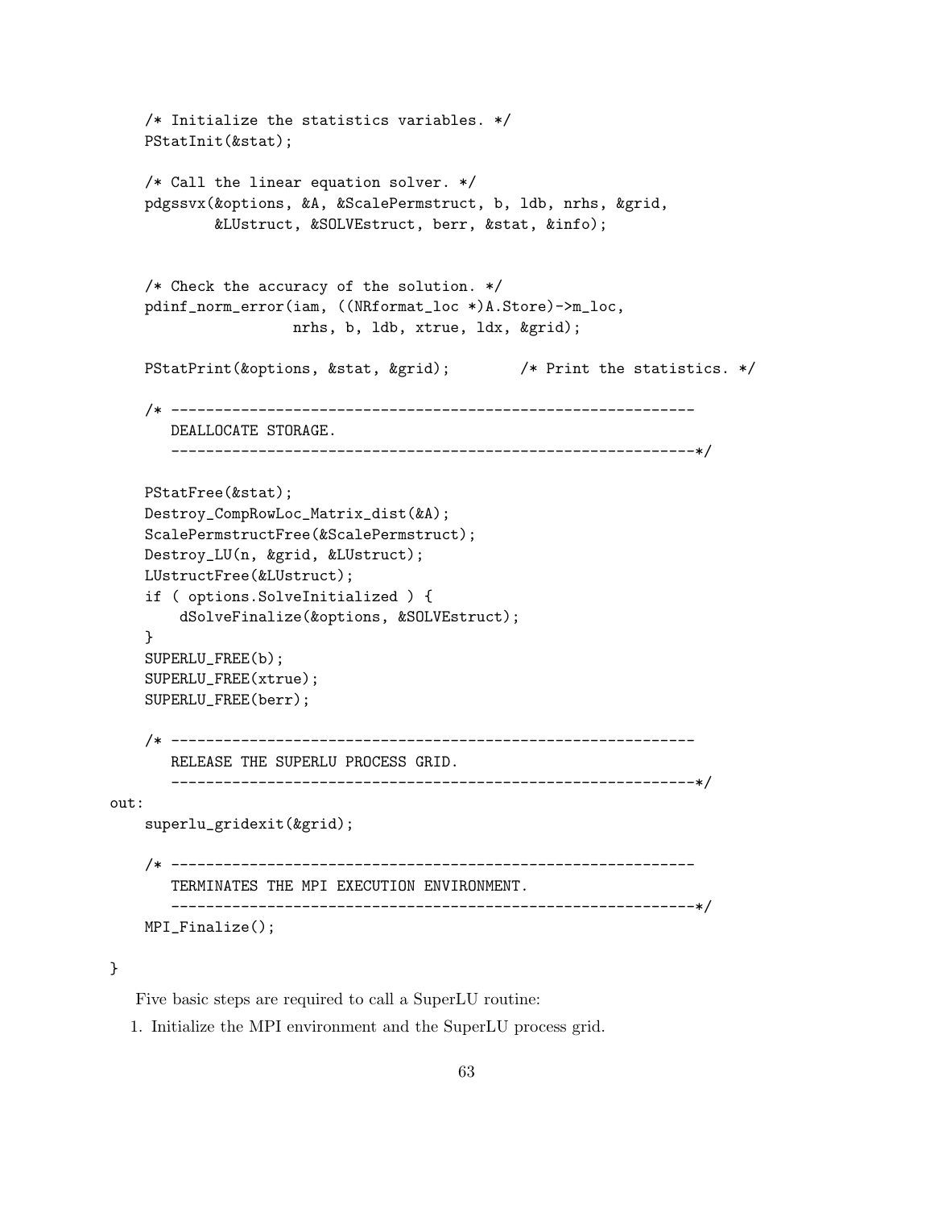```
    /* Initialize the statistics variables. */
    PStatInit(&stat);

    /* Call the linear equation solver. */
    pdgssvx(&options, &A, &ScalePermstruct, b, ldb, nrhs, &grid,
            &LUstruct, &SOLVEstruct, berr, &stat, &info);


    /* Check the accuracy of the solution. */
    pdinf_norm_error(iam, ((NRformat_loc *)A.Store)->m_loc,
                     nrhs, b, ldb, xtrue, ldx, &grid);

    PStatPrint(&options, &stat, &grid);        /* Print the statistics. */

    /* ------------------------------------------------------------
       DEALLOCATE STORAGE.
       ------------------------------------------------------------*/

    PStatFree(&stat);
    Destroy_CompRowLoc_Matrix_dist(&A);
    ScalePermstructFree(&ScalePermstruct);
    Destroy_LU(n, &grid, &LUstruct);
    LUstructFree(&LUstruct);
    if ( options.SolveInitialized ) {
        dSolveFinalize(&options, &SOLVEstruct);
    }
    SUPERLU_FREE(b);
    SUPERLU_FREE(xtrue);
    SUPERLU_FREE(berr);

    /* ------------------------------------------------------------
       RELEASE THE SUPERLU PROCESS GRID.
       ------------------------------------------------------------*/
out:
    superlu_gridexit(&grid);

    /* ------------------------------------------------------------
       TERMINATES THE MPI EXECUTION ENVIRONMENT.
       ------------------------------------------------------------*/
    MPI_Finalize();

}
```

Five basic steps are required to call a SuperLU routine:

1. Initialize the MPI environment and the SuperLU process grid.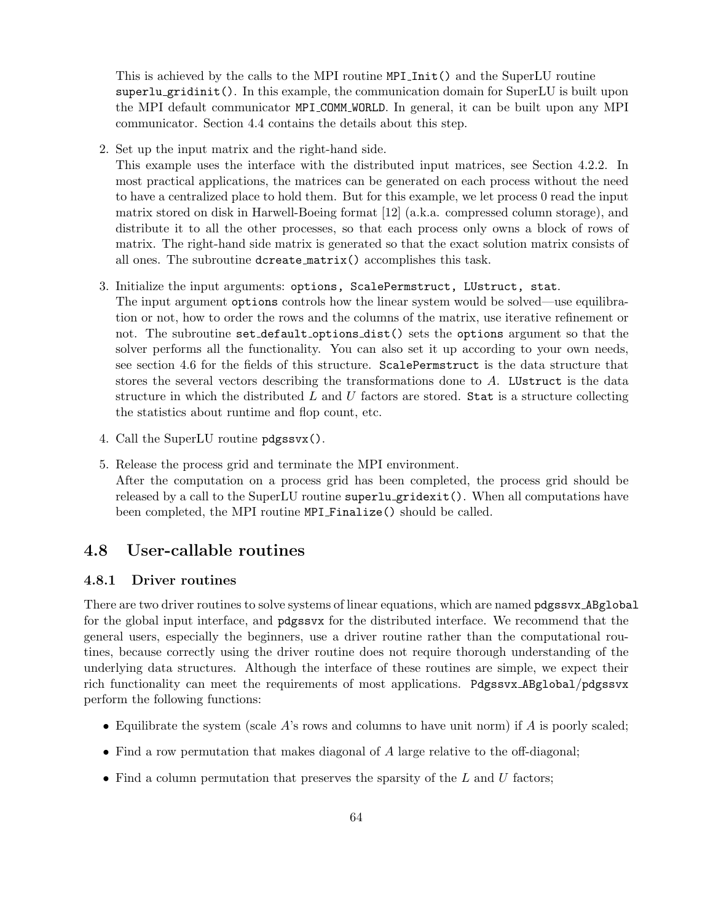This is achieved by the calls to the MPI routine `MPI_Init()` and the SuperLU routine `superlu_gridinit()`. In this example, the communication domain for SuperLU is built upon the MPI default communicator `MPI_COMM_WORLD`. In general, it can be built upon any MPI communicator. Section 4.4 contains the details about this step.

2. Set up the input matrix and the right-hand side.
   This example uses the interface with the distributed input matrices, see Section 4.2.2. In most practical applications, the matrices can be generated on each process without the need to have a centralized place to hold them. But for this example, we let process 0 read the input matrix stored on disk in Harwell-Boeing format [12] (a.k.a. compressed column storage), and distribute it to all the other processes, so that each process only owns a block of rows of matrix. The right-hand side matrix is generated so that the exact solution matrix consists of all ones. The subroutine `dcreate_matrix()` accomplishes this task.

3. Initialize the input arguments: `options, ScalePermstruct, LUstruct, stat`.
   The input argument `options` controls how the linear system would be solved—use equilibration or not, how to order the rows and the columns of the matrix, use iterative refinement or not. The subroutine `set_default_options_dist()` sets the `options` argument so that the solver performs all the functionality. You can also set it up according to your own needs, see section 4.6 for the fields of this structure. `ScalePermstruct` is the data structure that stores the several vectors describing the transformations done to $A$. `LUstruct` is the data structure in which the distributed $L$ and $U$ factors are stored. `Stat` is a structure collecting the statistics about runtime and flop count, etc.

4. Call the SuperLU routine `pdgssvx()`.

5. Release the process grid and terminate the MPI environment.
   After the computation on a process grid has been completed, the process grid should be released by a call to the SuperLU routine `superlu_gridexit()`. When all computations have been completed, the MPI routine `MPI_Finalize()` should be called.

## 4.8 User-callable routines

### 4.8.1 Driver routines

There are two driver routines to solve systems of linear equations, which are named `pdgssvx_ABglobal` for the global input interface, and `pdgssvx` for the distributed interface. We recommend that the general users, especially the beginners, use a driver routine rather than the computational routines, because correctly using the driver routine does not require thorough understanding of the underlying data structures. Although the interface of these routines are simple, we expect their rich functionality can meet the requirements of most applications. `Pdgssvx_ABglobal`/`pdgssvx` perform the following functions:

- Equilibrate the system (scale $A$'s rows and columns to have unit norm) if $A$ is poorly scaled;
- Find a row permutation that makes diagonal of $A$ large relative to the off-diagonal;
- Find a column permutation that preserves the sparsity of the $L$ and $U$ factors;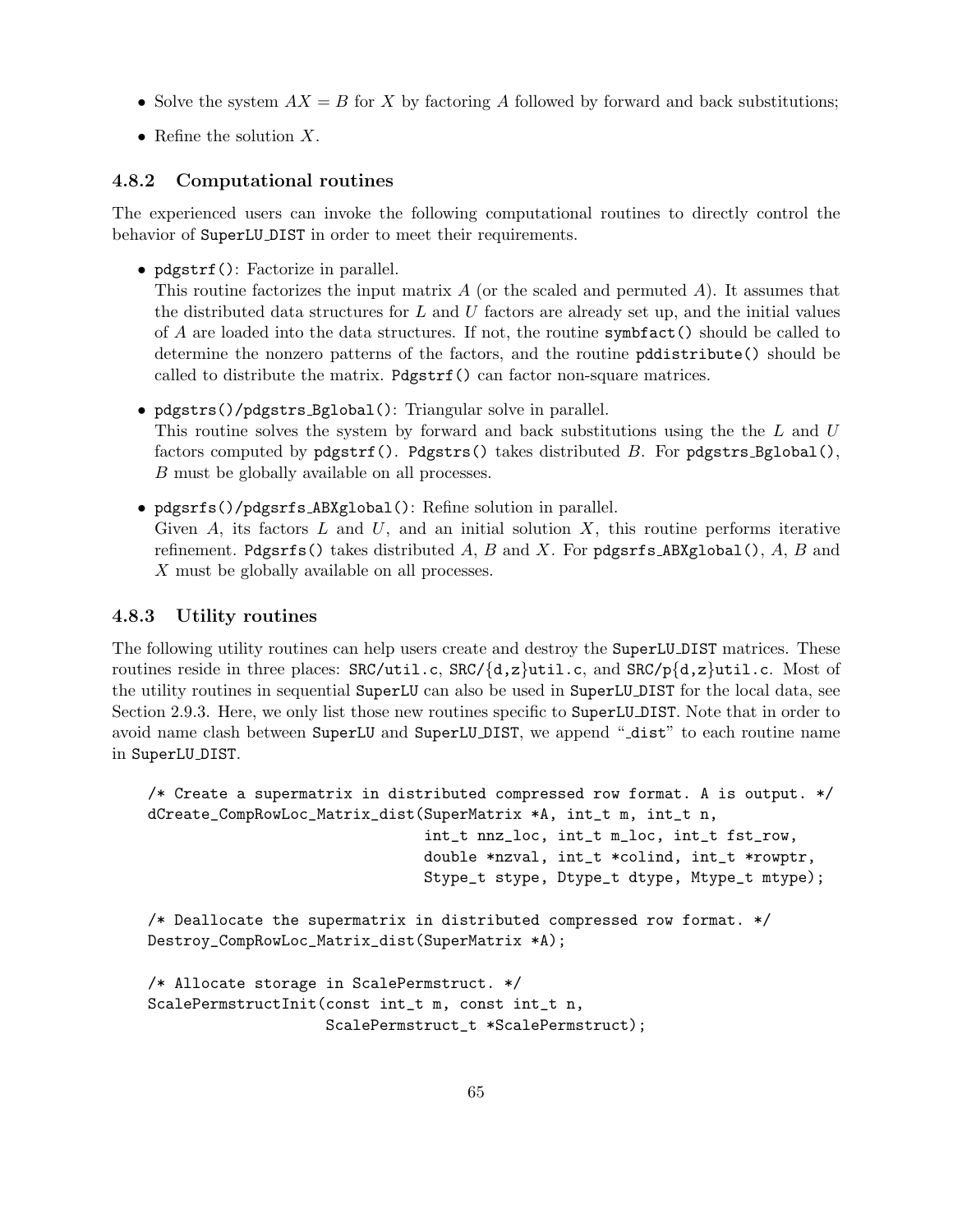- Solve the system $AX = B$ for $X$ by factoring $A$ followed by forward and back substitutions;
- Refine the solution $X$.

### 4.8.2 Computational routines

The experienced users can invoke the following computational routines to directly control the behavior of SuperLU_DIST in order to meet their requirements.

- pdgstrf(): Factorize in parallel.
  This routine factorizes the input matrix $A$ (or the scaled and permuted $A$). It assumes that the distributed data structures for $L$ and $U$ factors are already set up, and the initial values of $A$ are loaded into the data structures. If not, the routine symbfact() should be called to determine the nonzero patterns of the factors, and the routine pddistribute() should be called to distribute the matrix. Pdgstrf() can factor non-square matrices.

- pdgstrs()/pdgstrs_Bglobal(): Triangular solve in parallel.
  This routine solves the system by forward and back substitutions using the the $L$ and $U$ factors computed by pdgstrf(). Pdgstrs() takes distributed $B$. For pdgstrs_Bglobal(), $B$ must be globally available on all processes.

- pdgsrfs()/pdgsrfs_ABXglobal(): Refine solution in parallel.
  Given $A$, its factors $L$ and $U$, and an initial solution $X$, this routine performs iterative refinement. Pdgsrfs() takes distributed $A$, $B$ and $X$. For pdgsrfs_ABXglobal(), $A$, $B$ and $X$ must be globally available on all processes.

### 4.8.3 Utility routines

The following utility routines can help users create and destroy the SuperLU_DIST matrices. These routines reside in three places: SRC/util.c, SRC/{d,z}util.c, and SRC/p{d,z}util.c. Most of the utility routines in sequential SuperLU can also be used in SuperLU_DIST for the local data, see Section 2.9.3. Here, we only list those new routines specific to SuperLU_DIST. Note that in order to avoid name clash between SuperLU and SuperLU_DIST, we append "_dist" to each routine name in SuperLU_DIST.

```
/* Create a supermatrix in distributed compressed row format. A is output. */
dCreate_CompRowLoc_Matrix_dist(SuperMatrix *A, int_t m, int_t n,
                               int_t nnz_loc, int_t m_loc, int_t fst_row,
                               double *nzval, int_t *colind, int_t *rowptr,
                               Stype_t stype, Dtype_t dtype, Mtype_t mtype);

/* Deallocate the supermatrix in distributed compressed row format. */
Destroy_CompRowLoc_Matrix_dist(SuperMatrix *A);

/* Allocate storage in ScalePermstruct. */
ScalePermstructInit(const int_t m, const int_t n,
                    ScalePermstruct_t *ScalePermstruct);
```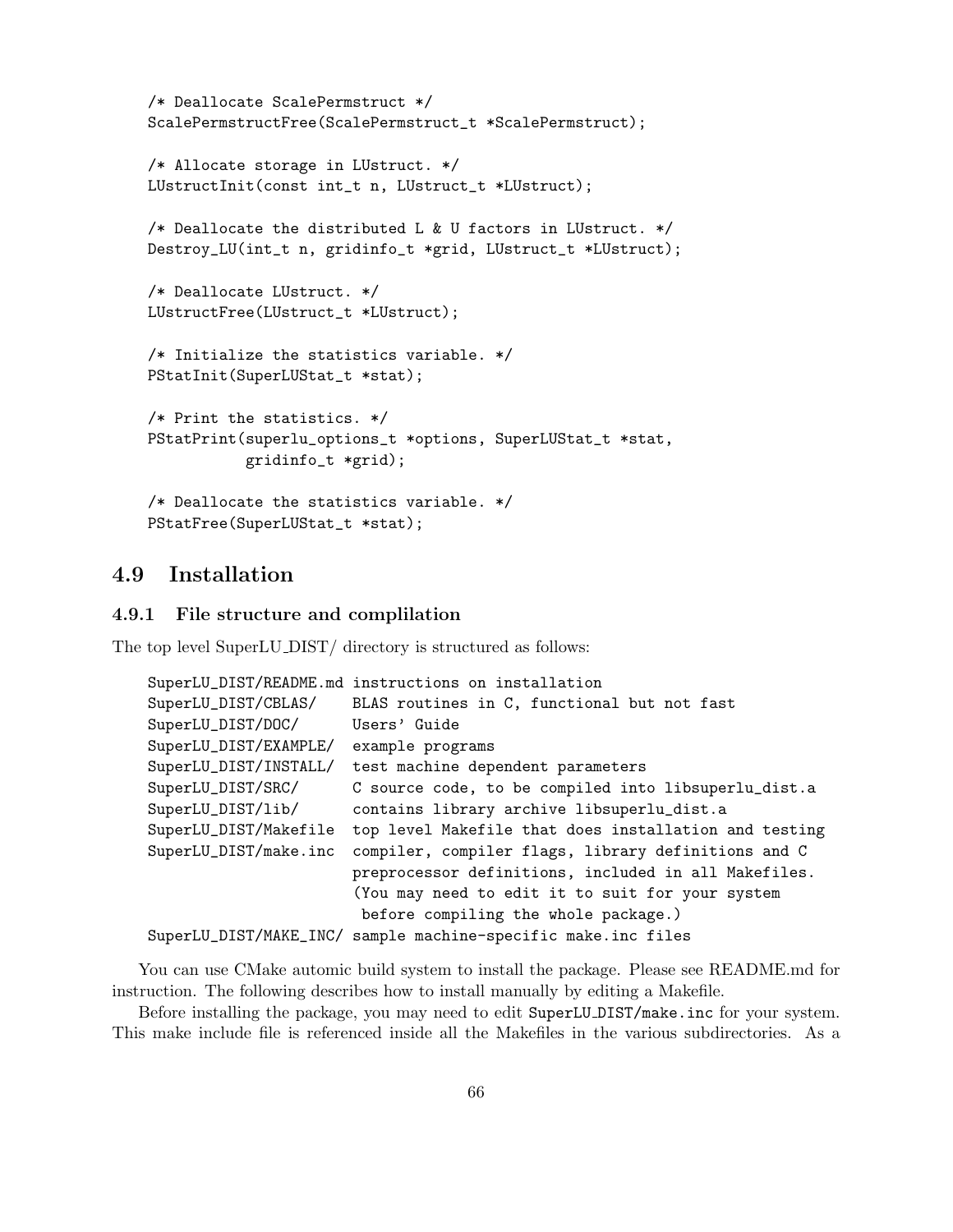```
/* Deallocate ScalePermstruct */
ScalePermstructFree(ScalePermstruct_t *ScalePermstruct);

/* Allocate storage in LUstruct. */
LUstructInit(const int_t n, LUstruct_t *LUstruct);

/* Deallocate the distributed L & U factors in LUstruct. */
Destroy_LU(int_t n, gridinfo_t *grid, LUstruct_t *LUstruct);

/* Deallocate LUstruct. */
LUstructFree(LUstruct_t *LUstruct);

/* Initialize the statistics variable. */
PStatInit(SuperLUStat_t *stat);

/* Print the statistics. */
PStatPrint(superlu_options_t *options, SuperLUStat_t *stat,
           gridinfo_t *grid);

/* Deallocate the statistics variable. */
PStatFree(SuperLUStat_t *stat);
```

## 4.9 Installation

### 4.9.1 File structure and complilation

The top level SuperLU_DIST/ directory is structured as follows:

```
SuperLU_DIST/README.md instructions on installation
SuperLU_DIST/CBLAS/    BLAS routines in C, functional but not fast
SuperLU_DIST/DOC/      Users' Guide
SuperLU_DIST/EXAMPLE/  example programs
SuperLU_DIST/INSTALL/  test machine dependent parameters
SuperLU_DIST/SRC/      C source code, to be compiled into libsuperlu_dist.a
SuperLU_DIST/lib/      contains library archive libsuperlu_dist.a
SuperLU_DIST/Makefile  top level Makefile that does installation and testing
SuperLU_DIST/make.inc  compiler, compiler flags, library definitions and C
                       preprocessor definitions, included in all Makefiles.
                       (You may need to edit it to suit for your system
                        before compiling the whole package.)
SuperLU_DIST/MAKE_INC/ sample machine-specific make.inc files
```

You can use CMake automic build system to install the package. Please see README.md for instruction. The following describes how to install manually by editing a Makefile.

Before installing the package, you may need to edit `SuperLU_DIST/make.inc` for your system. This make include file is referenced inside all the Makefiles in the various subdirectories. As a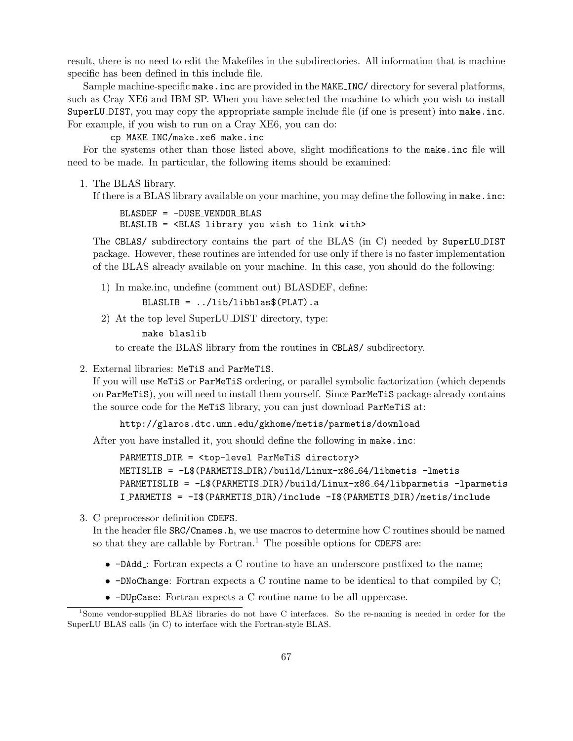result, there is no need to edit the Makefiles in the subdirectories. All information that is machine specific has been defined in this include file.

Sample machine-specific `make.inc` are provided in the `MAKE_INC/` directory for several platforms, such as Cray XE6 and IBM SP. When you have selected the machine to which you wish to install `SuperLU_DIST`, you may copy the appropriate sample include file (if one is present) into `make.inc`. For example, if you wish to run on a Cray XE6, you can do:

```
cp MAKE_INC/make.xe6 make.inc
```

For the systems other than those listed above, slight modifications to the `make.inc` file will need to be made. In particular, the following items should be examined:

1. The BLAS library.
   If there is a BLAS library available on your machine, you may define the following in `make.inc`:

   ```
   BLASDEF = -DUSE_VENDOR_BLAS
   BLASLIB = <BLAS library you wish to link with>
   ```

   The `CBLAS/` subdirectory contains the part of the BLAS (in C) needed by `SuperLU_DIST` package. However, these routines are intended for use only if there is no faster implementation of the BLAS already available on your machine. In this case, you should do the following:

   1) In make.inc, undefine (comment out) BLASDEF, define:

      ```
      BLASLIB = ../lib/libblas$(PLAT).a
      ```

   2) At the top level SuperLU_DIST directory, type:

      ```
      make blaslib
      ```

      to create the BLAS library from the routines in `CBLAS/` subdirectory.

2. External libraries: `MeTiS` and `ParMeTiS`.
   If you will use `MeTiS` or `ParMeTiS` ordering, or parallel symbolic factorization (which depends on `ParMeTiS`), you will need to install them yourself. Since `ParMeTiS` package already contains the source code for the `MeTiS` library, you can just download `ParMeTiS` at:

   ```
   http://glaros.dtc.umn.edu/gkhome/metis/parmetis/download
   ```

   After you have installed it, you should define the following in `make.inc`:

   ```
   PARMETIS_DIR = <top-level ParMeTiS directory>
   METISLIB = -L$(PARMETIS_DIR)/build/Linux-x86_64/libmetis -lmetis
   PARMETISLIB = -L$(PARMETIS_DIR)/build/Linux-x86_64/libparmetis -lparmetis
   I_PARMETIS = -I$(PARMETIS_DIR)/include -I$(PARMETIS_DIR)/metis/include
   ```

3. C preprocessor definition `CDEFS`.
   In the header file `SRC/Cnames.h`, we use macros to determine how C routines should be named so that they are callable by Fortran.[1] The possible options for `CDEFS` are:

   - `-DAdd_`: Fortran expects a C routine to have an underscore postfixed to the name;
   - `-DNoChange`: Fortran expects a C routine name to be identical to that compiled by C;
   - `-DUpCase`: Fortran expects a C routine name to be all uppercase.

[1] Some vendor-supplied BLAS libraries do not have C interfaces. So the re-naming is needed in order for the SuperLU BLAS calls (in C) to interface with the Fortran-style BLAS.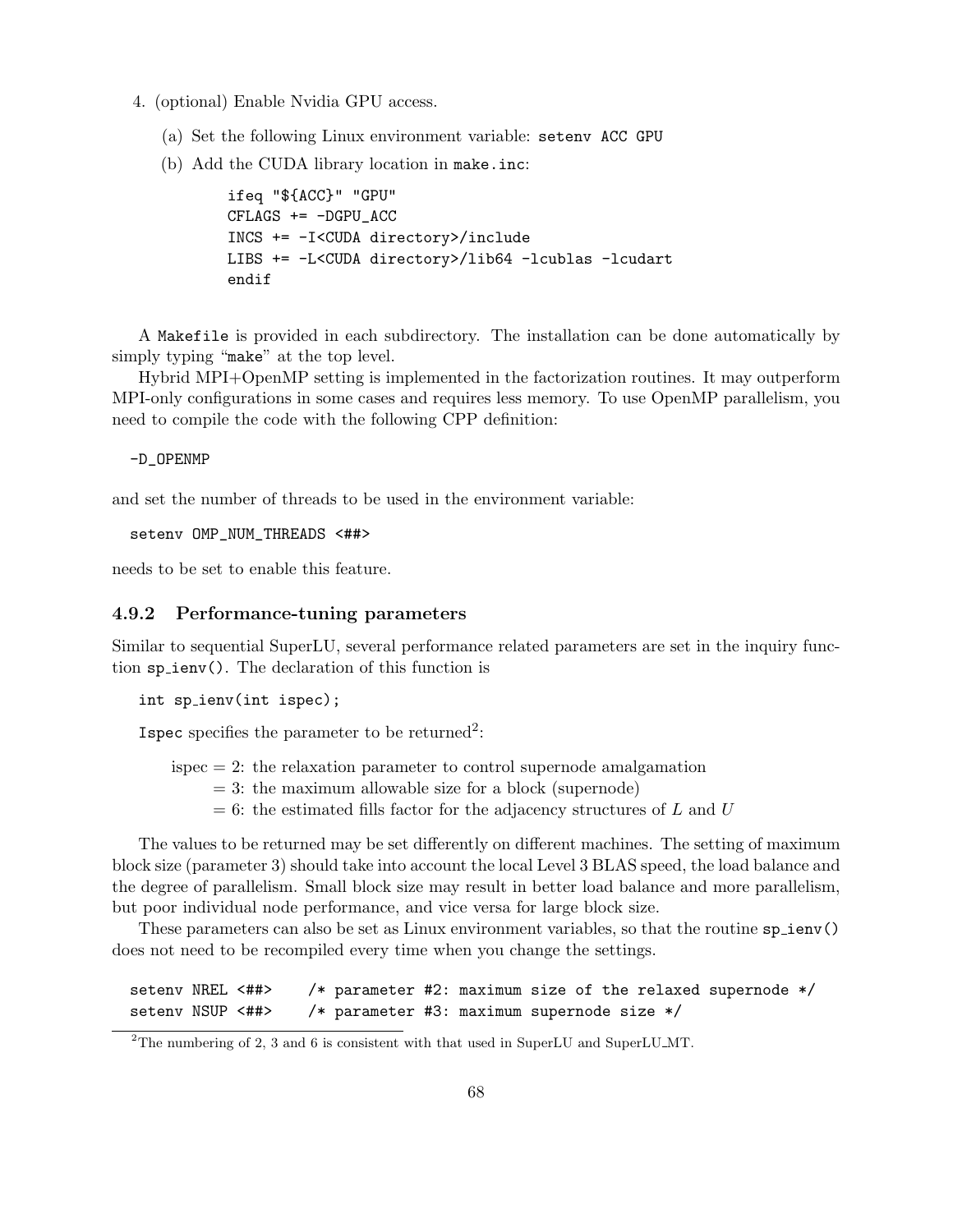4. (optional) Enable Nvidia GPU access.

   (a) Set the following Linux environment variable: `setenv ACC GPU`

   (b) Add the CUDA library location in `make.inc`:

   ```
   ifeq "${ACC}" "GPU"
   CFLAGS += -DGPU_ACC
   INCS += -I<CUDA directory>/include
   LIBS += -L<CUDA directory>/lib64 -lcublas -lcudart
   endif
   ```

A `Makefile` is provided in each subdirectory. The installation can be done automatically by simply typing "`make`" at the top level.

Hybrid MPI+OpenMP setting is implemented in the factorization routines. It may outperform MPI-only configurations in some cases and requires less memory. To use OpenMP parallelism, you need to compile the code with the following CPP definition:

```
-D_OPENMP
```

and set the number of threads to be used in the environment variable:

```
setenv OMP_NUM_THREADS <##>
```

needs to be set to enable this feature.

### 4.9.2 Performance-tuning parameters

Similar to sequential SuperLU, several performance related parameters are set in the inquiry function `sp_ienv()`. The declaration of this function is

```
int sp_ienv(int ispec);
```

`Ispec` specifies the parameter to be returned[2]:

ispec = 2: the relaxation parameter to control supernode amalgamation
  = 3: the maximum allowable size for a block (supernode)
  = 6: the estimated fills factor for the adjacency structures of $L$ and $U$

The values to be returned may be set differently on different machines. The setting of maximum block size (parameter 3) should take into account the local Level 3 BLAS speed, the load balance and the degree of parallelism. Small block size may result in better load balance and more parallelism, but poor individual node performance, and vice versa for large block size.

These parameters can also be set as Linux environment variables, so that the routine `sp_ienv()` does not need to be recompiled every time when you change the settings.

```
setenv NREL <##>    /* parameter #2: maximum size of the relaxed supernode */
setenv NSUP <##>    /* parameter #3: maximum supernode size */
```

[2]The numbering of 2, 3 and 6 is consistent with that used in SuperLU and SuperLU_MT.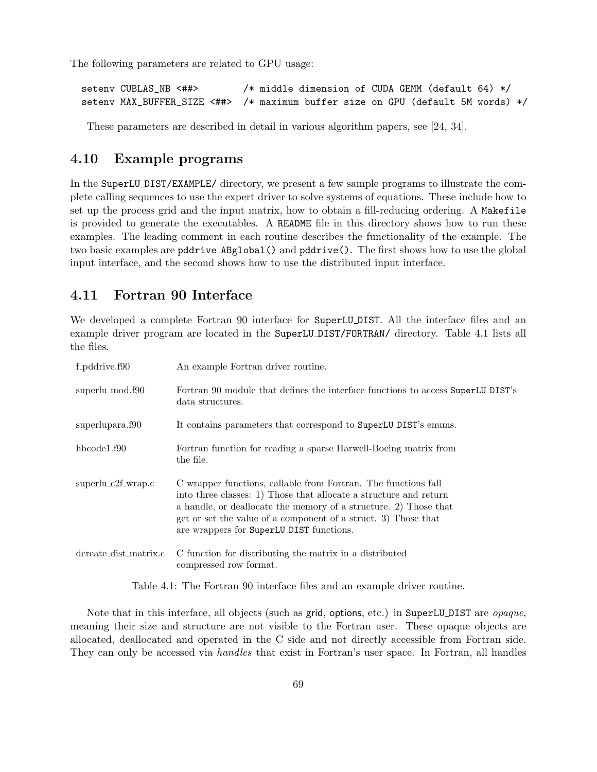The following parameters are related to GPU usage:

```
setenv CUBLAS_NB <##>        /* middle dimension of CUDA GEMM (default 64) */
setenv MAX_BUFFER_SIZE <##>  /* maximum buffer size on GPU (default 5M words) */
```

These parameters are described in detail in various algorithm papers, see [24, 34].

## 4.10 Example programs

In the `SuperLU_DIST/EXAMPLE/` directory, we present a few sample programs to illustrate the complete calling sequences to use the expert driver to solve systems of equations. These include how to set up the process grid and the input matrix, how to obtain a fill-reducing ordering. A `Makefile` is provided to generate the executables. A `README` file in this directory shows how to run these examples. The leading comment in each routine describes the functionality of the example. The two basic examples are `pddrive_ABglobal()` and `pddrive()`. The first shows how to use the global input interface, and the second shows how to use the distributed input interface.

## 4.11 Fortran 90 Interface

We developed a complete Fortran 90 interface for `SuperLU_DIST`. All the interface files and an example driver program are located in the `SuperLU_DIST/FORTRAN/` directory. Table 4.1 lists all the files.

| | |
|---|---|
| f_pddrive.f90 | An example Fortran driver routine. |
| superlu_mod.f90 | Fortran 90 module that defines the interface functions to access `SuperLU_DIST`'s data structures. |
| superlupara.f90 | It contains parameters that correspond to `SuperLU_DIST`'s enums. |
| hbcode1.f90 | Fortran function for reading a sparse Harwell-Boeing matrix from the file. |
| superlu_c2f_wrap.c | C wrapper functions, callable from Fortran. The functions fall into three classes: 1) Those that allocate a structure and return a handle, or deallocate the memory of a structure. 2) Those that get or set the value of a component of a struct. 3) Those that are wrappers for `SuperLU_DIST` functions. |
| dcreate_dist_matrix.c | C function for distributing the matrix in a distributed compressed row format. |

Table 4.1: The Fortran 90 interface files and an example driver routine.

Note that in this interface, all objects (such as grid, options, etc.) in `SuperLU_DIST` are *opaque*, meaning their size and structure are not visible to the Fortran user. These opaque objects are allocated, deallocated and operated in the C side and not directly accessible from Fortran side. They can only be accessed via *handles* that exist in Fortran's user space. In Fortran, all handles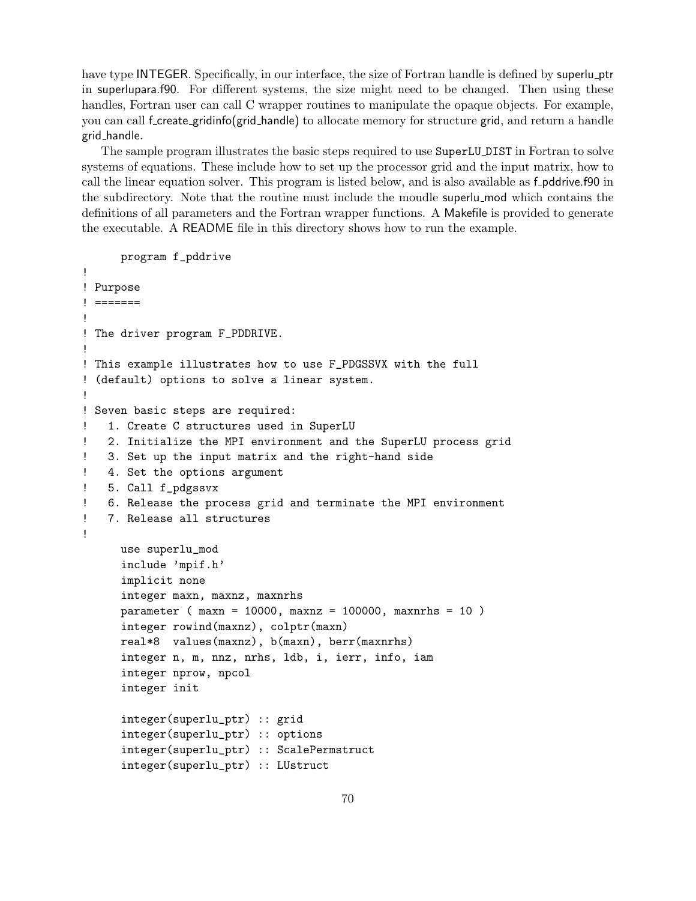have type INTEGER. Specifically, in our interface, the size of Fortran handle is defined by superlu_ptr in superlupara.f90. For different systems, the size might need to be changed. Then using these handles, Fortran user can call C wrapper routines to manipulate the opaque objects. For example, you can call f_create_gridinfo(grid_handle) to allocate memory for structure grid, and return a handle grid_handle.

The sample program illustrates the basic steps required to use SuperLU_DIST in Fortran to solve systems of equations. These include how to set up the processor grid and the input matrix, how to call the linear equation solver. This program is listed below, and is also available as f_pddrive.f90 in the subdirectory. Note that the routine must include the moudle superlu_mod which contains the definitions of all parameters and the Fortran wrapper functions. A Makefile is provided to generate the executable. A README file in this directory shows how to run the example.

```
      program f_pddrive
!
! Purpose
! =======
!
! The driver program F_PDDRIVE.
!
! This example illustrates how to use F_PDGSSVX with the full
! (default) options to solve a linear system.
!
! Seven basic steps are required:
!   1. Create C structures used in SuperLU
!   2. Initialize the MPI environment and the SuperLU process grid
!   3. Set up the input matrix and the right-hand side
!   4. Set the options argument
!   5. Call f_pdgssvx
!   6. Release the process grid and terminate the MPI environment
!   7. Release all structures
!
      use superlu_mod
      include 'mpif.h'
      implicit none
      integer maxn, maxnz, maxnrhs
      parameter ( maxn = 10000, maxnz = 100000, maxnrhs = 10 )
      integer rowind(maxnz), colptr(maxn)
      real*8  values(maxnz), b(maxn), berr(maxnrhs)
      integer n, m, nnz, nrhs, ldb, i, ierr, info, iam
      integer nprow, npcol
      integer init

      integer(superlu_ptr) :: grid
      integer(superlu_ptr) :: options
      integer(superlu_ptr) :: ScalePermstruct
      integer(superlu_ptr) :: LUstruct
```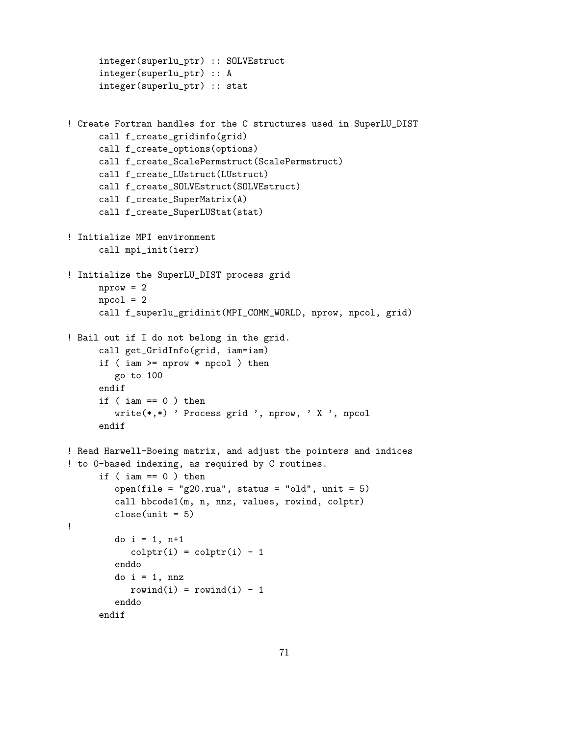```
      integer(superlu_ptr) :: SOLVEstruct
      integer(superlu_ptr) :: A
      integer(superlu_ptr) :: stat


! Create Fortran handles for the C structures used in SuperLU_DIST
      call f_create_gridinfo(grid)
      call f_create_options(options)
      call f_create_ScalePermstruct(ScalePermstruct)
      call f_create_LUstruct(LUstruct)
      call f_create_SOLVEstruct(SOLVEstruct)
      call f_create_SuperMatrix(A)
      call f_create_SuperLUStat(stat)

! Initialize MPI environment
      call mpi_init(ierr)

! Initialize the SuperLU_DIST process grid
      nprow = 2
      npcol = 2
      call f_superlu_gridinit(MPI_COMM_WORLD, nprow, npcol, grid)

! Bail out if I do not belong in the grid.
      call get_GridInfo(grid, iam=iam)
      if ( iam >= nprow * npcol ) then
         go to 100
      endif
      if ( iam == 0 ) then
         write(*,*) ' Process grid ', nprow, ' X ', npcol
      endif

! Read Harwell-Boeing matrix, and adjust the pointers and indices
! to 0-based indexing, as required by C routines.
      if ( iam == 0 ) then
         open(file = "g20.rua", status = "old", unit = 5)
         call hbcode1(m, n, nnz, values, rowind, colptr)
         close(unit = 5)
!
         do i = 1, n+1
            colptr(i) = colptr(i) - 1
         enddo
         do i = 1, nnz
            rowind(i) = rowind(i) - 1
         enddo
      endif
```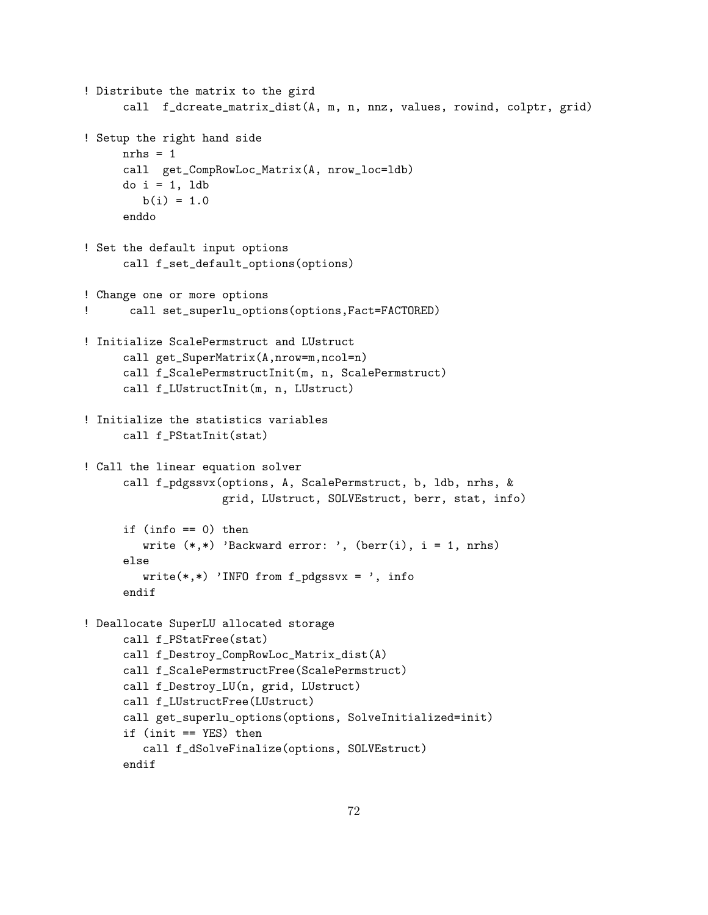```
! Distribute the matrix to the gird
      call  f_dcreate_matrix_dist(A, m, n, nnz, values, rowind, colptr, grid)

! Setup the right hand side
      nrhs = 1
      call  get_CompRowLoc_Matrix(A, nrow_loc=ldb)
      do i = 1, ldb
         b(i) = 1.0
      enddo

! Set the default input options
      call f_set_default_options(options)

! Change one or more options
!      call set_superlu_options(options,Fact=FACTORED)

! Initialize ScalePermstruct and LUstruct
      call get_SuperMatrix(A,nrow=m,ncol=n)
      call f_ScalePermstructInit(m, n, ScalePermstruct)
      call f_LUstructInit(m, n, LUstruct)

! Initialize the statistics variables
      call f_PStatInit(stat)

! Call the linear equation solver
      call f_pdgssvx(options, A, ScalePermstruct, b, ldb, nrhs, &
                     grid, LUstruct, SOLVEstruct, berr, stat, info)

      if (info == 0) then
         write (*,*) 'Backward error: ', (berr(i), i = 1, nrhs)
      else
         write(*,*) 'INFO from f_pdgssvx = ', info
      endif

! Deallocate SuperLU allocated storage
      call f_PStatFree(stat)
      call f_Destroy_CompRowLoc_Matrix_dist(A)
      call f_ScalePermstructFree(ScalePermstruct)
      call f_Destroy_LU(n, grid, LUstruct)
      call f_LUstructFree(LUstruct)
      call get_superlu_options(options, SolveInitialized=init)
      if (init == YES) then
         call f_dSolveFinalize(options, SOLVEstruct)
      endif
```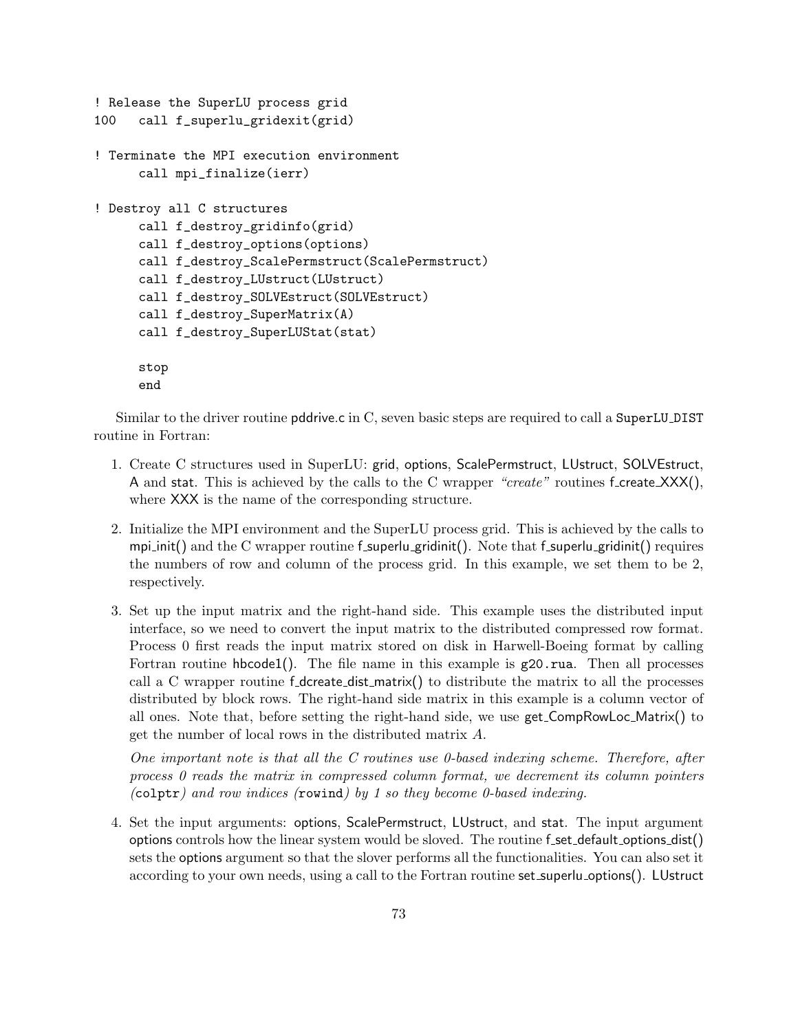```
! Release the SuperLU process grid
100   call f_superlu_gridexit(grid)

! Terminate the MPI execution environment
      call mpi_finalize(ierr)

! Destroy all C structures
      call f_destroy_gridinfo(grid)
      call f_destroy_options(options)
      call f_destroy_ScalePermstruct(ScalePermstruct)
      call f_destroy_LUstruct(LUstruct)
      call f_destroy_SOLVEstruct(SOLVEstruct)
      call f_destroy_SuperMatrix(A)
      call f_destroy_SuperLUStat(stat)

      stop
      end
```

Similar to the driver routine pddrive.c in C, seven basic steps are required to call a SuperLU_DIST routine in Fortran:

1. Create C structures used in SuperLU: grid, options, ScalePermstruct, LUstruct, SOLVEstruct, A and stat. This is achieved by the calls to the C wrapper *"create"* routines f_create_XXX(), where XXX is the name of the corresponding structure.

2. Initialize the MPI environment and the SuperLU process grid. This is achieved by the calls to mpi_init() and the C wrapper routine f_superlu_gridinit(). Note that f_superlu_gridinit() requires the numbers of row and column of the process grid. In this example, we set them to be 2, respectively.

3. Set up the input matrix and the right-hand side. This example uses the distributed input interface, so we need to convert the input matrix to the distributed compressed row format. Process 0 first reads the input matrix stored on disk in Harwell-Boeing format by calling Fortran routine hbcode1(). The file name in this example is `g20.rua`. Then all processes call a C wrapper routine f_dcreate_dist_matrix() to distribute the matrix to all the processes distributed by block rows. The right-hand side matrix in this example is a column vector of all ones. Note that, before setting the right-hand side, we use get_CompRowLoc_Matrix() to get the number of local rows in the distributed matrix $A$.

   *One important note is that all the C routines use 0-based indexing scheme. Therefore, after process 0 reads the matrix in compressed column format, we decrement its column pointers (`colptr`) and row indices (`rowind`) by 1 so they become 0-based indexing.*

4. Set the input arguments: options, ScalePermstruct, LUstruct, and stat. The input argument options controls how the linear system would be sloved. The routine f_set_default_options_dist() sets the options argument so that the slover performs all the functionalities. You can also set it according to your own needs, using a call to the Fortran routine set_superlu_options(). LUstruct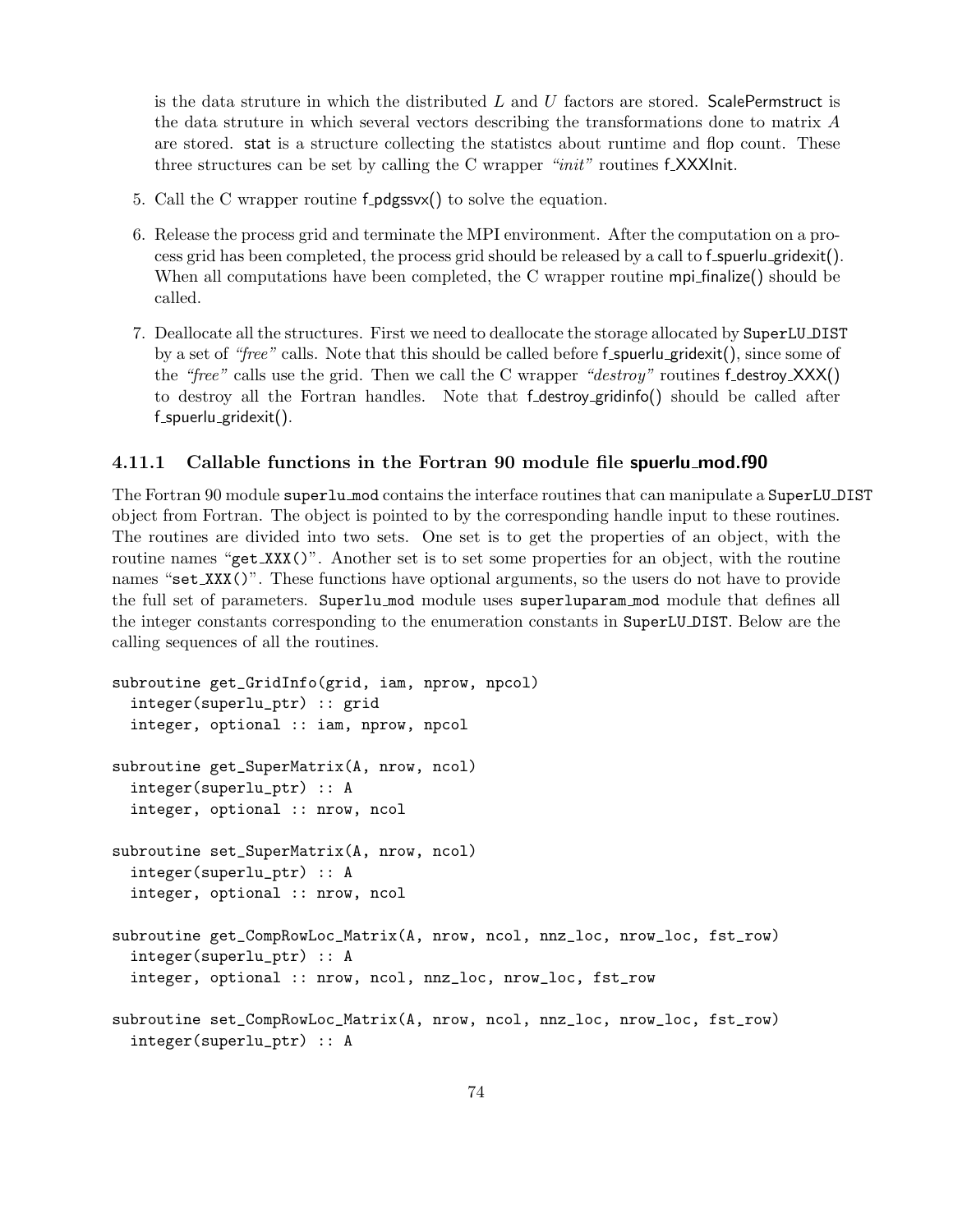is the data struture in which the distributed $L$ and $U$ factors are stored. ScalePermstruct is the data struture in which several vectors describing the transformations done to matrix $A$ are stored. stat is a structure collecting the statistcs about runtime and flop count. These three structures can be set by calling the C wrapper *"init"* routines f_XXXInit.

5. Call the C wrapper routine f_pdgssvx() to solve the equation.

6. Release the process grid and terminate the MPI environment. After the computation on a process grid has been completed, the process grid should be released by a call to f_spuerlu_gridexit(). When all computations have been completed, the C wrapper routine mpi_finalize() should be called.

7. Deallocate all the structures. First we need to deallocate the storage allocated by SuperLU_DIST by a set of *"free"* calls. Note that this should be called before f_spuerlu_gridexit(), since some of the *"free"* calls use the grid. Then we call the C wrapper *"destroy"* routines f_destroy_XXX() to destroy all the Fortran handles. Note that f_destroy_gridinfo() should be called after f_spuerlu_gridexit().

### 4.11.1 Callable functions in the Fortran 90 module file spuerlu_mod.f90

The Fortran 90 module superlu_mod contains the interface routines that can manipulate a SuperLU_DIST object from Fortran. The object is pointed to by the corresponding handle input to these routines. The routines are divided into two sets. One set is to get the properties of an object, with the routine names "get_XXX()". Another set is to set some properties for an object, with the routine names "set_XXX()". These functions have optional arguments, so the users do not have to provide the full set of parameters. Superlu_mod module uses superluparam_mod module that defines all the integer constants corresponding to the enumeration constants in SuperLU_DIST. Below are the calling sequences of all the routines.

```
subroutine get_GridInfo(grid, iam, nprow, npcol)
  integer(superlu_ptr) :: grid
  integer, optional :: iam, nprow, npcol

subroutine get_SuperMatrix(A, nrow, ncol)
  integer(superlu_ptr) :: A
  integer, optional :: nrow, ncol

subroutine set_SuperMatrix(A, nrow, ncol)
  integer(superlu_ptr) :: A
  integer, optional :: nrow, ncol

subroutine get_CompRowLoc_Matrix(A, nrow, ncol, nnz_loc, nrow_loc, fst_row)
  integer(superlu_ptr) :: A
  integer, optional :: nrow, ncol, nnz_loc, nrow_loc, fst_row

subroutine set_CompRowLoc_Matrix(A, nrow, ncol, nnz_loc, nrow_loc, fst_row)
  integer(superlu_ptr) :: A
```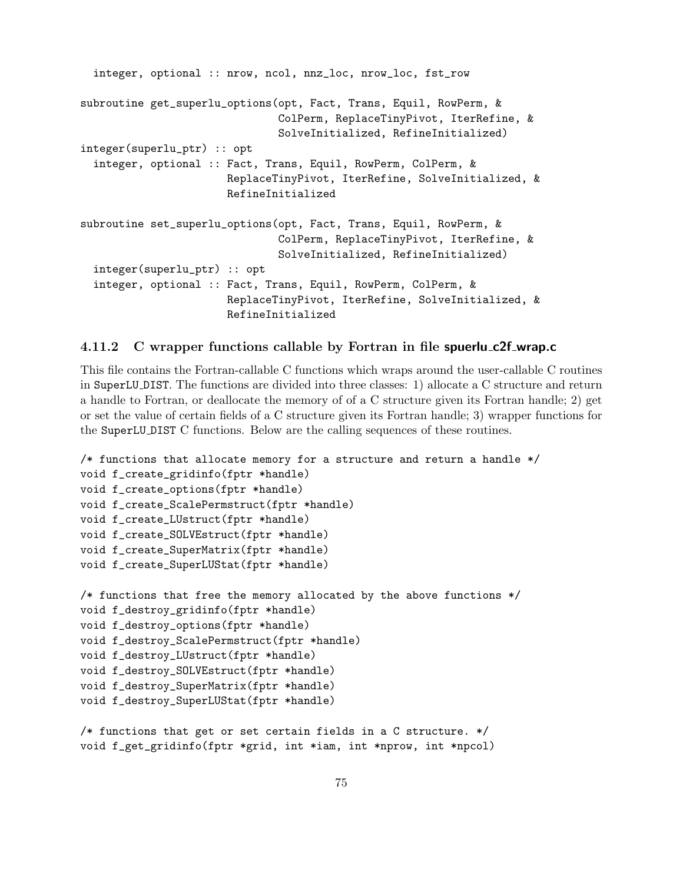```
  integer, optional :: nrow, ncol, nnz_loc, nrow_loc, fst_row

subroutine get_superlu_options(opt, Fact, Trans, Equil, RowPerm, &
                               ColPerm, ReplaceTinyPivot, IterRefine, &
                               SolveInitialized, RefineInitialized)
integer(superlu_ptr) :: opt
  integer, optional :: Fact, Trans, Equil, RowPerm, ColPerm, &
                       ReplaceTinyPivot, IterRefine, SolveInitialized, &
                       RefineInitialized

subroutine set_superlu_options(opt, Fact, Trans, Equil, RowPerm, &
                               ColPerm, ReplaceTinyPivot, IterRefine, &
                               SolveInitialized, RefineInitialized)
  integer(superlu_ptr) :: opt
  integer, optional :: Fact, Trans, Equil, RowPerm, ColPerm, &
                       ReplaceTinyPivot, IterRefine, SolveInitialized, &
                       RefineInitialized
```

### 4.11.2 C wrapper functions callable by Fortran in file spuerlu_c2f_wrap.c

This file contains the Fortran-callable C functions which wraps around the user-callable C routines in SuperLU_DIST. The functions are divided into three classes: 1) allocate a C structure and return a handle to Fortran, or deallocate the memory of of a C structure given its Fortran handle; 2) get or set the value of certain fields of a C structure given its Fortran handle; 3) wrapper functions for the SuperLU_DIST C functions. Below are the calling sequences of these routines.

```
/* functions that allocate memory for a structure and return a handle */
void f_create_gridinfo(fptr *handle)
void f_create_options(fptr *handle)
void f_create_ScalePermstruct(fptr *handle)
void f_create_LUstruct(fptr *handle)
void f_create_SOLVEstruct(fptr *handle)
void f_create_SuperMatrix(fptr *handle)
void f_create_SuperLUStat(fptr *handle)

/* functions that free the memory allocated by the above functions */
void f_destroy_gridinfo(fptr *handle)
void f_destroy_options(fptr *handle)
void f_destroy_ScalePermstruct(fptr *handle)
void f_destroy_LUstruct(fptr *handle)
void f_destroy_SOLVEstruct(fptr *handle)
void f_destroy_SuperMatrix(fptr *handle)
void f_destroy_SuperLUStat(fptr *handle)

/* functions that get or set certain fields in a C structure. */
void f_get_gridinfo(fptr *grid, int *iam, int *nprow, int *npcol)
```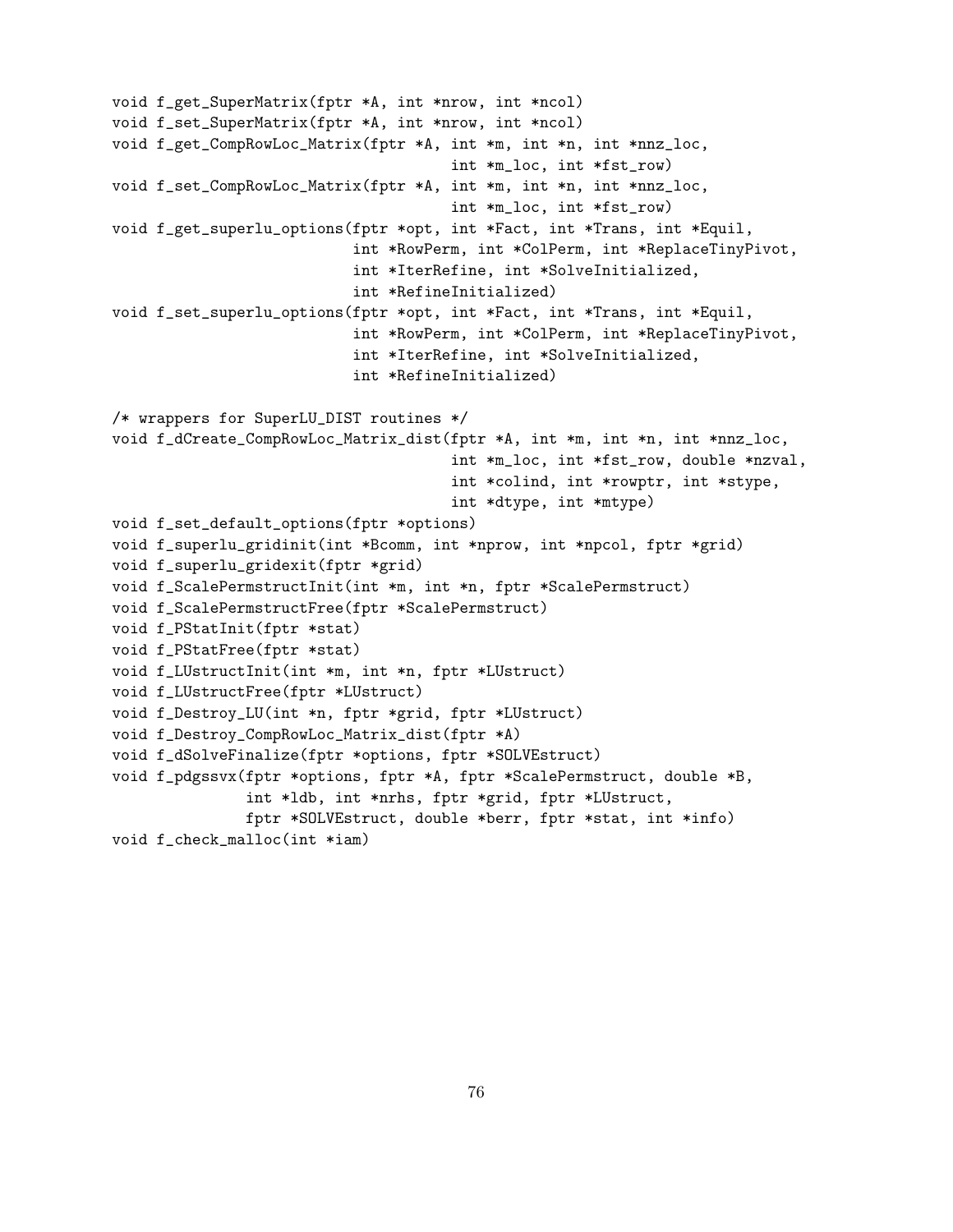```
void f_get_SuperMatrix(fptr *A, int *nrow, int *ncol)
void f_set_SuperMatrix(fptr *A, int *nrow, int *ncol)
void f_get_CompRowLoc_Matrix(fptr *A, int *m, int *n, int *nnz_loc,
                                      int *m_loc, int *fst_row)
void f_set_CompRowLoc_Matrix(fptr *A, int *m, int *n, int *nnz_loc,
                                      int *m_loc, int *fst_row)
void f_get_superlu_options(fptr *opt, int *Fact, int *Trans, int *Equil,
                           int *RowPerm, int *ColPerm, int *ReplaceTinyPivot,
                           int *IterRefine, int *SolveInitialized,
                           int *RefineInitialized)
void f_set_superlu_options(fptr *opt, int *Fact, int *Trans, int *Equil,
                           int *RowPerm, int *ColPerm, int *ReplaceTinyPivot,
                           int *IterRefine, int *SolveInitialized,
                           int *RefineInitialized)

/* wrappers for SuperLU_DIST routines */
void f_dCreate_CompRowLoc_Matrix_dist(fptr *A, int *m, int *n, int *nnz_loc,
                                      int *m_loc, int *fst_row, double *nzval,
                                      int *colind, int *rowptr, int *stype,
                                      int *dtype, int *mtype)
void f_set_default_options(fptr *options)
void f_superlu_gridinit(int *Bcomm, int *nprow, int *npcol, fptr *grid)
void f_superlu_gridexit(fptr *grid)
void f_ScalePermstructInit(int *m, int *n, fptr *ScalePermstruct)
void f_ScalePermstructFree(fptr *ScalePermstruct)
void f_PStatInit(fptr *stat)
void f_PStatFree(fptr *stat)
void f_LUstructInit(int *m, int *n, fptr *LUstruct)
void f_LUstructFree(fptr *LUstruct)
void f_Destroy_LU(int *n, fptr *grid, fptr *LUstruct)
void f_Destroy_CompRowLoc_Matrix_dist(fptr *A)
void f_dSolveFinalize(fptr *options, fptr *SOLVEstruct)
void f_pdgssvx(fptr *options, fptr *A, fptr *ScalePermstruct, double *B,
               int *ldb, int *nrhs, fptr *grid, fptr *LUstruct,
               fptr *SOLVEstruct, double *berr, fptr *stat, int *info)
void f_check_malloc(int *iam)
```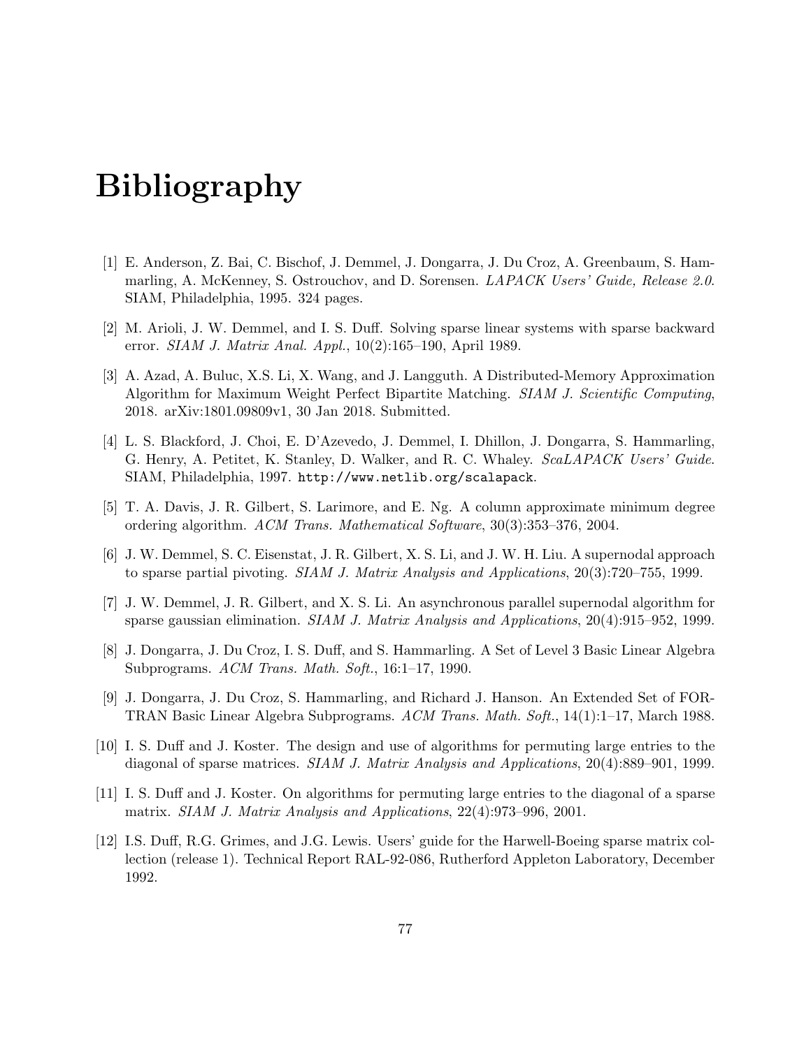# Bibliography

[1] E. Anderson, Z. Bai, C. Bischof, J. Demmel, J. Dongarra, J. Du Croz, A. Greenbaum, S. Hammarling, A. McKenney, S. Ostrouchov, and D. Sorensen. *LAPACK Users' Guide, Release 2.0*. SIAM, Philadelphia, 1995. 324 pages.

[2] M. Arioli, J. W. Demmel, and I. S. Duff. Solving sparse linear systems with sparse backward error. *SIAM J. Matrix Anal. Appl.*, 10(2):165–190, April 1989.

[3] A. Azad, A. Buluc, X.S. Li, X. Wang, and J. Langguth. A Distributed-Memory Approximation Algorithm for Maximum Weight Perfect Bipartite Matching. *SIAM J. Scientific Computing*, 2018. arXiv:1801.09809v1, 30 Jan 2018. Submitted.

[4] L. S. Blackford, J. Choi, E. D'Azevedo, J. Demmel, I. Dhillon, J. Dongarra, S. Hammarling, G. Henry, A. Petitet, K. Stanley, D. Walker, and R. C. Whaley. *ScaLAPACK Users' Guide*. SIAM, Philadelphia, 1997. `http://www.netlib.org/scalapack`.

[5] T. A. Davis, J. R. Gilbert, S. Larimore, and E. Ng. A column approximate minimum degree ordering algorithm. *ACM Trans. Mathematical Software*, 30(3):353–376, 2004.

[6] J. W. Demmel, S. C. Eisenstat, J. R. Gilbert, X. S. Li, and J. W. H. Liu. A supernodal approach to sparse partial pivoting. *SIAM J. Matrix Analysis and Applications*, 20(3):720–755, 1999.

[7] J. W. Demmel, J. R. Gilbert, and X. S. Li. An asynchronous parallel supernodal algorithm for sparse gaussian elimination. *SIAM J. Matrix Analysis and Applications*, 20(4):915–952, 1999.

[8] J. Dongarra, J. Du Croz, I. S. Duff, and S. Hammarling. A Set of Level 3 Basic Linear Algebra Subprograms. *ACM Trans. Math. Soft.*, 16:1–17, 1990.

[9] J. Dongarra, J. Du Croz, S. Hammarling, and Richard J. Hanson. An Extended Set of FORTRAN Basic Linear Algebra Subprograms. *ACM Trans. Math. Soft.*, 14(1):1–17, March 1988.

[10] I. S. Duff and J. Koster. The design and use of algorithms for permuting large entries to the diagonal of sparse matrices. *SIAM J. Matrix Analysis and Applications*, 20(4):889–901, 1999.

[11] I. S. Duff and J. Koster. On algorithms for permuting large entries to the diagonal of a sparse matrix. *SIAM J. Matrix Analysis and Applications*, 22(4):973–996, 2001.

[12] I.S. Duff, R.G. Grimes, and J.G. Lewis. Users' guide for the Harwell-Boeing sparse matrix collection (release 1). Technical Report RAL-92-086, Rutherford Appleton Laboratory, December 1992.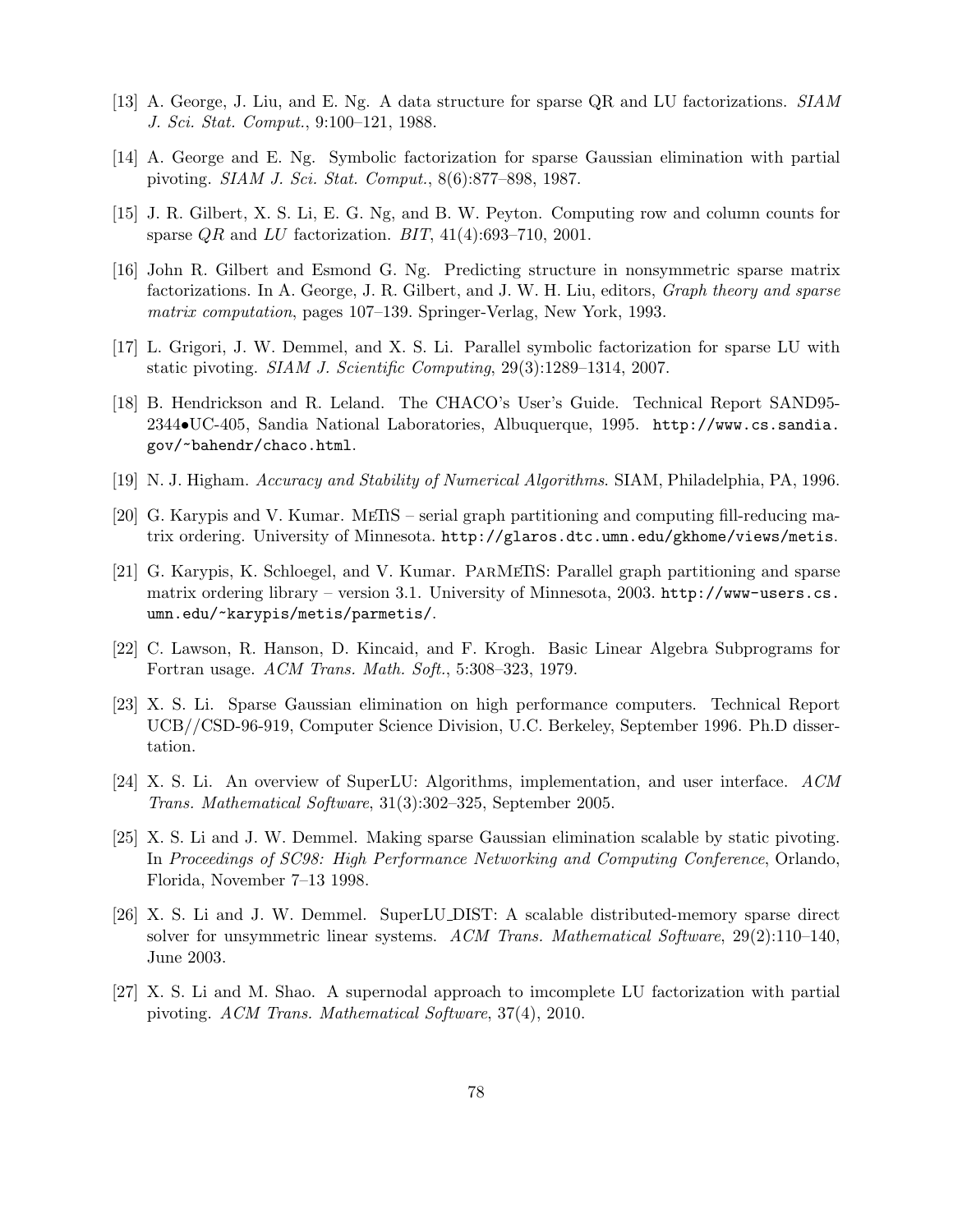[13] A. George, J. Liu, and E. Ng. A data structure for sparse QR and LU factorizations. *SIAM J. Sci. Stat. Comput.*, 9:100–121, 1988.

[14] A. George and E. Ng. Symbolic factorization for sparse Gaussian elimination with partial pivoting. *SIAM J. Sci. Stat. Comput.*, 8(6):877–898, 1987.

[15] J. R. Gilbert, X. S. Li, E. G. Ng, and B. W. Peyton. Computing row and column counts for sparse *QR* and *LU* factorization. *BIT*, 41(4):693–710, 2001.

[16] John R. Gilbert and Esmond G. Ng. Predicting structure in nonsymmetric sparse matrix factorizations. In A. George, J. R. Gilbert, and J. W. H. Liu, editors, *Graph theory and sparse matrix computation*, pages 107–139. Springer-Verlag, New York, 1993.

[17] L. Grigori, J. W. Demmel, and X. S. Li. Parallel symbolic factorization for sparse LU with static pivoting. *SIAM J. Scientific Computing*, 29(3):1289–1314, 2007.

[18] B. Hendrickson and R. Leland. The CHACO's User's Guide. Technical Report SAND95-2344•UC-405, Sandia National Laboratories, Albuquerque, 1995. `http://www.cs.sandia.gov/~bahendr/chaco.html`.

[19] N. J. Higham. *Accuracy and Stability of Numerical Algorithms*. SIAM, Philadelphia, PA, 1996.

[20] G. Karypis and V. Kumar. METIS – serial graph partitioning and computing fill-reducing matrix ordering. University of Minnesota. `http://glaros.dtc.umn.edu/gkhome/views/metis`.

[21] G. Karypis, K. Schloegel, and V. Kumar. PARMETIS: Parallel graph partitioning and sparse matrix ordering library – version 3.1. University of Minnesota, 2003. `http://www-users.cs.umn.edu/~karypis/metis/parmetis/`.

[22] C. Lawson, R. Hanson, D. Kincaid, and F. Krogh. Basic Linear Algebra Subprograms for Fortran usage. *ACM Trans. Math. Soft.*, 5:308–323, 1979.

[23] X. S. Li. Sparse Gaussian elimination on high performance computers. Technical Report UCB//CSD-96-919, Computer Science Division, U.C. Berkeley, September 1996. Ph.D dissertation.

[24] X. S. Li. An overview of SuperLU: Algorithms, implementation, and user interface. *ACM Trans. Mathematical Software*, 31(3):302–325, September 2005.

[25] X. S. Li and J. W. Demmel. Making sparse Gaussian elimination scalable by static pivoting. In *Proceedings of SC98: High Performance Networking and Computing Conference*, Orlando, Florida, November 7–13 1998.

[26] X. S. Li and J. W. Demmel. SuperLU_DIST: A scalable distributed-memory sparse direct solver for unsymmetric linear systems. *ACM Trans. Mathematical Software*, 29(2):110–140, June 2003.

[27] X. S. Li and M. Shao. A supernodal approach to imcomplete LU factorization with partial pivoting. *ACM Trans. Mathematical Software*, 37(4), 2010.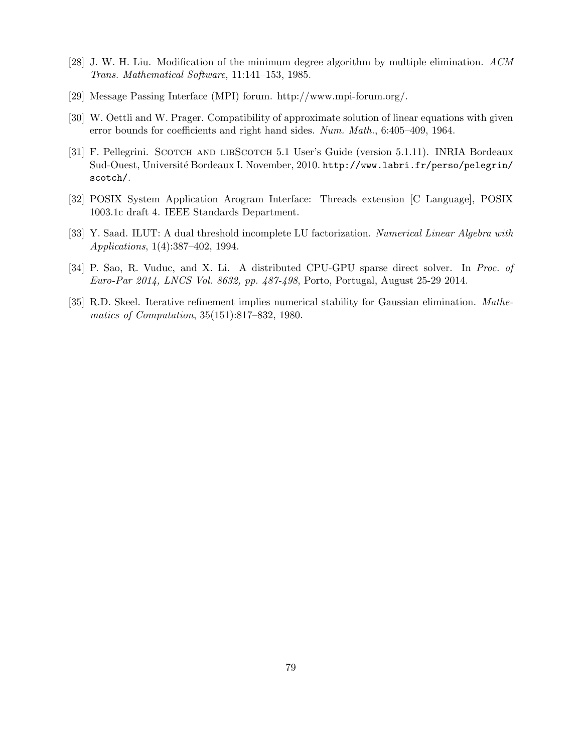[28] J. W. H. Liu. Modification of the minimum degree algorithm by multiple elimination. *ACM Trans. Mathematical Software*, 11:141–153, 1985.

[29] Message Passing Interface (MPI) forum. http://www.mpi-forum.org/.

[30] W. Oettli and W. Prager. Compatibility of approximate solution of linear equations with given error bounds for coefficients and right hand sides. *Num. Math.*, 6:405–409, 1964.

[31] F. Pellegrini. Scotch and libScotch 5.1 User's Guide (version 5.1.11). INRIA Bordeaux Sud-Ouest, Université Bordeaux I. November, 2010. `http://www.labri.fr/perso/pelegrin/scotch/`.

[32] POSIX System Application Arogram Interface: Threads extension [C Language], POSIX 1003.1c draft 4. IEEE Standards Department.

[33] Y. Saad. ILUT: A dual threshold incomplete LU factorization. *Numerical Linear Algebra with Applications*, 1(4):387–402, 1994.

[34] P. Sao, R. Vuduc, and X. Li. A distributed CPU-GPU sparse direct solver. In *Proc. of Euro-Par 2014, LNCS Vol. 8632, pp. 487-498*, Porto, Portugal, August 25-29 2014.

[35] R.D. Skeel. Iterative refinement implies numerical stability for Gaussian elimination. *Mathematics of Computation*, 35(151):817–832, 1980.